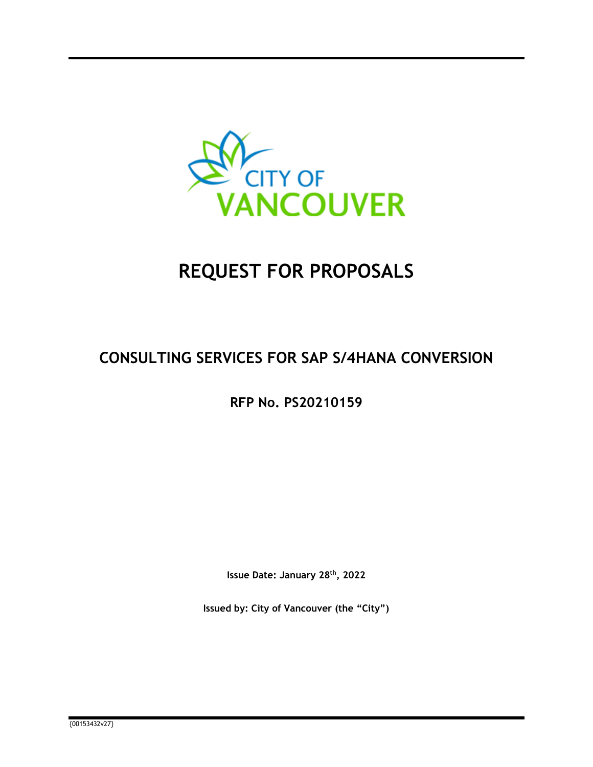CITY OF VANCOUVER

# REQUEST FOR PROPOSALS

## CONSULTING SERVICES FOR SAP S/4HANA CONVERSION

**RFP No. PS20210159**

**Issue Date: January 28th, 2022**

**Issued by: City of Vancouver (the "City")**

{00153432v27}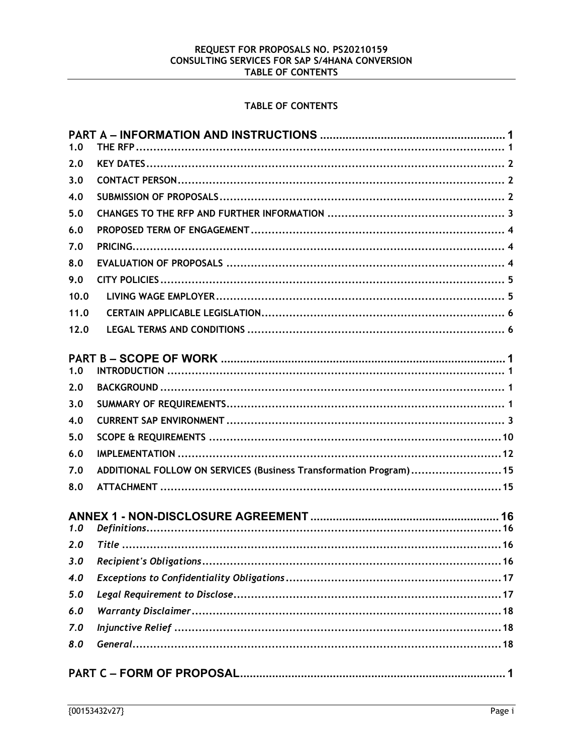# TABLE OF CONTENTS

**PART A – INFORMATION AND INSTRUCTIONS ........................................................ 1**

1.0 THE RFP ........................................................................................ 1

2.0 KEY DATES ........................................................................................ 2

3.0 CONTACT PERSON ........................................................................................ 2

4.0 SUBMISSION OF PROPOSALS ........................................................................................ 2

5.0 CHANGES TO THE RFP AND FURTHER INFORMATION ........................................................ 3

6.0 PROPOSED TERM OF ENGAGEMENT ........................................................................ 4

7.0 PRICING ........................................................................................ 4

8.0 EVALUATION OF PROPOSALS ........................................................................ 4

9.0 CITY POLICIES ........................................................................................ 5

10.0 LIVING WAGE EMPLOYER ........................................................................ 5

11.0 CERTAIN APPLICABLE LEGISLATION ........................................................................ 6

12.0 LEGAL TERMS AND CONDITIONS ........................................................................ 6

**PART B – SCOPE OF WORK ........................................................................................ 1**

1.0 INTRODUCTION ........................................................................................ 1

2.0 BACKGROUND ........................................................................................ 1

3.0 SUMMARY OF REQUIREMENTS ........................................................................ 1

4.0 CURRENT SAP ENVIRONMENT ........................................................................ 3

5.0 SCOPE & REQUIREMENTS ........................................................................ 10

6.0 IMPLEMENTATION ........................................................................................ 12

7.0 ADDITIONAL FOLLOW ON SERVICES (Business Transformation Program) ........................ 15

8.0 ATTACHMENT ........................................................................................ 15

**ANNEX 1 - NON-DISCLOSURE AGREEMENT ........................................................ 16**

*1.0 Definitions ........................................................................................ 16*

*2.0 Title ........................................................................................ 16*

*3.0 Recipient's Obligations ........................................................................ 16*

*4.0 Exceptions to Confidentiality Obligations ........................................................ 17*

*5.0 Legal Requirement to Disclose ........................................................................ 17*

*6.0 Warranty Disclaimer ........................................................................ 18*

*7.0 Injunctive Relief ........................................................................ 18*

*8.0 General ........................................................................................ 18*

**PART C – FORM OF PROPOSAL ........................................................................ 1**

{00153432v27}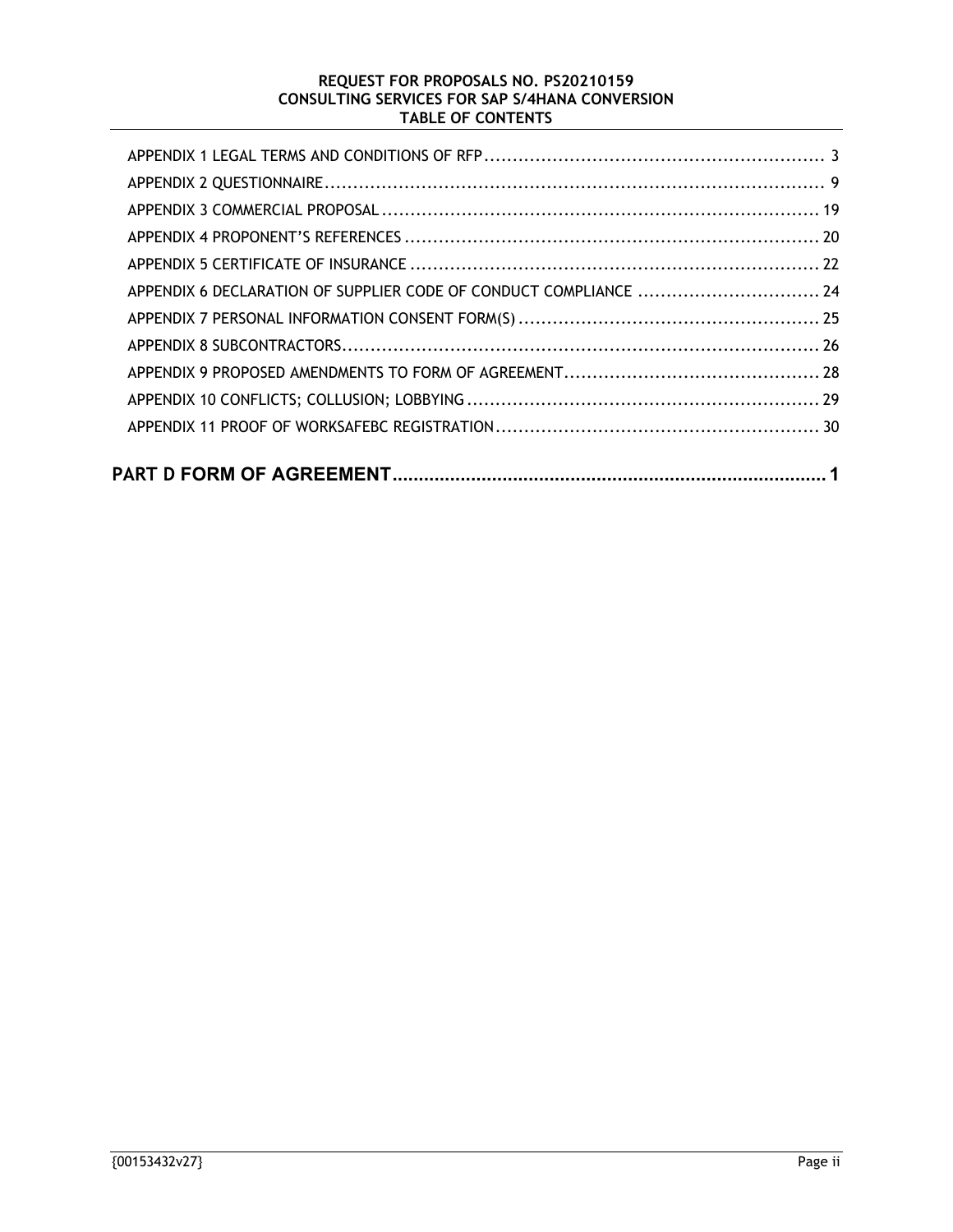APPENDIX 1 LEGAL TERMS AND CONDITIONS OF RFP ............................................................ 3
APPENDIX 2 QUESTIONNAIRE ........................................................................................ 9
APPENDIX 3 COMMERCIAL PROPOSAL ............................................................................ 19
APPENDIX 4 PROPONENT'S REFERENCES ......................................................................... 20
APPENDIX 5 CERTIFICATE OF INSURANCE ........................................................................ 22
APPENDIX 6 DECLARATION OF SUPPLIER CODE OF CONDUCT COMPLIANCE ................................ 24
APPENDIX 7 PERSONAL INFORMATION CONSENT FORM(S) ..................................................... 25
APPENDIX 8 SUBCONTRACTORS ..................................................................................... 26
APPENDIX 9 PROPOSED AMENDMENTS TO FORM OF AGREEMENT ............................................. 28
APPENDIX 10 CONFLICTS; COLLUSION; LOBBYING ............................................................... 29
APPENDIX 11 PROOF OF WORKSAFEBC REGISTRATION ......................................................... 30

**PART D FORM OF AGREEMENT ................................................................................ 1**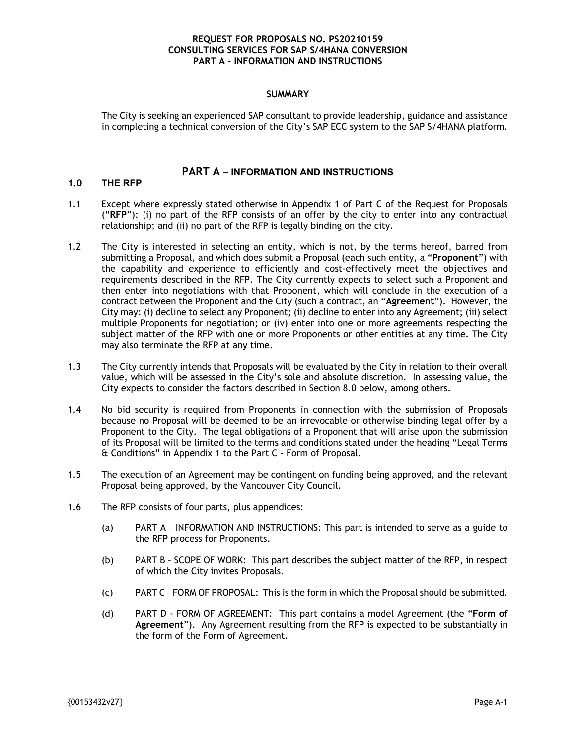## SUMMARY

The City is seeking an experienced SAP consultant to provide leadership, guidance and assistance in completing a technical conversion of the City's SAP ECC system to the SAP S/4HANA platform.

# PART A – INFORMATION AND INSTRUCTIONS

## 1.0 THE RFP

1.1 Except where expressly stated otherwise in Appendix 1 of Part C of the Request for Proposals ("**RFP**"): (i) no part of the RFP consists of an offer by the city to enter into any contractual relationship; and (ii) no part of the RFP is legally binding on the city.

1.2 The City is interested in selecting an entity, which is not, by the terms hereof, barred from submitting a Proposal, and which does submit a Proposal (each such entity, a "**Proponent**") with the capability and experience to efficiently and cost-effectively meet the objectives and requirements described in the RFP. The City currently expects to select such a Proponent and then enter into negotiations with that Proponent, which will conclude in the execution of a contract between the Proponent and the City (such a contract, an "**Agreement**"). However, the City may: (i) decline to select any Proponent; (ii) decline to enter into any Agreement; (iii) select multiple Proponents for negotiation; or (iv) enter into one or more agreements respecting the subject matter of the RFP with one or more Proponents or other entities at any time. The City may also terminate the RFP at any time.

1.3 The City currently intends that Proposals will be evaluated by the City in relation to their overall value, which will be assessed in the City's sole and absolute discretion. In assessing value, the City expects to consider the factors described in Section 8.0 below, among others.

1.4 No bid security is required from Proponents in connection with the submission of Proposals because no Proposal will be deemed to be an irrevocable or otherwise binding legal offer by a Proponent to the City. The legal obligations of a Proponent that will arise upon the submission of its Proposal will be limited to the terms and conditions stated under the heading "Legal Terms & Conditions" in Appendix 1 to the Part C - Form of Proposal.

1.5 The execution of an Agreement may be contingent on funding being approved, and the relevant Proposal being approved, by the Vancouver City Council.

1.6 The RFP consists of four parts, plus appendices:

(a) PART A – INFORMATION AND INSTRUCTIONS: This part is intended to serve as a guide to the RFP process for Proponents.

(b) PART B – SCOPE OF WORK: This part describes the subject matter of the RFP, in respect of which the City invites Proposals.

(c) PART C – FORM OF PROPOSAL: This is the form in which the Proposal should be submitted.

(d) PART D - FORM OF AGREEMENT: This part contains a model Agreement (the "**Form of Agreement**"). Any Agreement resulting from the RFP is expected to be substantially in the form of the Form of Agreement.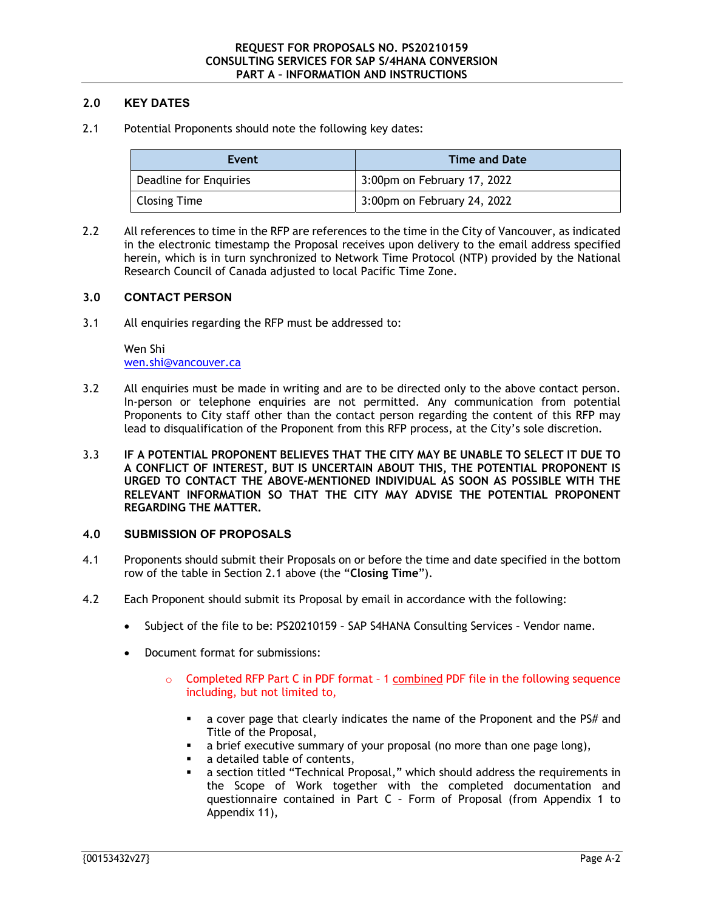## 2.0 KEY DATES

2.1 Potential Proponents should note the following key dates:

| Event | Time and Date |
|---|---|
| Deadline for Enquiries | 3:00pm on February 17, 2022 |
| Closing Time | 3:00pm on February 24, 2022 |

2.2 All references to time in the RFP are references to the time in the City of Vancouver, as indicated in the electronic timestamp the Proposal receives upon delivery to the email address specified herein, which is in turn synchronized to Network Time Protocol (NTP) provided by the National Research Council of Canada adjusted to local Pacific Time Zone.

## 3.0 CONTACT PERSON

3.1 All enquiries regarding the RFP must be addressed to:

Wen Shi
wen.shi@vancouver.ca

3.2 All enquiries must be made in writing and are to be directed only to the above contact person. In-person or telephone enquiries are not permitted. Any communication from potential Proponents to City staff other than the contact person regarding the content of this RFP may lead to disqualification of the Proponent from this RFP process, at the City's sole discretion.

3.3 **IF A POTENTIAL PROPONENT BELIEVES THAT THE CITY MAY BE UNABLE TO SELECT IT DUE TO A CONFLICT OF INTEREST, BUT IS UNCERTAIN ABOUT THIS, THE POTENTIAL PROPONENT IS URGED TO CONTACT THE ABOVE-MENTIONED INDIVIDUAL AS SOON AS POSSIBLE WITH THE RELEVANT INFORMATION SO THAT THE CITY MAY ADVISE THE POTENTIAL PROPONENT REGARDING THE MATTER.**

## 4.0 SUBMISSION OF PROPOSALS

4.1 Proponents should submit their Proposals on or before the time and date specified in the bottom row of the table in Section 2.1 above (the "**Closing Time**").

4.2 Each Proponent should submit its Proposal by email in accordance with the following:

- Subject of the file to be: PS20210159 – SAP S4HANA Consulting Services – Vendor name.
- Document format for submissions:
  - Completed RFP Part C in PDF format – 1 combined PDF file in the following sequence including, but not limited to,
    - a cover page that clearly indicates the name of the Proponent and the PS# and Title of the Proposal,
    - a brief executive summary of your proposal (no more than one page long),
    - a detailed table of contents,
    - a section titled "Technical Proposal," which should address the requirements in the Scope of Work together with the completed documentation and questionnaire contained in Part C – Form of Proposal (from Appendix 1 to Appendix 11),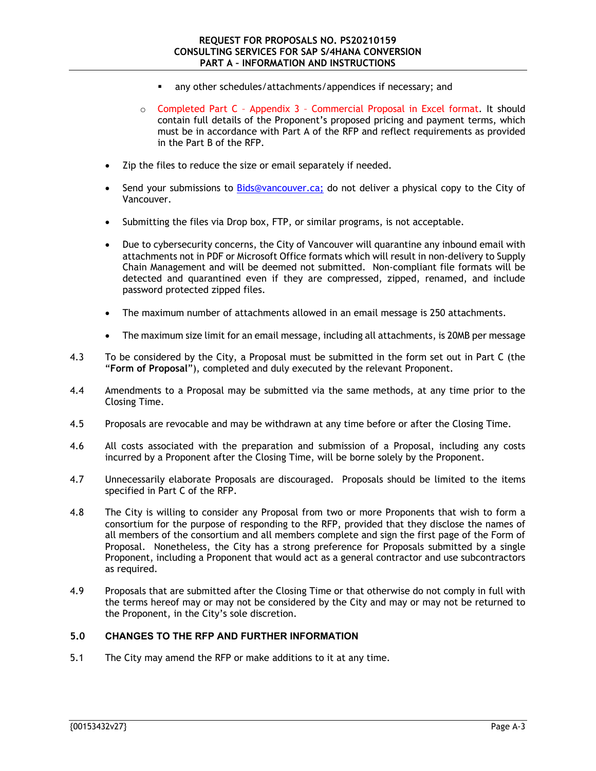- any other schedules/attachments/appendices if necessary; and

    - Completed Part C – Appendix 3 – Commercial Proposal in Excel format. It should contain full details of the Proponent's proposed pricing and payment terms, which must be in accordance with Part A of the RFP and reflect requirements as provided in the Part B of the RFP.

- Zip the files to reduce the size or email separately if needed.

- Send your submissions to Bids@vancouver.ca; do not deliver a physical copy to the City of Vancouver.

- Submitting the files via Drop box, FTP, or similar programs, is not acceptable.

- Due to cybersecurity concerns, the City of Vancouver will quarantine any inbound email with attachments not in PDF or Microsoft Office formats which will result in non-delivery to Supply Chain Management and will be deemed not submitted. Non-compliant file formats will be detected and quarantined even if they are compressed, zipped, renamed, and include password protected zipped files.

- The maximum number of attachments allowed in an email message is 250 attachments.

- The maximum size limit for an email message, including all attachments, is 20MB per message

4.3 To be considered by the City, a Proposal must be submitted in the form set out in Part C (the "**Form of Proposal**"), completed and duly executed by the relevant Proponent.

4.4 Amendments to a Proposal may be submitted via the same methods, at any time prior to the Closing Time.

4.5 Proposals are revocable and may be withdrawn at any time before or after the Closing Time.

4.6 All costs associated with the preparation and submission of a Proposal, including any costs incurred by a Proponent after the Closing Time, will be borne solely by the Proponent.

4.7 Unnecessarily elaborate Proposals are discouraged. Proposals should be limited to the items specified in Part C of the RFP.

4.8 The City is willing to consider any Proposal from two or more Proponents that wish to form a consortium for the purpose of responding to the RFP, provided that they disclose the names of all members of the consortium and all members complete and sign the first page of the Form of Proposal. Nonetheless, the City has a strong preference for Proposals submitted by a single Proponent, including a Proponent that would act as a general contractor and use subcontractors as required.

4.9 Proposals that are submitted after the Closing Time or that otherwise do not comply in full with the terms hereof may or may not be considered by the City and may or may not be returned to the Proponent, in the City's sole discretion.

## 5.0 CHANGES TO THE RFP AND FURTHER INFORMATION

5.1 The City may amend the RFP or make additions to it at any time.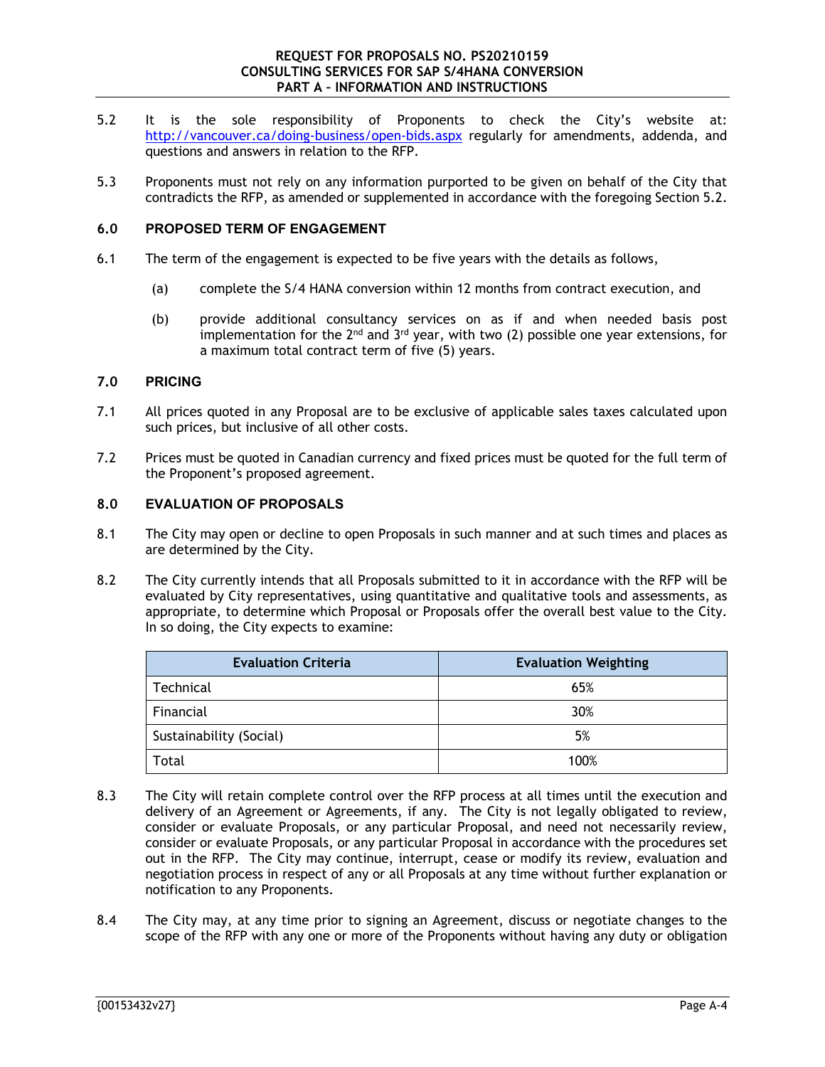5.2 It is the sole responsibility of Proponents to check the City's website at: http://vancouver.ca/doing-business/open-bids.aspx regularly for amendments, addenda, and questions and answers in relation to the RFP.

5.3 Proponents must not rely on any information purported to be given on behalf of the City that contradicts the RFP, as amended or supplemented in accordance with the foregoing Section 5.2.

## 6.0 PROPOSED TERM OF ENGAGEMENT

6.1 The term of the engagement is expected to be five years with the details as follows,

(a) complete the S/4 HANA conversion within 12 months from contract execution, and

(b) provide additional consultancy services on as if and when needed basis post implementation for the 2nd and 3rd year, with two (2) possible one year extensions, for a maximum total contract term of five (5) years.

## 7.0 PRICING

7.1 All prices quoted in any Proposal are to be exclusive of applicable sales taxes calculated upon such prices, but inclusive of all other costs.

7.2 Prices must be quoted in Canadian currency and fixed prices must be quoted for the full term of the Proponent's proposed agreement.

## 8.0 EVALUATION OF PROPOSALS

8.1 The City may open or decline to open Proposals in such manner and at such times and places as are determined by the City.

8.2 The City currently intends that all Proposals submitted to it in accordance with the RFP will be evaluated by City representatives, using quantitative and qualitative tools and assessments, as appropriate, to determine which Proposal or Proposals offer the overall best value to the City. In so doing, the City expects to examine:

| Evaluation Criteria | Evaluation Weighting |
|---|---|
| Technical | 65% |
| Financial | 30% |
| Sustainability (Social) | 5% |
| Total | 100% |

8.3 The City will retain complete control over the RFP process at all times until the execution and delivery of an Agreement or Agreements, if any. The City is not legally obligated to review, consider or evaluate Proposals, or any particular Proposal, and need not necessarily review, consider or evaluate Proposals, or any particular Proposal in accordance with the procedures set out in the RFP. The City may continue, interrupt, cease or modify its review, evaluation and negotiation process in respect of any or all Proposals at any time without further explanation or notification to any Proponents.

8.4 The City may, at any time prior to signing an Agreement, discuss or negotiate changes to the scope of the RFP with any one or more of the Proponents without having any duty or obligation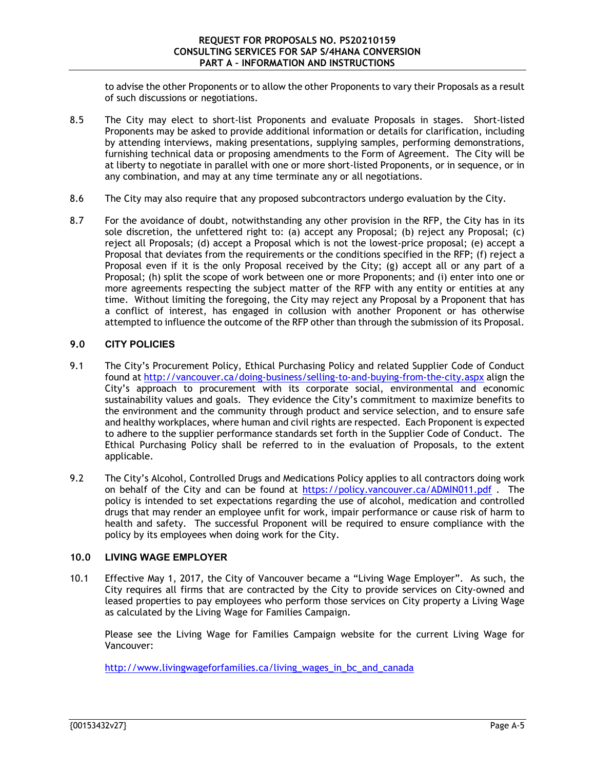to advise the other Proponents or to allow the other Proponents to vary their Proposals as a result of such discussions or negotiations.

8.5 The City may elect to short-list Proponents and evaluate Proposals in stages. Short-listed Proponents may be asked to provide additional information or details for clarification, including by attending interviews, making presentations, supplying samples, performing demonstrations, furnishing technical data or proposing amendments to the Form of Agreement. The City will be at liberty to negotiate in parallel with one or more short-listed Proponents, or in sequence, or in any combination, and may at any time terminate any or all negotiations.

8.6 The City may also require that any proposed subcontractors undergo evaluation by the City.

8.7 For the avoidance of doubt, notwithstanding any other provision in the RFP, the City has in its sole discretion, the unfettered right to: (a) accept any Proposal; (b) reject any Proposal; (c) reject all Proposals; (d) accept a Proposal which is not the lowest-price proposal; (e) accept a Proposal that deviates from the requirements or the conditions specified in the RFP; (f) reject a Proposal even if it is the only Proposal received by the City; (g) accept all or any part of a Proposal; (h) split the scope of work between one or more Proponents; and (i) enter into one or more agreements respecting the subject matter of the RFP with any entity or entities at any time. Without limiting the foregoing, the City may reject any Proposal by a Proponent that has a conflict of interest, has engaged in collusion with another Proponent or has otherwise attempted to influence the outcome of the RFP other than through the submission of its Proposal.

## 9.0 CITY POLICIES

9.1 The City's Procurement Policy, Ethical Purchasing Policy and related Supplier Code of Conduct found at http://vancouver.ca/doing-business/selling-to-and-buying-from-the-city.aspx align the City's approach to procurement with its corporate social, environmental and economic sustainability values and goals. They evidence the City's commitment to maximize benefits to the environment and the community through product and service selection, and to ensure safe and healthy workplaces, where human and civil rights are respected. Each Proponent is expected to adhere to the supplier performance standards set forth in the Supplier Code of Conduct. The Ethical Purchasing Policy shall be referred to in the evaluation of Proposals, to the extent applicable.

9.2 The City's Alcohol, Controlled Drugs and Medications Policy applies to all contractors doing work on behalf of the City and can be found at https://policy.vancouver.ca/ADMIN011.pdf . The policy is intended to set expectations regarding the use of alcohol, medication and controlled drugs that may render an employee unfit for work, impair performance or cause risk of harm to health and safety. The successful Proponent will be required to ensure compliance with the policy by its employees when doing work for the City.

## 10.0 LIVING WAGE EMPLOYER

10.1 Effective May 1, 2017, the City of Vancouver became a "Living Wage Employer". As such, the City requires all firms that are contracted by the City to provide services on City-owned and leased properties to pay employees who perform those services on City property a Living Wage as calculated by the Living Wage for Families Campaign.

Please see the Living Wage for Families Campaign website for the current Living Wage for Vancouver:

http://www.livingwageforfamilies.ca/living_wages_in_bc_and_canada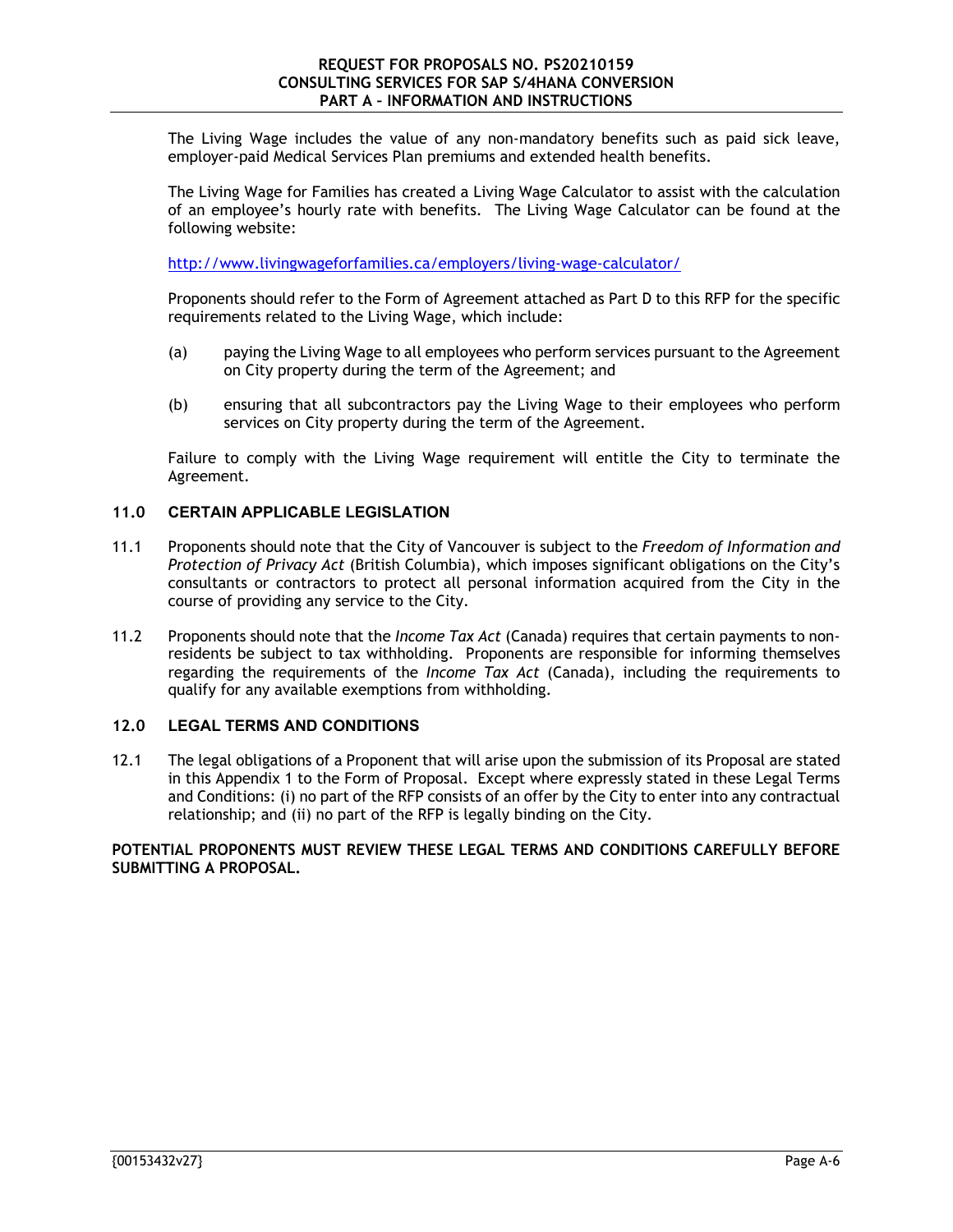The Living Wage includes the value of any non-mandatory benefits such as paid sick leave, employer-paid Medical Services Plan premiums and extended health benefits.

The Living Wage for Families has created a Living Wage Calculator to assist with the calculation of an employee's hourly rate with benefits. The Living Wage Calculator can be found at the following website:

http://www.livingwageforfamilies.ca/employers/living-wage-calculator/

Proponents should refer to the Form of Agreement attached as Part D to this RFP for the specific requirements related to the Living Wage, which include:

(a) paying the Living Wage to all employees who perform services pursuant to the Agreement on City property during the term of the Agreement; and

(b) ensuring that all subcontractors pay the Living Wage to their employees who perform services on City property during the term of the Agreement.

Failure to comply with the Living Wage requirement will entitle the City to terminate the Agreement.

## 11.0 CERTAIN APPLICABLE LEGISLATION

11.1 Proponents should note that the City of Vancouver is subject to the *Freedom of Information and Protection of Privacy Act* (British Columbia), which imposes significant obligations on the City's consultants or contractors to protect all personal information acquired from the City in the course of providing any service to the City.

11.2 Proponents should note that the *Income Tax Act* (Canada) requires that certain payments to non-residents be subject to tax withholding. Proponents are responsible for informing themselves regarding the requirements of the *Income Tax Act* (Canada), including the requirements to qualify for any available exemptions from withholding.

## 12.0 LEGAL TERMS AND CONDITIONS

12.1 The legal obligations of a Proponent that will arise upon the submission of its Proposal are stated in this Appendix 1 to the Form of Proposal. Except where expressly stated in these Legal Terms and Conditions: (i) no part of the RFP consists of an offer by the City to enter into any contractual relationship; and (ii) no part of the RFP is legally binding on the City.

**POTENTIAL PROPONENTS MUST REVIEW THESE LEGAL TERMS AND CONDITIONS CAREFULLY BEFORE SUBMITTING A PROPOSAL.**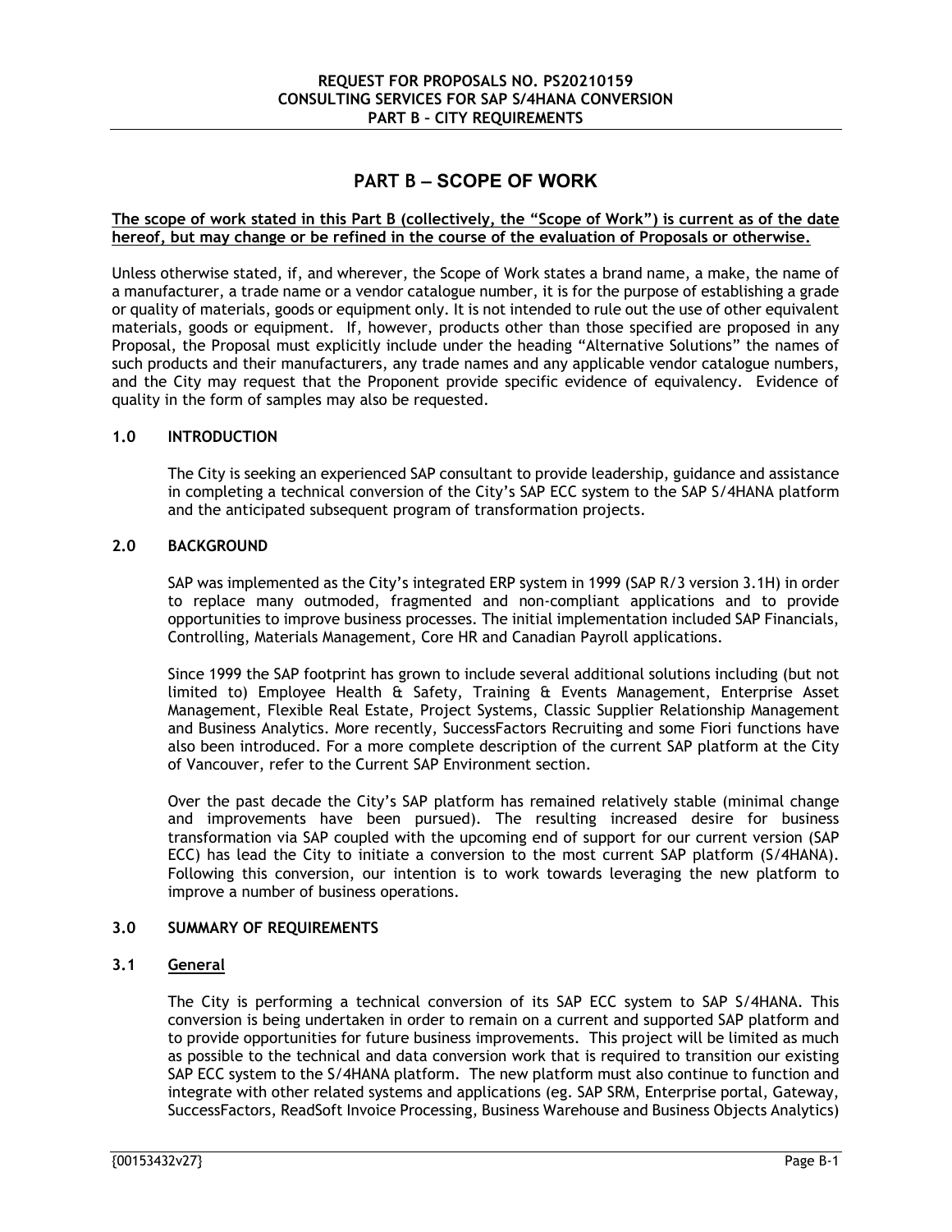# PART B – SCOPE OF WORK

**The scope of work stated in this Part B (collectively, the "Scope of Work") is current as of the date hereof, but may change or be refined in the course of the evaluation of Proposals or otherwise.**

Unless otherwise stated, if, and wherever, the Scope of Work states a brand name, a make, the name of a manufacturer, a trade name or a vendor catalogue number, it is for the purpose of establishing a grade or quality of materials, goods or equipment only. It is not intended to rule out the use of other equivalent materials, goods or equipment. If, however, products other than those specified are proposed in any Proposal, the Proposal must explicitly include under the heading "Alternative Solutions" the names of such products and their manufacturers, any trade names and any applicable vendor catalogue numbers, and the City may request that the Proponent provide specific evidence of equivalency. Evidence of quality in the form of samples may also be requested.

## 1.0 INTRODUCTION

The City is seeking an experienced SAP consultant to provide leadership, guidance and assistance in completing a technical conversion of the City's SAP ECC system to the SAP S/4HANA platform and the anticipated subsequent program of transformation projects.

## 2.0 BACKGROUND

SAP was implemented as the City's integrated ERP system in 1999 (SAP R/3 version 3.1H) in order to replace many outmoded, fragmented and non-compliant applications and to provide opportunities to improve business processes. The initial implementation included SAP Financials, Controlling, Materials Management, Core HR and Canadian Payroll applications.

Since 1999 the SAP footprint has grown to include several additional solutions including (but not limited to) Employee Health & Safety, Training & Events Management, Enterprise Asset Management, Flexible Real Estate, Project Systems, Classic Supplier Relationship Management and Business Analytics. More recently, SuccessFactors Recruiting and some Fiori functions have also been introduced. For a more complete description of the current SAP platform at the City of Vancouver, refer to the Current SAP Environment section.

Over the past decade the City's SAP platform has remained relatively stable (minimal change and improvements have been pursued). The resulting increased desire for business transformation via SAP coupled with the upcoming end of support for our current version (SAP ECC) has lead the City to initiate a conversion to the most current SAP platform (S/4HANA). Following this conversion, our intention is to work towards leveraging the new platform to improve a number of business operations.

## 3.0 SUMMARY OF REQUIREMENTS

### 3.1 General

The City is performing a technical conversion of its SAP ECC system to SAP S/4HANA. This conversion is being undertaken in order to remain on a current and supported SAP platform and to provide opportunities for future business improvements. This project will be limited as much as possible to the technical and data conversion work that is required to transition our existing SAP ECC system to the S/4HANA platform. The new platform must also continue to function and integrate with other related systems and applications (eg. SAP SRM, Enterprise portal, Gateway, SuccessFactors, ReadSoft Invoice Processing, Business Warehouse and Business Objects Analytics)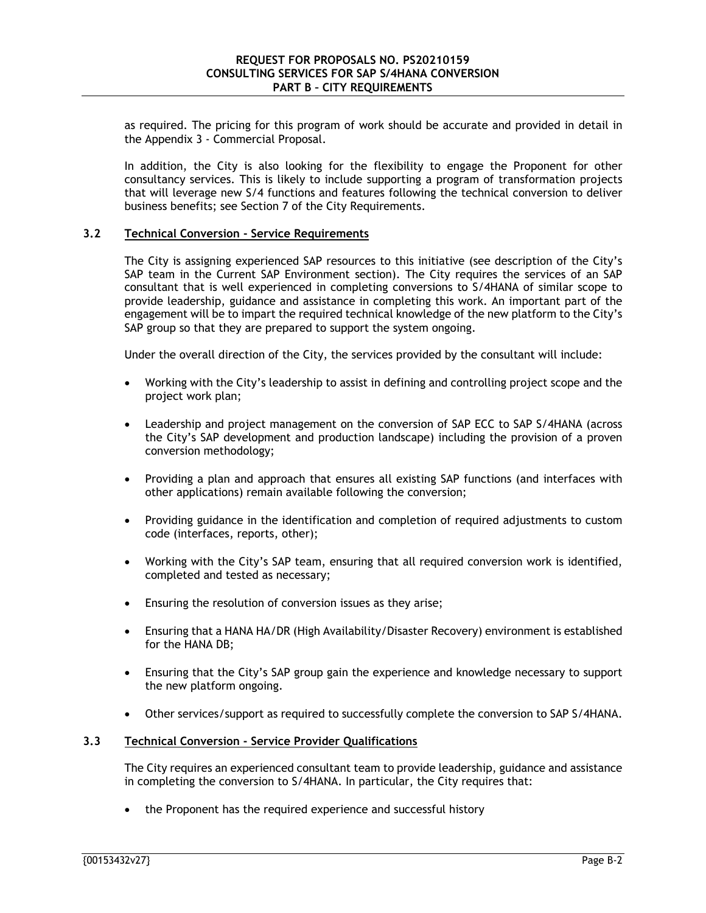as required. The pricing for this program of work should be accurate and provided in detail in the Appendix 3 - Commercial Proposal.

In addition, the City is also looking for the flexibility to engage the Proponent for other consultancy services. This is likely to include supporting a program of transformation projects that will leverage new S/4 functions and features following the technical conversion to deliver business benefits; see Section 7 of the City Requirements.

### 3.2 Technical Conversion - Service Requirements

The City is assigning experienced SAP resources to this initiative (see description of the City's SAP team in the Current SAP Environment section). The City requires the services of an SAP consultant that is well experienced in completing conversions to S/4HANA of similar scope to provide leadership, guidance and assistance in completing this work. An important part of the engagement will be to impart the required technical knowledge of the new platform to the City's SAP group so that they are prepared to support the system ongoing.

Under the overall direction of the City, the services provided by the consultant will include:

- Working with the City's leadership to assist in defining and controlling project scope and the project work plan;
- Leadership and project management on the conversion of SAP ECC to SAP S/4HANA (across the City's SAP development and production landscape) including the provision of a proven conversion methodology;
- Providing a plan and approach that ensures all existing SAP functions (and interfaces with other applications) remain available following the conversion;
- Providing guidance in the identification and completion of required adjustments to custom code (interfaces, reports, other);
- Working with the City's SAP team, ensuring that all required conversion work is identified, completed and tested as necessary;
- Ensuring the resolution of conversion issues as they arise;
- Ensuring that a HANA HA/DR (High Availability/Disaster Recovery) environment is established for the HANA DB;
- Ensuring that the City's SAP group gain the experience and knowledge necessary to support the new platform ongoing.
- Other services/support as required to successfully complete the conversion to SAP S/4HANA.

### 3.3 Technical Conversion - Service Provider Qualifications

The City requires an experienced consultant team to provide leadership, guidance and assistance in completing the conversion to S/4HANA. In particular, the City requires that:

- the Proponent has the required experience and successful history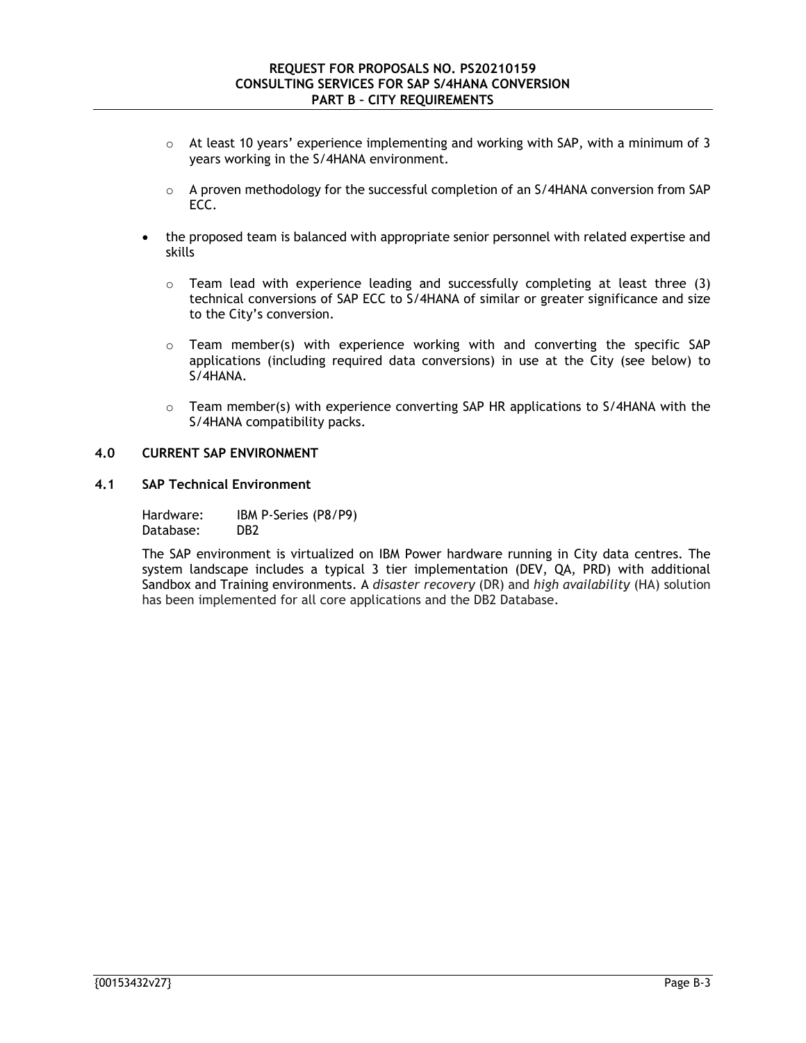- At least 10 years' experience implementing and working with SAP, with a minimum of 3 years working in the S/4HANA environment.
- A proven methodology for the successful completion of an S/4HANA conversion from SAP ECC.

- the proposed team is balanced with appropriate senior personnel with related expertise and skills
  - Team lead with experience leading and successfully completing at least three (3) technical conversions of SAP ECC to S/4HANA of similar or greater significance and size to the City's conversion.
  - Team member(s) with experience working with and converting the specific SAP applications (including required data conversions) in use at the City (see below) to S/4HANA.
  - Team member(s) with experience converting SAP HR applications to S/4HANA with the S/4HANA compatibility packs.

## 4.0 CURRENT SAP ENVIRONMENT

### 4.1 SAP Technical Environment

Hardware: IBM P-Series (P8/P9)
Database: DB2

The SAP environment is virtualized on IBM Power hardware running in City data centres. The system landscape includes a typical 3 tier implementation (DEV, QA, PRD) with additional Sandbox and Training environments. A *disaster recovery* (DR) and *high availability* (HA) solution has been implemented for all core applications and the DB2 Database.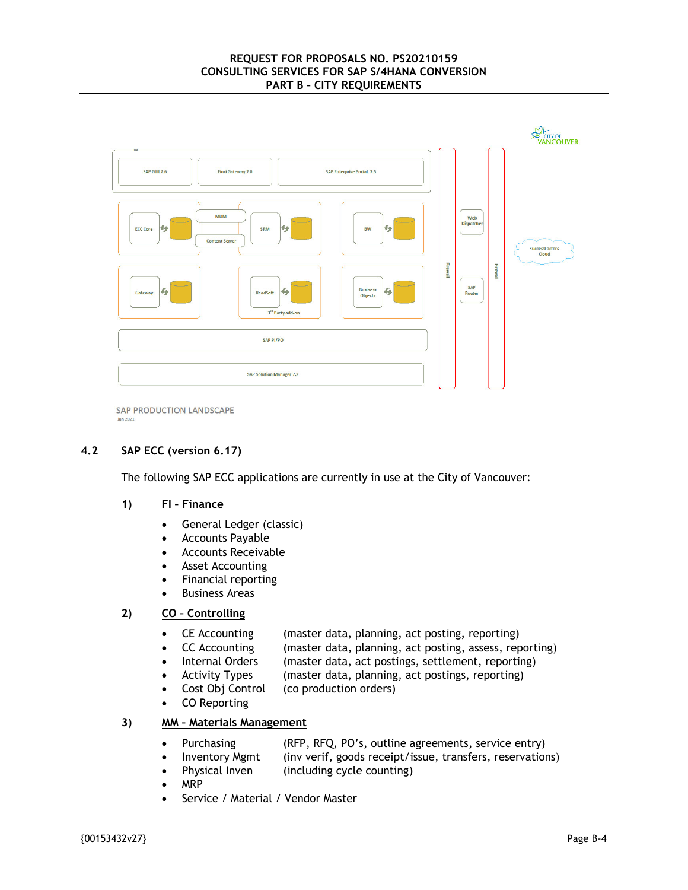SAP GUI 7.6

Fiori Gateway 2.0

SAP Enterprise Portal 7.5

ECC Core

MDM

Content Server

SRM

BW

Gateway

ReadSoft

3rd Party add-on

Business Objects

SAP PI/PO

SAP Solution Manager 7.2

Firewall

Web Dispatcher

SAP Router

Firewall

SuccessFactors Cloud

CITY OF VANCOUVER

SAP PRODUCTION LANDSCAPE

Jan 2021

## 4.2 SAP ECC (version 6.17)

The following SAP ECC applications are currently in use at the City of Vancouver:

1) **FI – Finance**

- General Ledger (classic)
- Accounts Payable
- Accounts Receivable
- Asset Accounting
- Financial reporting
- Business Areas

2) **CO - Controlling**

- CE Accounting (master data, planning, act posting, reporting)
- CC Accounting (master data, planning, act posting, assess, reporting)
- Internal Orders (master data, act postings, settlement, reporting)
- Activity Types (master data, planning, act postings, reporting)
- Cost Obj Control (co production orders)
- CO Reporting

3) **MM – Materials Management**

- Purchasing (RFP, RFQ, PO's, outline agreements, service entry)
- Inventory Mgmt (inv verif, goods receipt/issue, transfers, reservations)
- Physical Inven (including cycle counting)
- MRP
- Service / Material / Vendor Master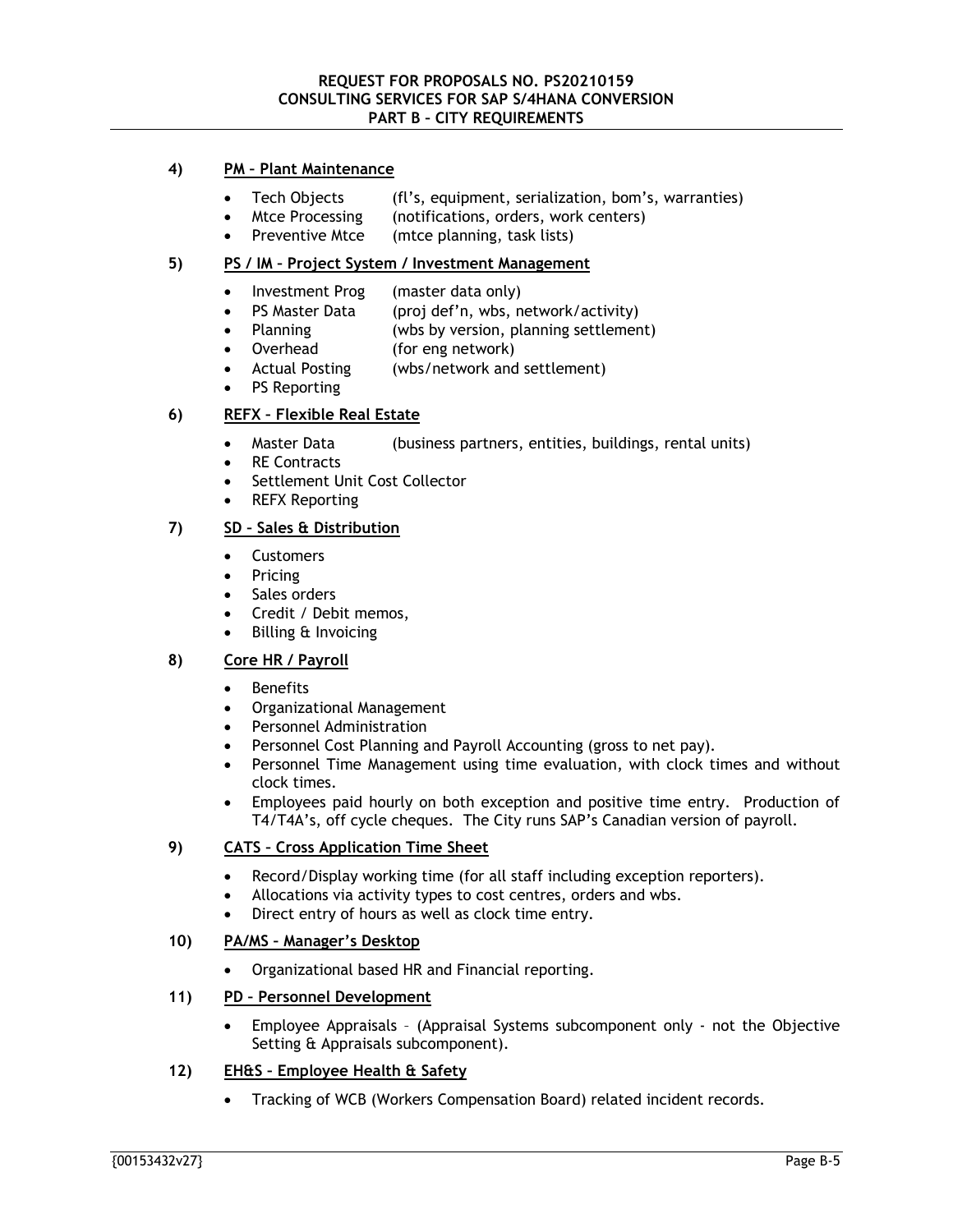#### 4) PM – Plant Maintenance

- Tech Objects (fl's, equipment, serialization, bom's, warranties)
- Mtce Processing (notifications, orders, work centers)
- Preventive Mtce (mtce planning, task lists)

#### 5) PS / IM – Project System / Investment Management

- Investment Prog (master data only)
- PS Master Data (proj def'n, wbs, network/activity)
- Planning (wbs by version, planning settlement)
- Overhead (for eng network)
- Actual Posting (wbs/network and settlement)
- PS Reporting

#### 6) REFX – Flexible Real Estate

- Master Data (business partners, entities, buildings, rental units)
- RE Contracts
- Settlement Unit Cost Collector
- REFX Reporting

#### 7) SD – Sales & Distribution

- Customers
- Pricing
- Sales orders
- Credit / Debit memos,
- Billing & Invoicing

#### 8) Core HR / Payroll

- Benefits
- Organizational Management
- Personnel Administration
- Personnel Cost Planning and Payroll Accounting (gross to net pay).
- Personnel Time Management using time evaluation, with clock times and without clock times.
- Employees paid hourly on both exception and positive time entry. Production of T4/T4A's, off cycle cheques. The City runs SAP's Canadian version of payroll.

#### 9) CATS – Cross Application Time Sheet

- Record/Display working time (for all staff including exception reporters).
- Allocations via activity types to cost centres, orders and wbs.
- Direct entry of hours as well as clock time entry.

#### 10) PA/MS – Manager's Desktop

- Organizational based HR and Financial reporting.

#### 11) PD – Personnel Development

- Employee Appraisals – (Appraisal Systems subcomponent only - not the Objective Setting & Appraisals subcomponent).

#### 12) EH&S – Employee Health & Safety

- Tracking of WCB (Workers Compensation Board) related incident records.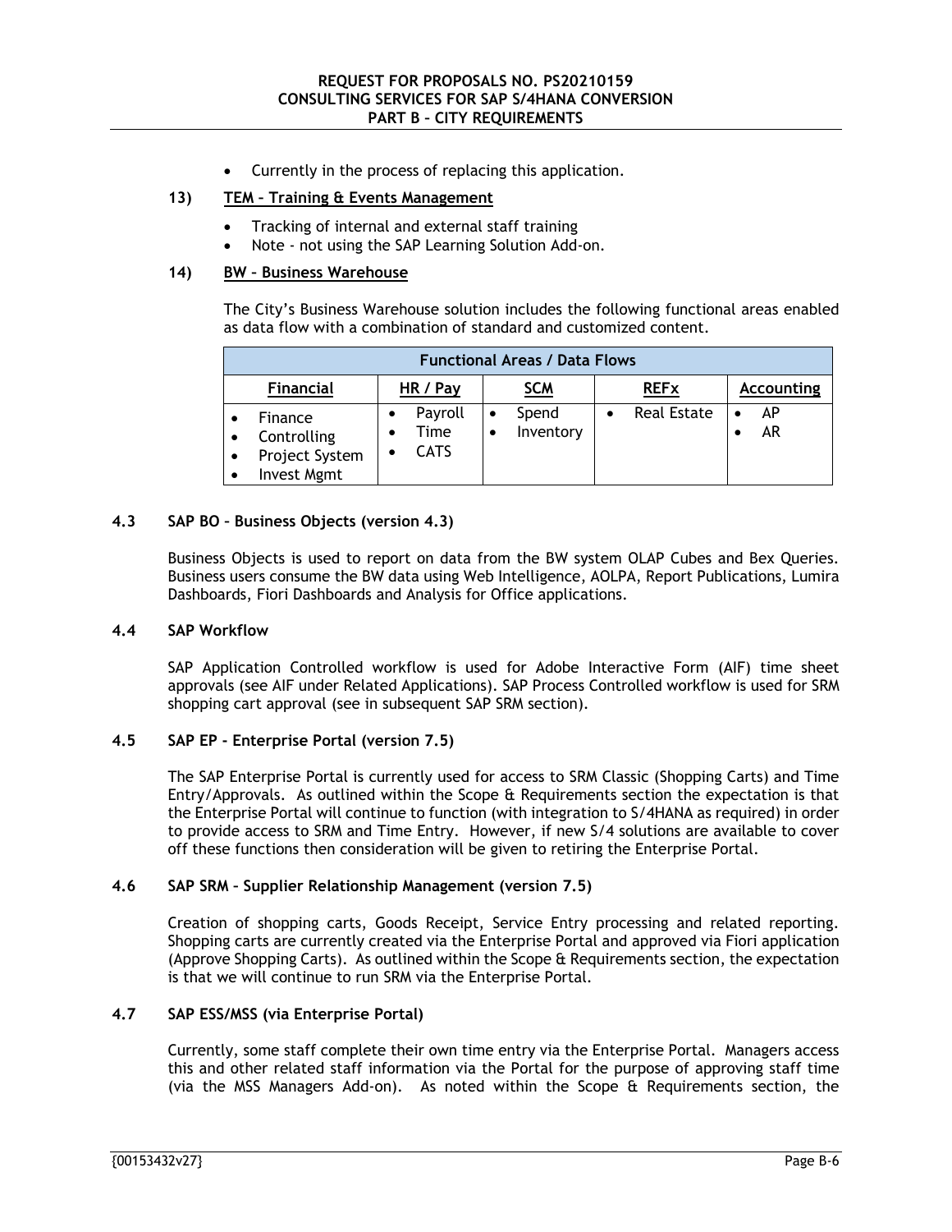- Currently in the process of replacing this application.

**13) TEM – Training & Events Management**

- Tracking of internal and external staff training
- Note - not using the SAP Learning Solution Add-on.

**14) BW – Business Warehouse**

The City's Business Warehouse solution includes the following functional areas enabled as data flow with a combination of standard and customized content.

| Functional Areas / Data Flows | | | | |
|---|---|---|---|---|
| Financial | HR / Pay | SCM | REFx | Accounting |
| • Finance<br>• Controlling<br>• Project System<br>• Invest Mgmt | • Payroll<br>• Time<br>• CATS | • Spend<br>• Inventory | • Real Estate | • AP<br>• AR |

## 4.3 SAP BO – Business Objects (version 4.3)

Business Objects is used to report on data from the BW system OLAP Cubes and Bex Queries. Business users consume the BW data using Web Intelligence, AOLPA, Report Publications, Lumira Dashboards, Fiori Dashboards and Analysis for Office applications.

## 4.4 SAP Workflow

SAP Application Controlled workflow is used for Adobe Interactive Form (AIF) time sheet approvals (see AIF under Related Applications). SAP Process Controlled workflow is used for SRM shopping cart approval (see in subsequent SAP SRM section).

## 4.5 SAP EP - Enterprise Portal (version 7.5)

The SAP Enterprise Portal is currently used for access to SRM Classic (Shopping Carts) and Time Entry/Approvals. As outlined within the Scope & Requirements section the expectation is that the Enterprise Portal will continue to function (with integration to S/4HANA as required) in order to provide access to SRM and Time Entry. However, if new S/4 solutions are available to cover off these functions then consideration will be given to retiring the Enterprise Portal.

## 4.6 SAP SRM – Supplier Relationship Management (version 7.5)

Creation of shopping carts, Goods Receipt, Service Entry processing and related reporting. Shopping carts are currently created via the Enterprise Portal and approved via Fiori application (Approve Shopping Carts). As outlined within the Scope & Requirements section, the expectation is that we will continue to run SRM via the Enterprise Portal.

## 4.7 SAP ESS/MSS (via Enterprise Portal)

Currently, some staff complete their own time entry via the Enterprise Portal. Managers access this and other related staff information via the Portal for the purpose of approving staff time (via the MSS Managers Add-on). As noted within the Scope & Requirements section, the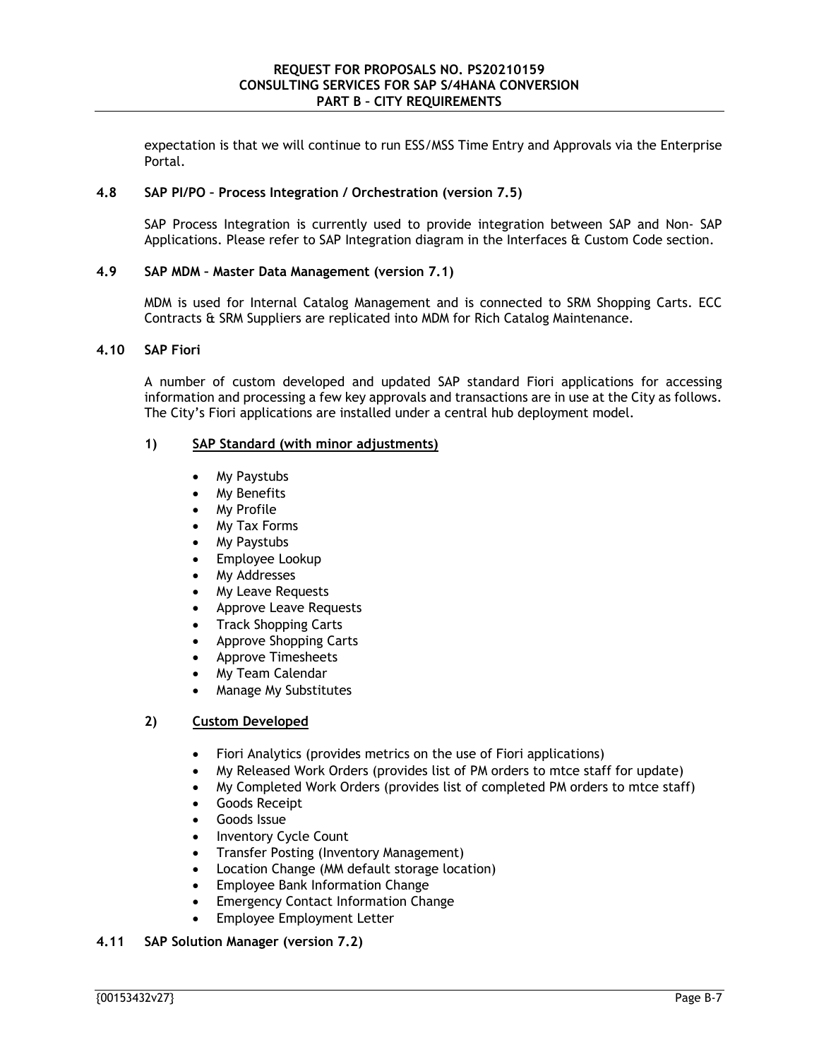expectation is that we will continue to run ESS/MSS Time Entry and Approvals via the Enterprise Portal.

### 4.8 SAP PI/PO – Process Integration / Orchestration (version 7.5)

SAP Process Integration is currently used to provide integration between SAP and Non- SAP Applications. Please refer to SAP Integration diagram in the Interfaces & Custom Code section.

### 4.9 SAP MDM – Master Data Management (version 7.1)

MDM is used for Internal Catalog Management and is connected to SRM Shopping Carts. ECC Contracts & SRM Suppliers are replicated into MDM for Rich Catalog Maintenance.

### 4.10 SAP Fiori

A number of custom developed and updated SAP standard Fiori applications for accessing information and processing a few key approvals and transactions are in use at the City as follows. The City's Fiori applications are installed under a central hub deployment model.

#### 1) SAP Standard (with minor adjustments)

- My Paystubs
- My Benefits
- My Profile
- My Tax Forms
- My Paystubs
- Employee Lookup
- My Addresses
- My Leave Requests
- Approve Leave Requests
- Track Shopping Carts
- Approve Shopping Carts
- Approve Timesheets
- My Team Calendar
- Manage My Substitutes

#### 2) Custom Developed

- Fiori Analytics (provides metrics on the use of Fiori applications)
- My Released Work Orders (provides list of PM orders to mtce staff for update)
- My Completed Work Orders (provides list of completed PM orders to mtce staff)
- Goods Receipt
- Goods Issue
- Inventory Cycle Count
- Transfer Posting (Inventory Management)
- Location Change (MM default storage location)
- Employee Bank Information Change
- Emergency Contact Information Change
- Employee Employment Letter

### 4.11 SAP Solution Manager (version 7.2)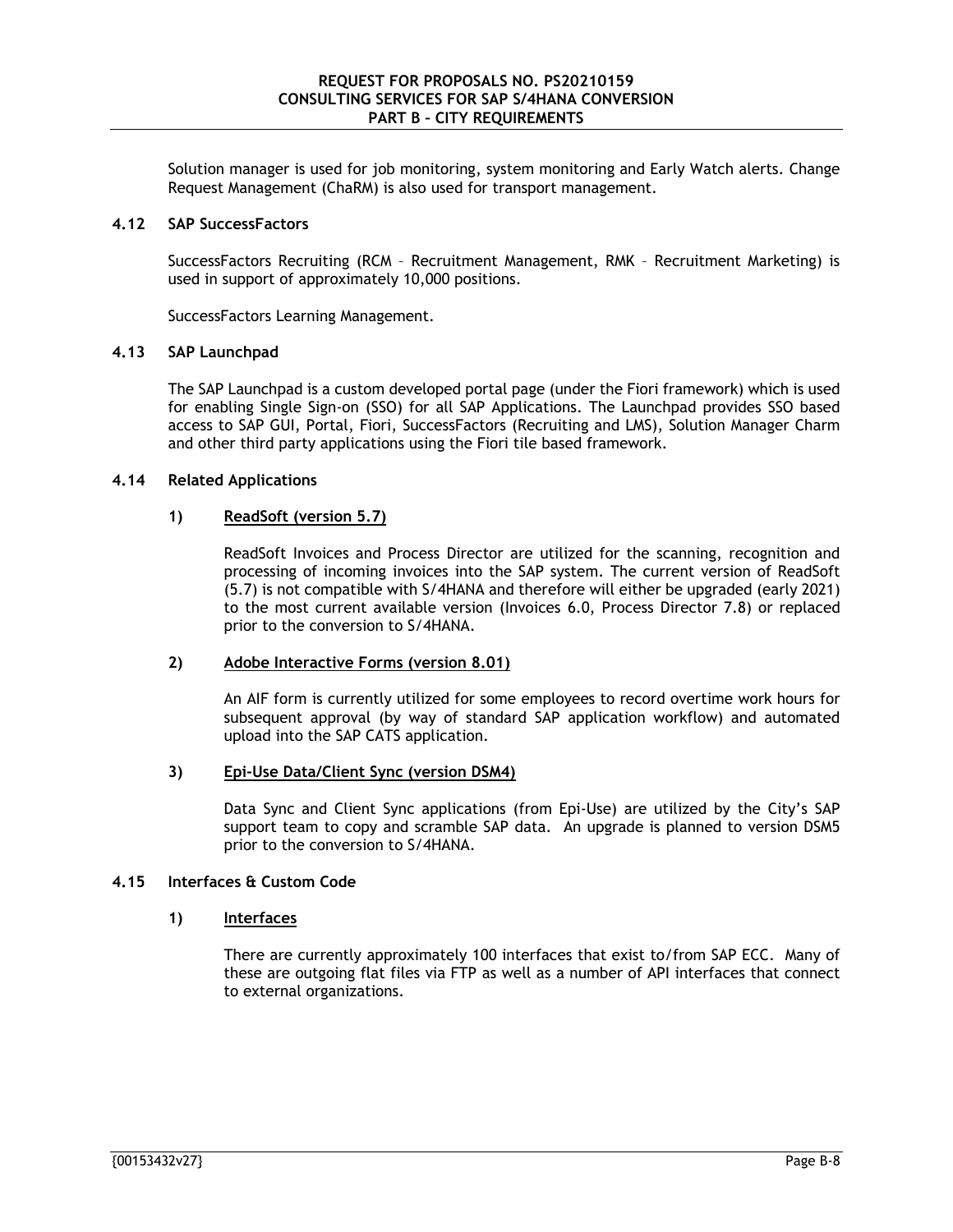Solution manager is used for job monitoring, system monitoring and Early Watch alerts. Change Request Management (ChaRM) is also used for transport management.

### 4.12 SAP SuccessFactors

SuccessFactors Recruiting (RCM – Recruitment Management, RMK – Recruitment Marketing) is used in support of approximately 10,000 positions.

SuccessFactors Learning Management.

### 4.13 SAP Launchpad

The SAP Launchpad is a custom developed portal page (under the Fiori framework) which is used for enabling Single Sign-on (SSO) for all SAP Applications. The Launchpad provides SSO based access to SAP GUI, Portal, Fiori, SuccessFactors (Recruiting and LMS), Solution Manager Charm and other third party applications using the Fiori tile based framework.

### 4.14 Related Applications

#### 1) ReadSoft (version 5.7)

ReadSoft Invoices and Process Director are utilized for the scanning, recognition and processing of incoming invoices into the SAP system. The current version of ReadSoft (5.7) is not compatible with S/4HANA and therefore will either be upgraded (early 2021) to the most current available version (Invoices 6.0, Process Director 7.8) or replaced prior to the conversion to S/4HANA.

#### 2) Adobe Interactive Forms (version 8.01)

An AIF form is currently utilized for some employees to record overtime work hours for subsequent approval (by way of standard SAP application workflow) and automated upload into the SAP CATS application.

#### 3) Epi-Use Data/Client Sync (version DSM4)

Data Sync and Client Sync applications (from Epi-Use) are utilized by the City's SAP support team to copy and scramble SAP data. An upgrade is planned to version DSM5 prior to the conversion to S/4HANA.

### 4.15 Interfaces & Custom Code

#### 1) Interfaces

There are currently approximately 100 interfaces that exist to/from SAP ECC. Many of these are outgoing flat files via FTP as well as a number of API interfaces that connect to external organizations.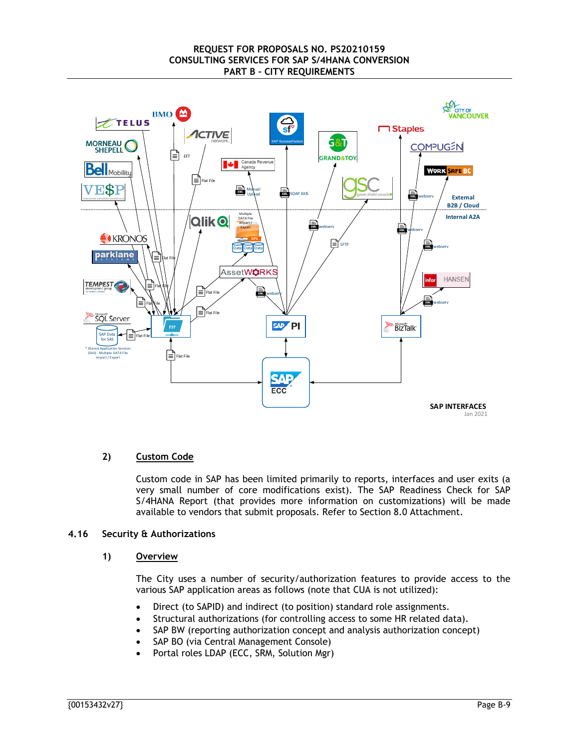SAP INTERFACES
Jan 2021

2) **Custom Code**

Custom code in SAP has been limited primarily to reports, interfaces and user exits (a very small number of core modifications exist). The SAP Readiness Check for SAP S/4HANA Report (that provides more information on customizations) will be made available to vendors that submit proposals. Refer to Section 8.0 Attachment.

## 4.16 Security & Authorizations

1) **Overview**

The City uses a number of security/authorization features to provide access to the various SAP application areas as follows (note that CUA is not utilized):

- Direct (to SAPID) and indirect (to position) standard role assignments.
- Structural authorizations (for controlling access to some HR related data).
- SAP BW (reporting authorization concept and analysis authorization concept)
- SAP BO (via Central Management Console)
- Portal roles LDAP (ECC, SRM, Solution Mgr)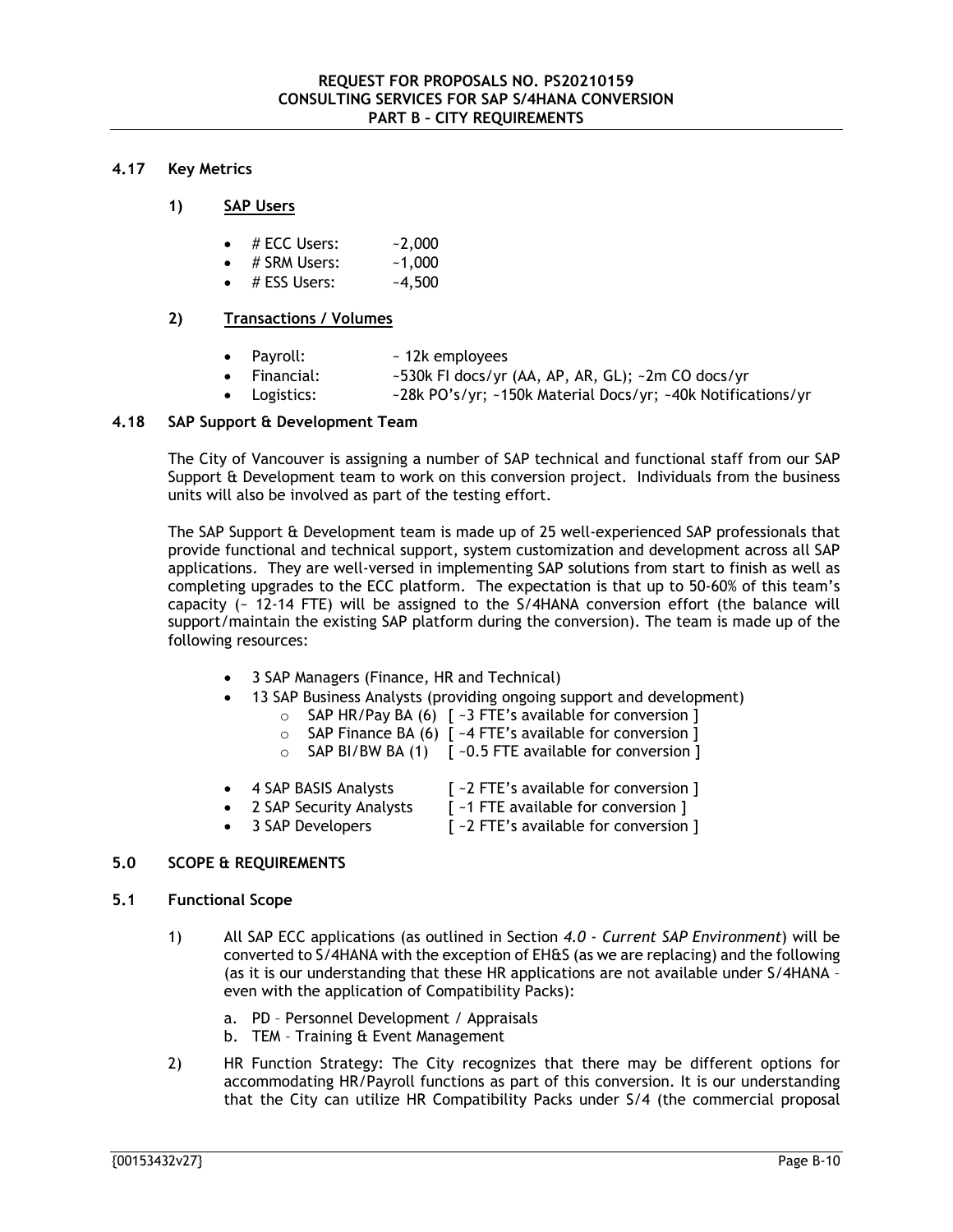### 4.17 Key Metrics

#### 1) SAP Users

- # ECC Users: ~2,000
- # SRM Users: ~1,000
- # ESS Users: ~4,500

#### 2) Transactions / Volumes

- Payroll: ~ 12k employees
- Financial: ~530k FI docs/yr (AA, AP, AR, GL); ~2m CO docs/yr
- Logistics: ~28k PO's/yr; ~150k Material Docs/yr; ~40k Notifications/yr

### 4.18 SAP Support & Development Team

The City of Vancouver is assigning a number of SAP technical and functional staff from our SAP Support & Development team to work on this conversion project. Individuals from the business units will also be involved as part of the testing effort.

The SAP Support & Development team is made up of 25 well-experienced SAP professionals that provide functional and technical support, system customization and development across all SAP applications. They are well-versed in implementing SAP solutions from start to finish as well as completing upgrades to the ECC platform. The expectation is that up to 50-60% of this team's capacity (~ 12-14 FTE) will be assigned to the S/4HANA conversion effort (the balance will support/maintain the existing SAP platform during the conversion). The team is made up of the following resources:

- 3 SAP Managers (Finance, HR and Technical)
- 13 SAP Business Analysts (providing ongoing support and development)
  - SAP HR/Pay BA (6) [ ~3 FTE's available for conversion ]
  - SAP Finance BA (6) [ ~4 FTE's available for conversion ]
  - SAP BI/BW BA (1) [ ~0.5 FTE available for conversion ]
- 4 SAP BASIS Analysts [ ~2 FTE's available for conversion ]
- 2 SAP Security Analysts [ ~1 FTE available for conversion ]
- 3 SAP Developers [ ~2 FTE's available for conversion ]

## 5.0 SCOPE & REQUIREMENTS

### 5.1 Functional Scope

1) All SAP ECC applications (as outlined in Section *4.0 - Current SAP Environment*) will be converted to S/4HANA with the exception of EH&S (as we are replacing) and the following (as it is our understanding that these HR applications are not available under S/4HANA – even with the application of Compatibility Packs):

   a. PD – Personnel Development / Appraisals
   b. TEM – Training & Event Management

2) HR Function Strategy: The City recognizes that there may be different options for accommodating HR/Payroll functions as part of this conversion. It is our understanding that the City can utilize HR Compatibility Packs under S/4 (the commercial proposal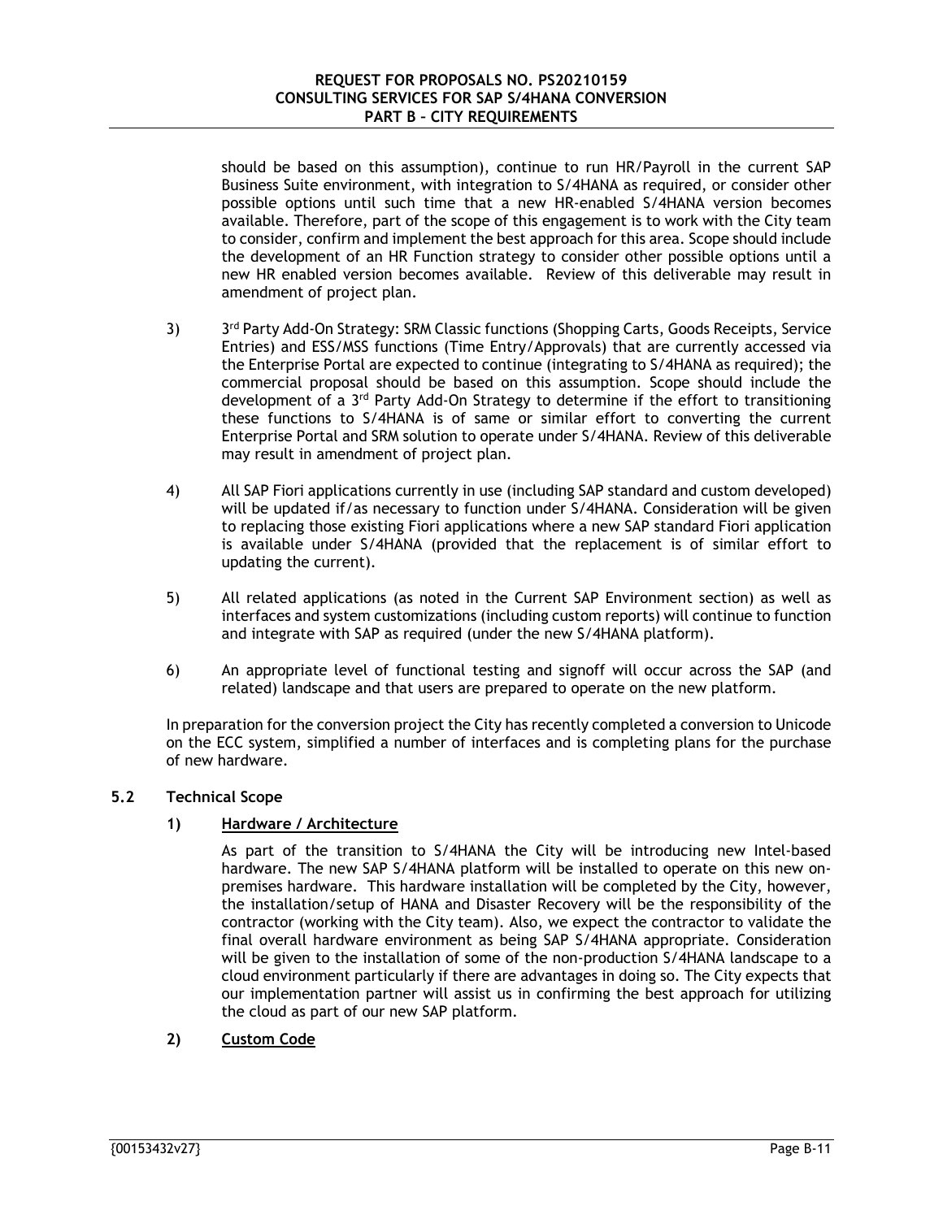should be based on this assumption), continue to run HR/Payroll in the current SAP Business Suite environment, with integration to S/4HANA as required, or consider other possible options until such time that a new HR-enabled S/4HANA version becomes available. Therefore, part of the scope of this engagement is to work with the City team to consider, confirm and implement the best approach for this area. Scope should include the development of an HR Function strategy to consider other possible options until a new HR enabled version becomes available. Review of this deliverable may result in amendment of project plan.

3) 3rd Party Add-On Strategy: SRM Classic functions (Shopping Carts, Goods Receipts, Service Entries) and ESS/MSS functions (Time Entry/Approvals) that are currently accessed via the Enterprise Portal are expected to continue (integrating to S/4HANA as required); the commercial proposal should be based on this assumption. Scope should include the development of a 3rd Party Add-On Strategy to determine if the effort to transitioning these functions to S/4HANA is of same or similar effort to converting the current Enterprise Portal and SRM solution to operate under S/4HANA. Review of this deliverable may result in amendment of project plan.

4) All SAP Fiori applications currently in use (including SAP standard and custom developed) will be updated if/as necessary to function under S/4HANA. Consideration will be given to replacing those existing Fiori applications where a new SAP standard Fiori application is available under S/4HANA (provided that the replacement is of similar effort to updating the current).

5) All related applications (as noted in the Current SAP Environment section) as well as interfaces and system customizations (including custom reports) will continue to function and integrate with SAP as required (under the new S/4HANA platform).

6) An appropriate level of functional testing and signoff will occur across the SAP (and related) landscape and that users are prepared to operate on the new platform.

In preparation for the conversion project the City has recently completed a conversion to Unicode on the ECC system, simplified a number of interfaces and is completing plans for the purchase of new hardware.

### 5.2 Technical Scope

**1) Hardware / Architecture**

As part of the transition to S/4HANA the City will be introducing new Intel-based hardware. The new SAP S/4HANA platform will be installed to operate on this new on-premises hardware. This hardware installation will be completed by the City, however, the installation/setup of HANA and Disaster Recovery will be the responsibility of the contractor (working with the City team). Also, we expect the contractor to validate the final overall hardware environment as being SAP S/4HANA appropriate. Consideration will be given to the installation of some of the non-production S/4HANA landscape to a cloud environment particularly if there are advantages in doing so. The City expects that our implementation partner will assist us in confirming the best approach for utilizing the cloud as part of our new SAP platform.

**2) Custom Code**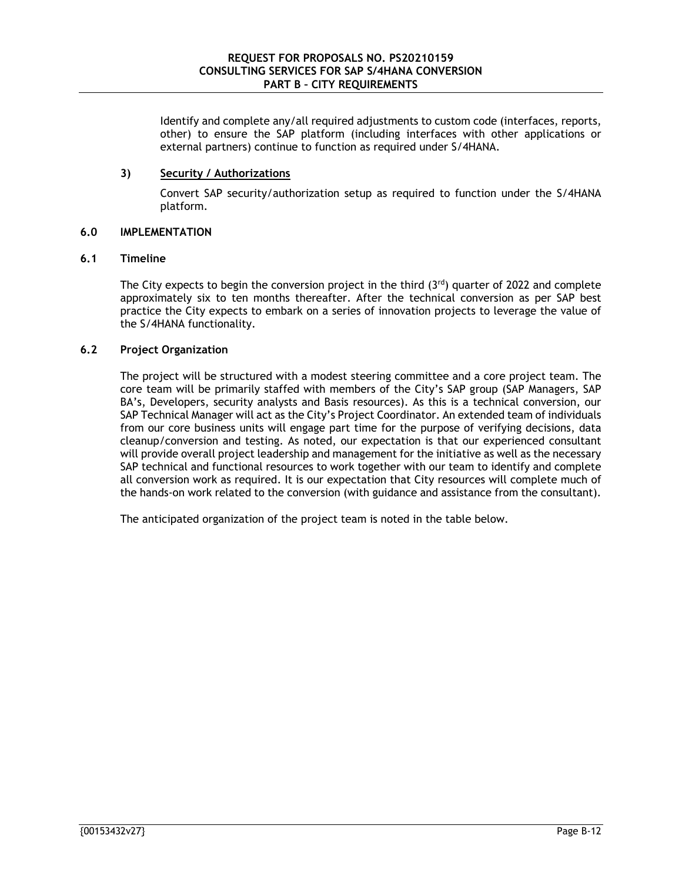Identify and complete any/all required adjustments to custom code (interfaces, reports, other) to ensure the SAP platform (including interfaces with other applications or external partners) continue to function as required under S/4HANA.

**3) Security / Authorizations**

Convert SAP security/authorization setup as required to function under the S/4HANA platform.

## 6.0 IMPLEMENTATION

### 6.1 Timeline

The City expects to begin the conversion project in the third (3rd) quarter of 2022 and complete approximately six to ten months thereafter. After the technical conversion as per SAP best practice the City expects to embark on a series of innovation projects to leverage the value of the S/4HANA functionality.

### 6.2 Project Organization

The project will be structured with a modest steering committee and a core project team. The core team will be primarily staffed with members of the City's SAP group (SAP Managers, SAP BA's, Developers, security analysts and Basis resources). As this is a technical conversion, our SAP Technical Manager will act as the City's Project Coordinator. An extended team of individuals from our core business units will engage part time for the purpose of verifying decisions, data cleanup/conversion and testing. As noted, our expectation is that our experienced consultant will provide overall project leadership and management for the initiative as well as the necessary SAP technical and functional resources to work together with our team to identify and complete all conversion work as required. It is our expectation that City resources will complete much of the hands-on work related to the conversion (with guidance and assistance from the consultant).

The anticipated organization of the project team is noted in the table below.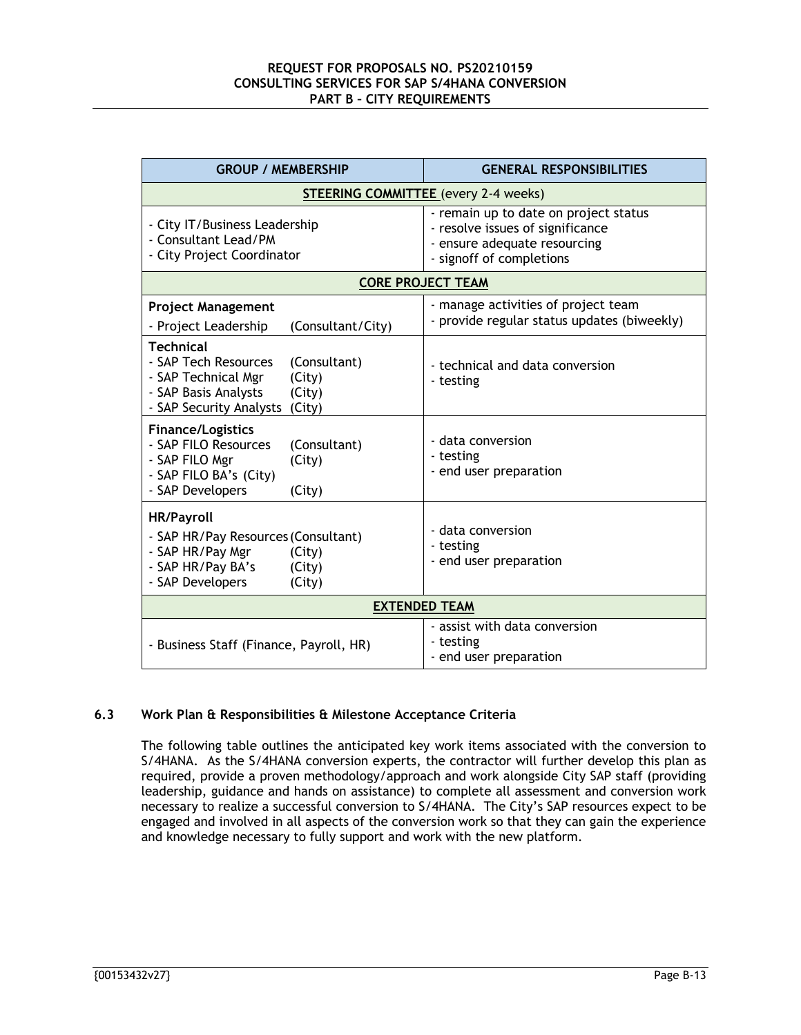| GROUP / MEMBERSHIP | GENERAL RESPONSIBILITIES |
|---|---|
| **STEERING COMMITTEE** (every 2-4 weeks) | |
| - City IT/Business Leadership<br>- Consultant Lead/PM<br>- City Project Coordinator | - remain up to date on project status<br>- resolve issues of significance<br>- ensure adequate resourcing<br>- signoff of completions |
| **CORE PROJECT TEAM** | |
| **Project Management**<br>- Project Leadership (Consultant/City) | - manage activities of project team<br>- provide regular status updates (biweekly) |
| **Technical**<br>- SAP Tech Resources (Consultant)<br>- SAP Technical Mgr (City)<br>- SAP Basis Analysts (City)<br>- SAP Security Analysts (City) | - technical and data conversion<br>- testing |
| **Finance/Logistics**<br>- SAP FILO Resources (Consultant)<br>- SAP FILO Mgr (City)<br>- SAP FILO BA's (City)<br>- SAP Developers (City) | - data conversion<br>- testing<br>- end user preparation |
| **HR/Payroll**<br>- SAP HR/Pay Resources (Consultant)<br>- SAP HR/Pay Mgr (City)<br>- SAP HR/Pay BA's (City)<br>- SAP Developers (City) | - data conversion<br>- testing<br>- end user preparation |
| **EXTENDED TEAM** | |
| - Business Staff (Finance, Payroll, HR) | - assist with data conversion<br>- testing<br>- end user preparation |

### 6.3 Work Plan & Responsibilities & Milestone Acceptance Criteria

The following table outlines the anticipated key work items associated with the conversion to S/4HANA. As the S/4HANA conversion experts, the contractor will further develop this plan as required, provide a proven methodology/approach and work alongside City SAP staff (providing leadership, guidance and hands on assistance) to complete all assessment and conversion work necessary to realize a successful conversion to S/4HANA. The City's SAP resources expect to be engaged and involved in all aspects of the conversion work so that they can gain the experience and knowledge necessary to fully support and work with the new platform.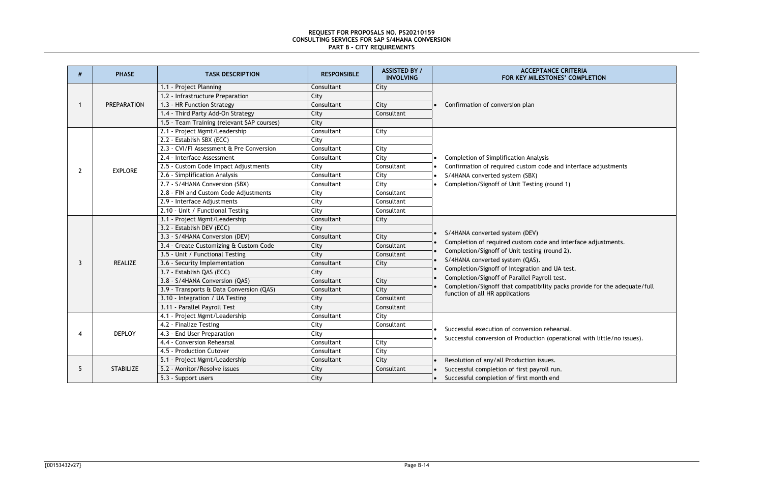| # | PHASE | TASK DESCRIPTION | RESPONSIBLE | ASSISTED BY / INVOLVING | ACCEPTANCE CRITERIA FOR KEY MILESTONES' COMPLETION |
|---|---|---|---|---|---|
| 1 | PREPARATION | 1.1 - Project Planning | Consultant | City | • Confirmation of conversion plan |
| | | 1.2 - Infrastructure Preparation | City | | |
| | | 1.3 - HR Function Strategy | Consultant | City | |
| | | 1.4 - Third Party Add-On Strategy | City | Consultant | |
| | | 1.5 - Team Training (relevant SAP courses) | City | | |
| 2 | EXPLORE | 2.1 - Project Mgmt/Leadership | Consultant | City | • Completion of Simplification Analysis<br>• Confirmation of required custom code and interface adjustments<br>• S/4HANA converted system (SBX)<br>• Completion/Signoff of Unit Testing (round 1) |
| | | 2.2 - Establish SBX (ECC) | City | | |
| | | 2.3 - CVI/FI Assessment & Pre Conversion | Consultant | City | |
| | | 2.4 - Interface Assessment | Consultant | City | |
| | | 2.5 - Custom Code Impact Adjustments | City | Consultant | |
| | | 2.6 - Simplification Analysis | Consultant | City | |
| | | 2.7 - S/4HANA Conversion (SBX) | Consultant | City | |
| | | 2.8 - FIN and Custom Code Adjustments | City | Consultant | |
| | | 2.9 - Interface Adjustments | City | Consultant | |
| | | 2.10 - Unit / Functional Testing | City | Consultant | |
| 3 | REALIZE | 3.1 - Project Mgmt/Leadership | Consultant | City | • S/4HANA converted system (DEV)<br>• Completion of required custom code and interface adjustments.<br>• Completion/Signoff of Unit testing (round 2).<br>• S/4HANA converted system (QAS).<br>• Completion/Signoff of Integration and UA test.<br>• Completion/Signoff of Parallel Payroll test.<br>• Completion/Signoff that compatibility packs provide for the adequate/full function of all HR applications |
| | | 3.2 - Establish DEV (ECC) | City | | |
| | | 3.3 - S/4HANA Conversion (DEV) | Consultant | City | |
| | | 3.4 - Create Customizing & Custom Code | City | Consultant | |
| | | 3.5 - Unit / Functional Testing | City | Consultant | |
| | | 3.6 - Security Implementation | Consultant | City | |
| | | 3.7 - Establish QAS (ECC) | City | | |
| | | 3.8 - S/4HANA Conversion (QAS) | Consultant | City | |
| | | 3.9 - Transports & Data Conversion (QAS) | Consultant | City | |
| | | 3.10 - Integration / UA Testing | City | Consultant | |
| | | 3.11 - Parallel Payroll Test | City | Consultant | |
| 4 | DEPLOY | 4.1 - Project Mgmt/Leadership | Consultant | City | • Successful execution of conversion rehearsal.<br>• Successful conversion of Production (operational with little/no issues). |
| | | 4.2 - Finalize Testing | City | Consultant | |
| | | 4.3 - End User Preparation | City | | |
| | | 4.4 - Conversion Rehearsal | Consultant | City | |
| | | 4.5 - Production Cutover | Consultant | City | |
| 5 | STABILIZE | 5.1 - Project Mgmt/Leadership | Consultant | City | • Resolution of any/all Production issues.<br>• Successful completion of first payroll run.<br>• Successful completion of first month end |
| | | 5.2 - Monitor/Resolve issues | City | Consultant | |
| | | 5.3 - Support users | City | | |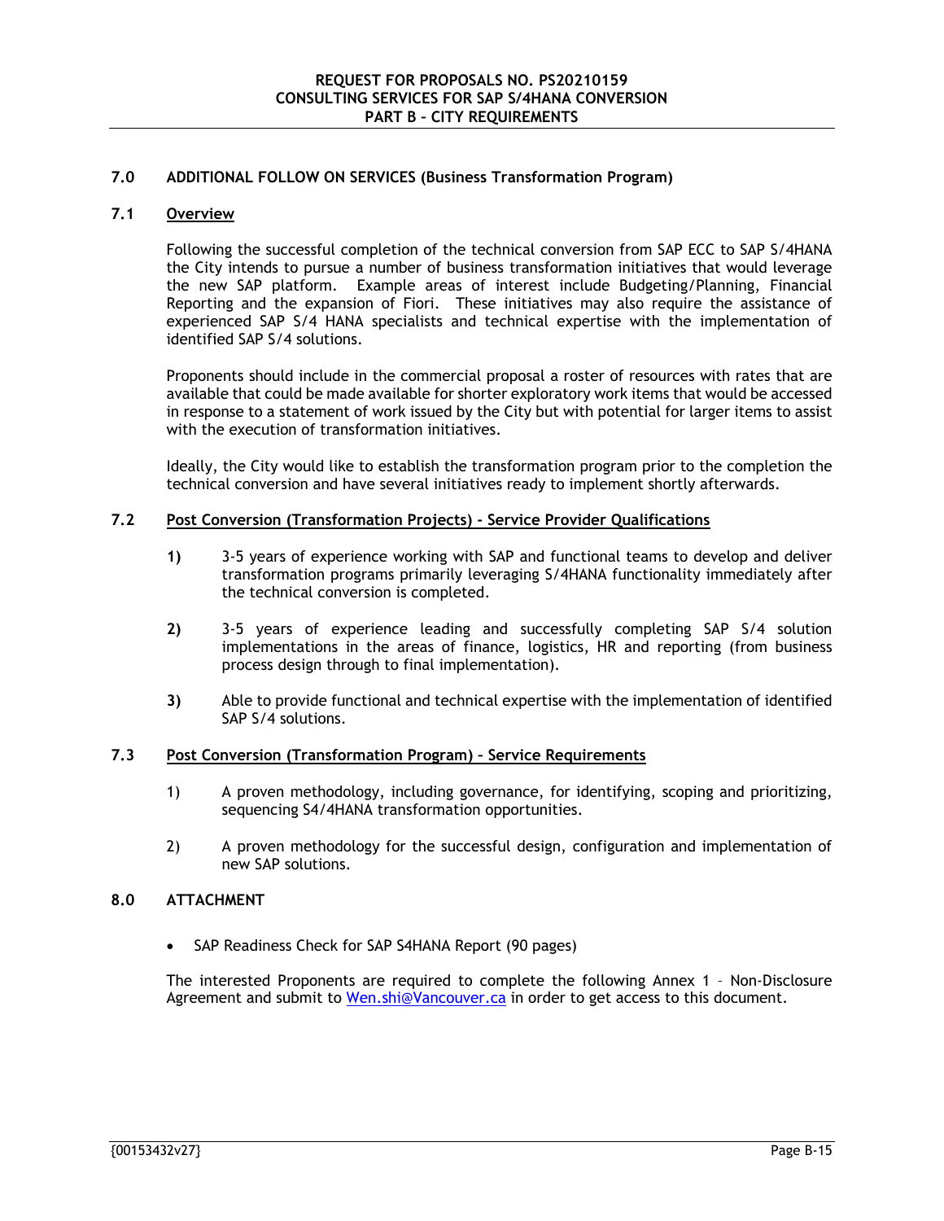## 7.0 ADDITIONAL FOLLOW ON SERVICES (Business Transformation Program)

### 7.1 Overview

Following the successful completion of the technical conversion from SAP ECC to SAP S/4HANA the City intends to pursue a number of business transformation initiatives that would leverage the new SAP platform. Example areas of interest include Budgeting/Planning, Financial Reporting and the expansion of Fiori. These initiatives may also require the assistance of experienced SAP S/4 HANA specialists and technical expertise with the implementation of identified SAP S/4 solutions.

Proponents should include in the commercial proposal a roster of resources with rates that are available that could be made available for shorter exploratory work items that would be accessed in response to a statement of work issued by the City but with potential for larger items to assist with the execution of transformation initiatives.

Ideally, the City would like to establish the transformation program prior to the completion the technical conversion and have several initiatives ready to implement shortly afterwards.

### 7.2 Post Conversion (Transformation Projects) - Service Provider Qualifications

**1)** 3-5 years of experience working with SAP and functional teams to develop and deliver transformation programs primarily leveraging S/4HANA functionality immediately after the technical conversion is completed.

**2)** 3-5 years of experience leading and successfully completing SAP S/4 solution implementations in the areas of finance, logistics, HR and reporting (from business process design through to final implementation).

**3)** Able to provide functional and technical expertise with the implementation of identified SAP S/4 solutions.

### 7.3 Post Conversion (Transformation Program) – Service Requirements

1) A proven methodology, including governance, for identifying, scoping and prioritizing, sequencing S4/4HANA transformation opportunities.

2) A proven methodology for the successful design, configuration and implementation of new SAP solutions.

## 8.0 ATTACHMENT

- SAP Readiness Check for SAP S4HANA Report (90 pages)

The interested Proponents are required to complete the following Annex 1 – Non-Disclosure Agreement and submit to Wen.shi@Vancouver.ca in order to get access to this document.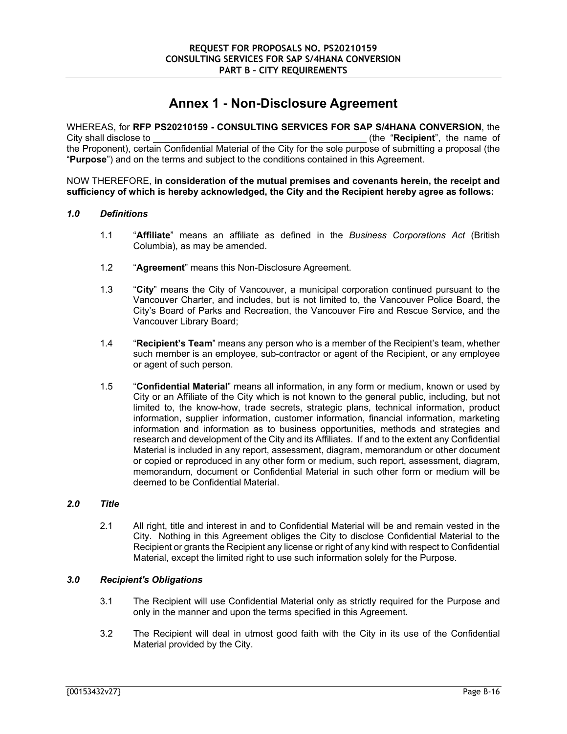# Annex 1 - Non-Disclosure Agreement

WHEREAS, for **RFP PS20210159 - CONSULTING SERVICES FOR SAP S/4HANA CONVERSION**, the City shall disclose to \_\_\_\_\_\_\_\_\_\_\_\_\_\_\_\_\_\_\_\_\_\_\_\_\_\_\_\_\_\_\_\_\_\_\_\_\_\_\_\_ (the "**Recipient**", the name of the Proponent), certain Confidential Material of the City for the sole purpose of submitting a proposal (the "**Purpose**") and on the terms and subject to the conditions contained in this Agreement.

NOW THEREFORE, **in consideration of the mutual premises and covenants herein, the receipt and sufficiency of which is hereby acknowledged, the City and the Recipient hereby agree as follows:**

### *1.0 Definitions*

1.1 "**Affiliate**" means an affiliate as defined in the *Business Corporations Act* (British Columbia), as may be amended.

1.2 "**Agreement**" means this Non-Disclosure Agreement.

1.3 "**City**" means the City of Vancouver, a municipal corporation continued pursuant to the Vancouver Charter, and includes, but is not limited to, the Vancouver Police Board, the City's Board of Parks and Recreation, the Vancouver Fire and Rescue Service, and the Vancouver Library Board;

1.4 "**Recipient's Team**" means any person who is a member of the Recipient's team, whether such member is an employee, sub-contractor or agent of the Recipient, or any employee or agent of such person.

1.5 "**Confidential Material**" means all information, in any form or medium, known or used by City or an Affiliate of the City which is not known to the general public, including, but not limited to, the know-how, trade secrets, strategic plans, technical information, product information, supplier information, customer information, financial information, marketing information and information as to business opportunities, methods and strategies and research and development of the City and its Affiliates. If and to the extent any Confidential Material is included in any report, assessment, diagram, memorandum or other document or copied or reproduced in any other form or medium, such report, assessment, diagram, memorandum, document or Confidential Material in such other form or medium will be deemed to be Confidential Material.

### *2.0 Title*

2.1 All right, title and interest in and to Confidential Material will be and remain vested in the City. Nothing in this Agreement obliges the City to disclose Confidential Material to the Recipient or grants the Recipient any license or right of any kind with respect to Confidential Material, except the limited right to use such information solely for the Purpose.

### *3.0 Recipient's Obligations*

3.1 The Recipient will use Confidential Material only as strictly required for the Purpose and only in the manner and upon the terms specified in this Agreement.

3.2 The Recipient will deal in utmost good faith with the City in its use of the Confidential Material provided by the City.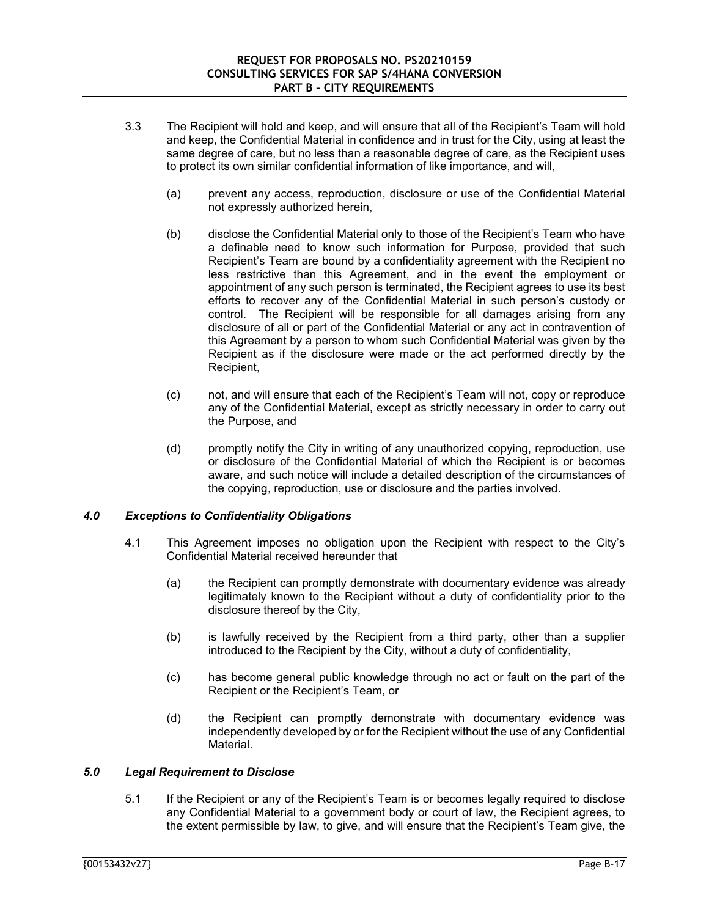3.3 The Recipient will hold and keep, and will ensure that all of the Recipient's Team will hold and keep, the Confidential Material in confidence and in trust for the City, using at least the same degree of care, but no less than a reasonable degree of care, as the Recipient uses to protect its own similar confidential information of like importance, and will,

(a) prevent any access, reproduction, disclosure or use of the Confidential Material not expressly authorized herein,

(b) disclose the Confidential Material only to those of the Recipient's Team who have a definable need to know such information for Purpose, provided that such Recipient's Team are bound by a confidentiality agreement with the Recipient no less restrictive than this Agreement, and in the event the employment or appointment of any such person is terminated, the Recipient agrees to use its best efforts to recover any of the Confidential Material in such person's custody or control. The Recipient will be responsible for all damages arising from any disclosure of all or part of the Confidential Material or any act in contravention of this Agreement by a person to whom such Confidential Material was given by the Recipient as if the disclosure were made or the act performed directly by the Recipient,

(c) not, and will ensure that each of the Recipient's Team will not, copy or reproduce any of the Confidential Material, except as strictly necessary in order to carry out the Purpose, and

(d) promptly notify the City in writing of any unauthorized copying, reproduction, use or disclosure of the Confidential Material of which the Recipient is or becomes aware, and such notice will include a detailed description of the circumstances of the copying, reproduction, use or disclosure and the parties involved.

### *4.0 Exceptions to Confidentiality Obligations*

4.1 This Agreement imposes no obligation upon the Recipient with respect to the City's Confidential Material received hereunder that

(a) the Recipient can promptly demonstrate with documentary evidence was already legitimately known to the Recipient without a duty of confidentiality prior to the disclosure thereof by the City,

(b) is lawfully received by the Recipient from a third party, other than a supplier introduced to the Recipient by the City, without a duty of confidentiality,

(c) has become general public knowledge through no act or fault on the part of the Recipient or the Recipient's Team, or

(d) the Recipient can promptly demonstrate with documentary evidence was independently developed by or for the Recipient without the use of any Confidential Material.

### *5.0 Legal Requirement to Disclose*

5.1 If the Recipient or any of the Recipient's Team is or becomes legally required to disclose any Confidential Material to a government body or court of law, the Recipient agrees, to the extent permissible by law, to give, and will ensure that the Recipient's Team give, the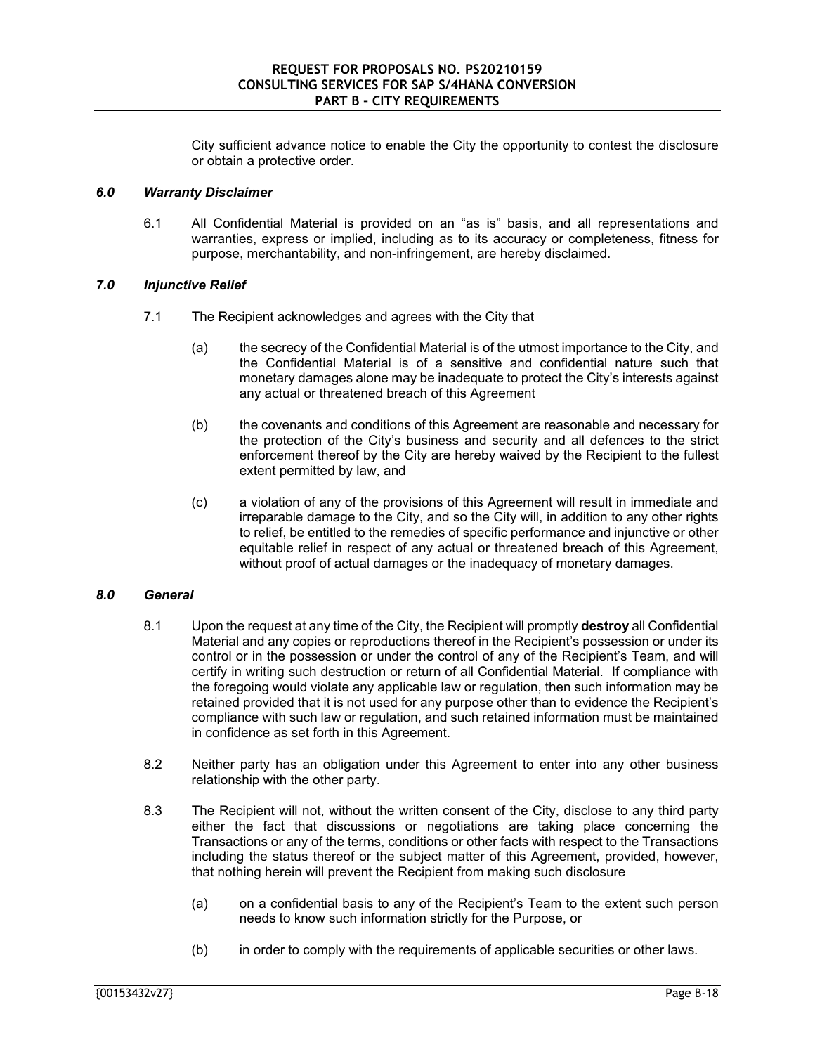City sufficient advance notice to enable the City the opportunity to contest the disclosure or obtain a protective order.

### *6.0 Warranty Disclaimer*

6.1 All Confidential Material is provided on an "as is" basis, and all representations and warranties, express or implied, including as to its accuracy or completeness, fitness for purpose, merchantability, and non-infringement, are hereby disclaimed.

### *7.0 Injunctive Relief*

7.1 The Recipient acknowledges and agrees with the City that

(a) the secrecy of the Confidential Material is of the utmost importance to the City, and the Confidential Material is of a sensitive and confidential nature such that monetary damages alone may be inadequate to protect the City's interests against any actual or threatened breach of this Agreement

(b) the covenants and conditions of this Agreement are reasonable and necessary for the protection of the City's business and security and all defences to the strict enforcement thereof by the City are hereby waived by the Recipient to the fullest extent permitted by law, and

(c) a violation of any of the provisions of this Agreement will result in immediate and irreparable damage to the City, and so the City will, in addition to any other rights to relief, be entitled to the remedies of specific performance and injunctive or other equitable relief in respect of any actual or threatened breach of this Agreement, without proof of actual damages or the inadequacy of monetary damages.

### *8.0 General*

8.1 Upon the request at any time of the City, the Recipient will promptly **destroy** all Confidential Material and any copies or reproductions thereof in the Recipient's possession or under its control or in the possession or under the control of any of the Recipient's Team, and will certify in writing such destruction or return of all Confidential Material. If compliance with the foregoing would violate any applicable law or regulation, then such information may be retained provided that it is not used for any purpose other than to evidence the Recipient's compliance with such law or regulation, and such retained information must be maintained in confidence as set forth in this Agreement.

8.2 Neither party has an obligation under this Agreement to enter into any other business relationship with the other party.

8.3 The Recipient will not, without the written consent of the City, disclose to any third party either the fact that discussions or negotiations are taking place concerning the Transactions or any of the terms, conditions or other facts with respect to the Transactions including the status thereof or the subject matter of this Agreement, provided, however, that nothing herein will prevent the Recipient from making such disclosure

(a) on a confidential basis to any of the Recipient's Team to the extent such person needs to know such information strictly for the Purpose, or

(b) in order to comply with the requirements of applicable securities or other laws.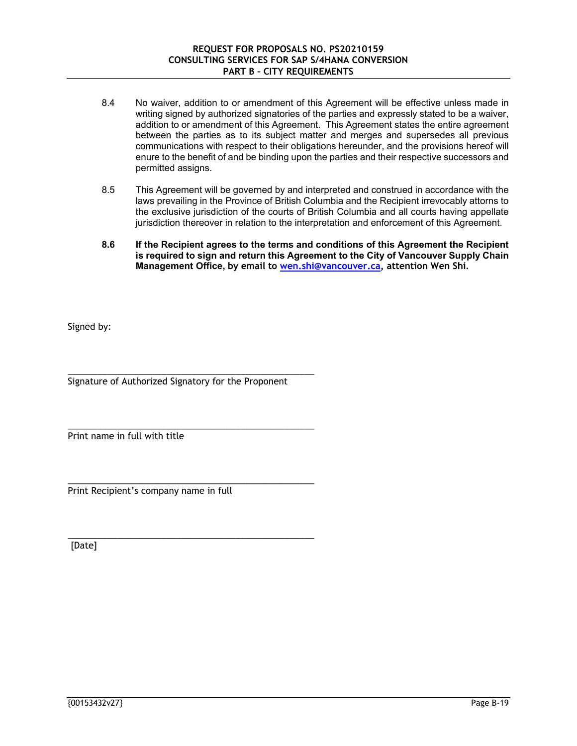8.4 No waiver, addition to or amendment of this Agreement will be effective unless made in writing signed by authorized signatories of the parties and expressly stated to be a waiver, addition to or amendment of this Agreement. This Agreement states the entire agreement between the parties as to its subject matter and merges and supersedes all previous communications with respect to their obligations hereunder, and the provisions hereof will enure to the benefit of and be binding upon the parties and their respective successors and permitted assigns.

8.5 This Agreement will be governed by and interpreted and construed in accordance with the laws prevailing in the Province of British Columbia and the Recipient irrevocably attorns to the exclusive jurisdiction of the courts of British Columbia and all courts having appellate jurisdiction thereover in relation to the interpretation and enforcement of this Agreement.

**8.6 If the Recipient agrees to the terms and conditions of this Agreement the Recipient is required to sign and return this Agreement to the City of Vancouver Supply Chain Management Office, by email to wen.shi@vancouver.ca, attention Wen Shi.**

Signed by:

\_\_\_\_\_\_\_\_\_\_\_\_\_\_\_\_\_\_\_\_\_\_\_\_\_\_\_\_\_\_\_\_\_\_\_\_\_\_\_\_\_\_\_\_\_\_\_\_

Signature of Authorized Signatory for the Proponent

\_\_\_\_\_\_\_\_\_\_\_\_\_\_\_\_\_\_\_\_\_\_\_\_\_\_\_\_\_\_\_\_\_\_\_\_\_\_\_\_\_\_\_\_\_\_\_\_

Print name in full with title

\_\_\_\_\_\_\_\_\_\_\_\_\_\_\_\_\_\_\_\_\_\_\_\_\_\_\_\_\_\_\_\_\_\_\_\_\_\_\_\_\_\_\_\_\_\_\_\_

Print Recipient's company name in full

\_\_\_\_\_\_\_\_\_\_\_\_\_\_\_\_\_\_\_\_\_\_\_\_\_\_\_\_\_\_\_\_\_\_\_\_\_\_\_\_\_\_\_\_\_\_\_\_

[Date]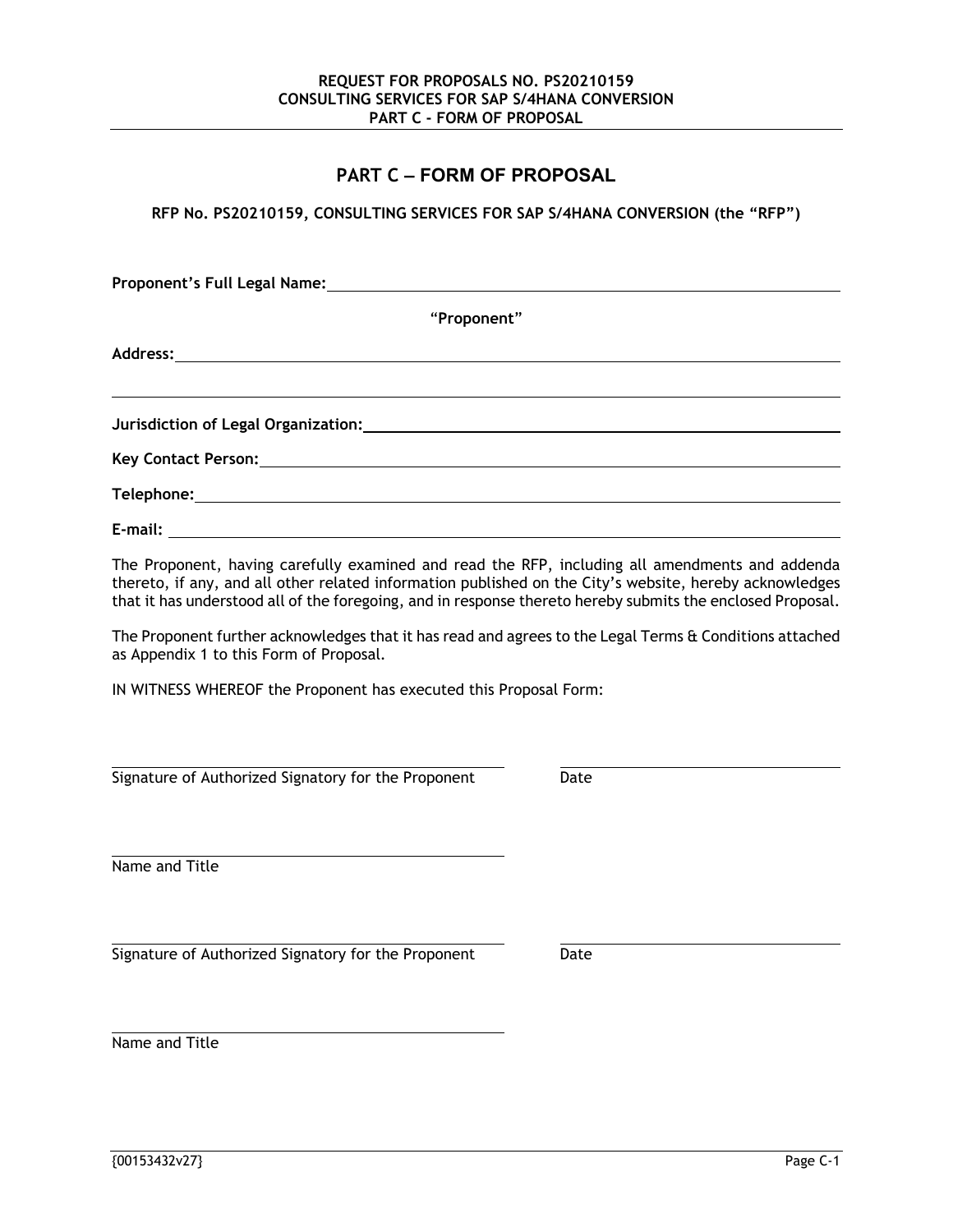# PART C – FORM OF PROPOSAL

**RFP No. PS20210159, CONSULTING SERVICES FOR SAP S/4HANA CONVERSION (the "RFP")**

**Proponent's Full Legal Name:** ______________________________

**"Proponent"**

**Address:** ______________________________

______________________________

**Jurisdiction of Legal Organization:** ______________________________

**Key Contact Person:** ______________________________

**Telephone:** ______________________________

**E-mail:** ______________________________

The Proponent, having carefully examined and read the RFP, including all amendments and addenda thereto, if any, and all other related information published on the City's website, hereby acknowledges that it has understood all of the foregoing, and in response thereto hereby submits the enclosed Proposal.

The Proponent further acknowledges that it has read and agrees to the Legal Terms & Conditions attached as Appendix 1 to this Form of Proposal.

IN WITNESS WHEREOF the Proponent has executed this Proposal Form:

______________________________ ______________________________
Signature of Authorized Signatory for the Proponent Date

______________________________
Name and Title

______________________________ ______________________________
Signature of Authorized Signatory for the Proponent Date

______________________________
Name and Title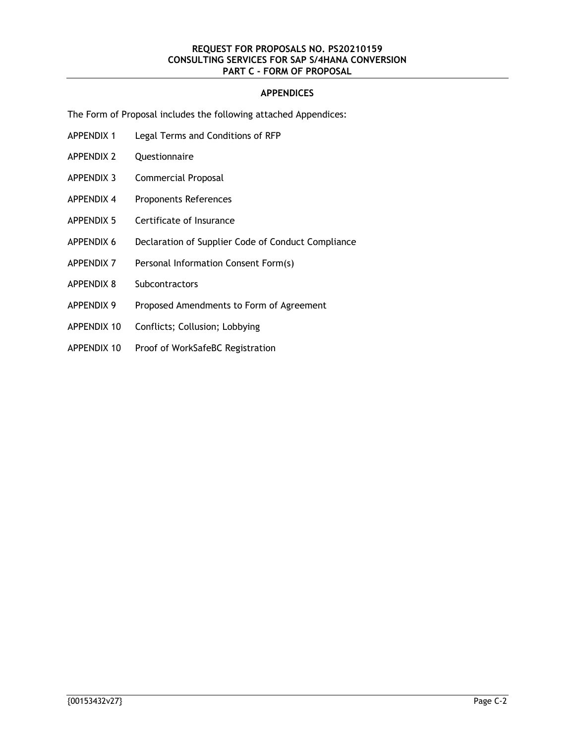## APPENDICES

The Form of Proposal includes the following attached Appendices:

| | |
|---|---|
| APPENDIX 1 | Legal Terms and Conditions of RFP |
| APPENDIX 2 | Questionnaire |
| APPENDIX 3 | Commercial Proposal |
| APPENDIX 4 | Proponents References |
| APPENDIX 5 | Certificate of Insurance |
| APPENDIX 6 | Declaration of Supplier Code of Conduct Compliance |
| APPENDIX 7 | Personal Information Consent Form(s) |
| APPENDIX 8 | Subcontractors |
| APPENDIX 9 | Proposed Amendments to Form of Agreement |
| APPENDIX 10 | Conflicts; Collusion; Lobbying |
| APPENDIX 10 | Proof of WorkSafeBC Registration |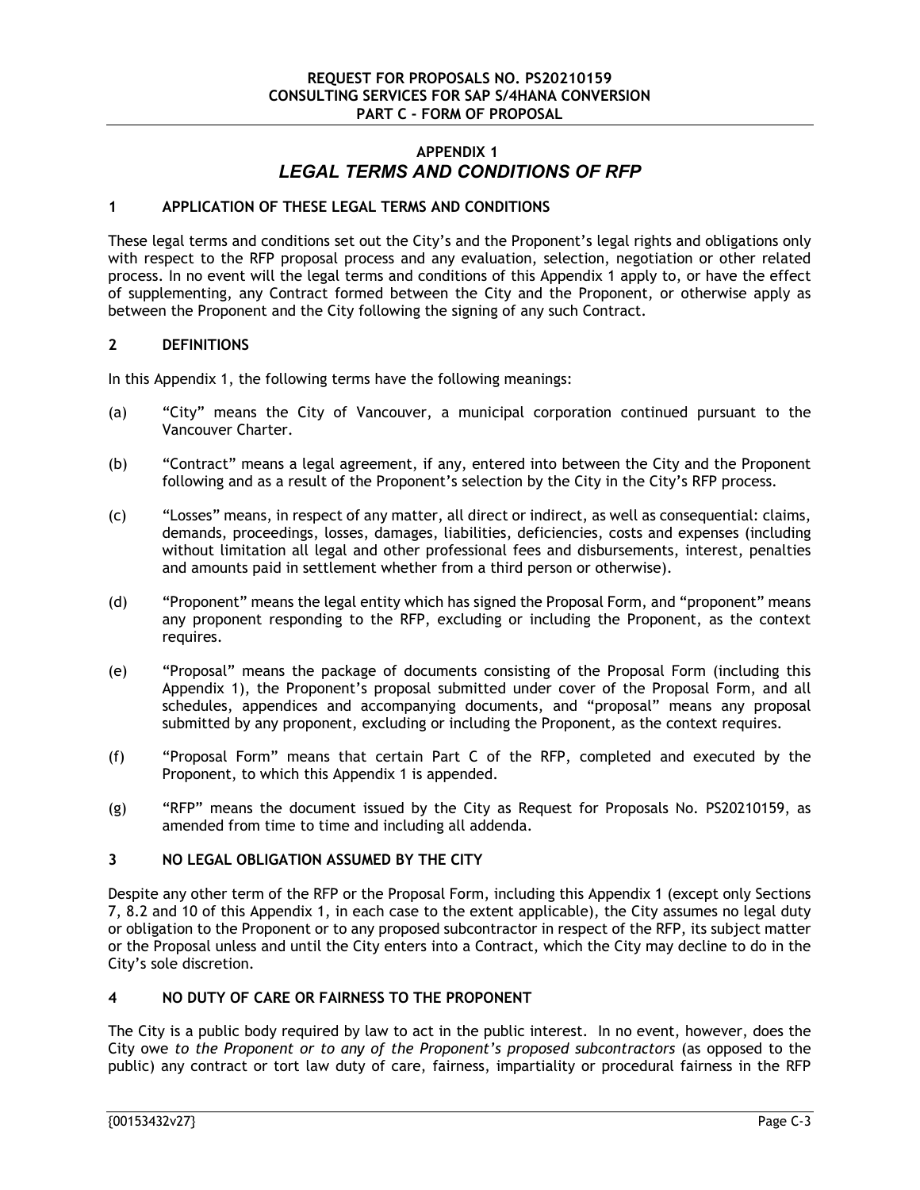## APPENDIX 1
## *LEGAL TERMS AND CONDITIONS OF RFP*

### 1 APPLICATION OF THESE LEGAL TERMS AND CONDITIONS

These legal terms and conditions set out the City's and the Proponent's legal rights and obligations only with respect to the RFP proposal process and any evaluation, selection, negotiation or other related process. In no event will the legal terms and conditions of this Appendix 1 apply to, or have the effect of supplementing, any Contract formed between the City and the Proponent, or otherwise apply as between the Proponent and the City following the signing of any such Contract.

### 2 DEFINITIONS

In this Appendix 1, the following terms have the following meanings:

(a) "City" means the City of Vancouver, a municipal corporation continued pursuant to the Vancouver Charter.

(b) "Contract" means a legal agreement, if any, entered into between the City and the Proponent following and as a result of the Proponent's selection by the City in the City's RFP process.

(c) "Losses" means, in respect of any matter, all direct or indirect, as well as consequential: claims, demands, proceedings, losses, damages, liabilities, deficiencies, costs and expenses (including without limitation all legal and other professional fees and disbursements, interest, penalties and amounts paid in settlement whether from a third person or otherwise).

(d) "Proponent" means the legal entity which has signed the Proposal Form, and "proponent" means any proponent responding to the RFP, excluding or including the Proponent, as the context requires.

(e) "Proposal" means the package of documents consisting of the Proposal Form (including this Appendix 1), the Proponent's proposal submitted under cover of the Proposal Form, and all schedules, appendices and accompanying documents, and "proposal" means any proposal submitted by any proponent, excluding or including the Proponent, as the context requires.

(f) "Proposal Form" means that certain Part C of the RFP, completed and executed by the Proponent, to which this Appendix 1 is appended.

(g) "RFP" means the document issued by the City as Request for Proposals No. PS20210159, as amended from time to time and including all addenda.

### 3 NO LEGAL OBLIGATION ASSUMED BY THE CITY

Despite any other term of the RFP or the Proposal Form, including this Appendix 1 (except only Sections 7, 8.2 and 10 of this Appendix 1, in each case to the extent applicable), the City assumes no legal duty or obligation to the Proponent or to any proposed subcontractor in respect of the RFP, its subject matter or the Proposal unless and until the City enters into a Contract, which the City may decline to do in the City's sole discretion.

### 4 NO DUTY OF CARE OR FAIRNESS TO THE PROPONENT

The City is a public body required by law to act in the public interest. In no event, however, does the City owe *to the Proponent or to any of the Proponent's proposed subcontractors* (as opposed to the public) any contract or tort law duty of care, fairness, impartiality or procedural fairness in the RFP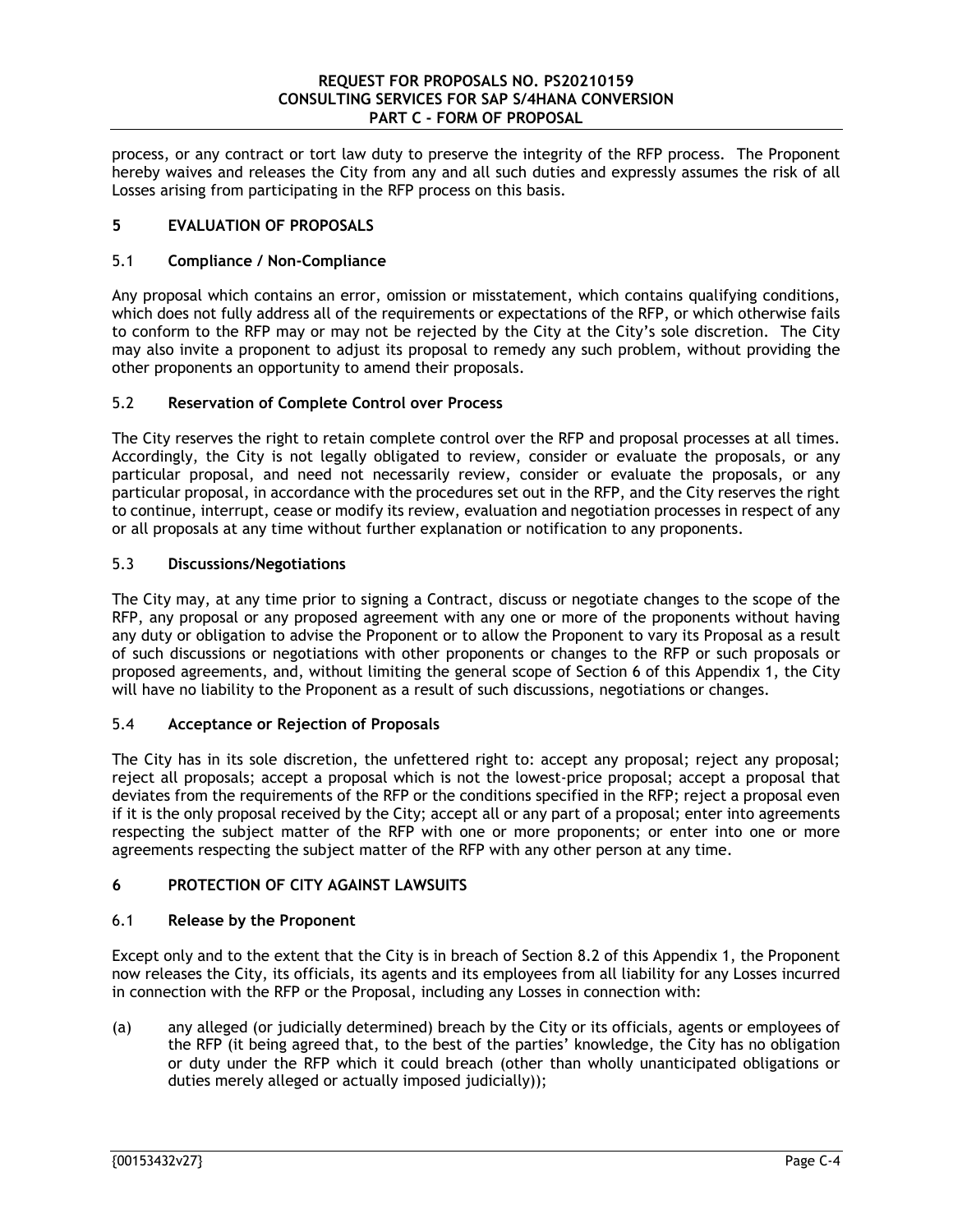process, or any contract or tort law duty to preserve the integrity of the RFP process. The Proponent hereby waives and releases the City from any and all such duties and expressly assumes the risk of all Losses arising from participating in the RFP process on this basis.

## 5 EVALUATION OF PROPOSALS

### 5.1 Compliance / Non-Compliance

Any proposal which contains an error, omission or misstatement, which contains qualifying conditions, which does not fully address all of the requirements or expectations of the RFP, or which otherwise fails to conform to the RFP may or may not be rejected by the City at the City's sole discretion. The City may also invite a proponent to adjust its proposal to remedy any such problem, without providing the other proponents an opportunity to amend their proposals.

### 5.2 Reservation of Complete Control over Process

The City reserves the right to retain complete control over the RFP and proposal processes at all times. Accordingly, the City is not legally obligated to review, consider or evaluate the proposals, or any particular proposal, and need not necessarily review, consider or evaluate the proposals, or any particular proposal, in accordance with the procedures set out in the RFP, and the City reserves the right to continue, interrupt, cease or modify its review, evaluation and negotiation processes in respect of any or all proposals at any time without further explanation or notification to any proponents.

### 5.3 Discussions/Negotiations

The City may, at any time prior to signing a Contract, discuss or negotiate changes to the scope of the RFP, any proposal or any proposed agreement with any one or more of the proponents without having any duty or obligation to advise the Proponent or to allow the Proponent to vary its Proposal as a result of such discussions or negotiations with other proponents or changes to the RFP or such proposals or proposed agreements, and, without limiting the general scope of Section 6 of this Appendix 1, the City will have no liability to the Proponent as a result of such discussions, negotiations or changes.

### 5.4 Acceptance or Rejection of Proposals

The City has in its sole discretion, the unfettered right to: accept any proposal; reject any proposal; reject all proposals; accept a proposal which is not the lowest-price proposal; accept a proposal that deviates from the requirements of the RFP or the conditions specified in the RFP; reject a proposal even if it is the only proposal received by the City; accept all or any part of a proposal; enter into agreements respecting the subject matter of the RFP with one or more proponents; or enter into one or more agreements respecting the subject matter of the RFP with any other person at any time.

## 6 PROTECTION OF CITY AGAINST LAWSUITS

### 6.1 Release by the Proponent

Except only and to the extent that the City is in breach of Section 8.2 of this Appendix 1, the Proponent now releases the City, its officials, its agents and its employees from all liability for any Losses incurred in connection with the RFP or the Proposal, including any Losses in connection with:

(a) any alleged (or judicially determined) breach by the City or its officials, agents or employees of the RFP (it being agreed that, to the best of the parties' knowledge, the City has no obligation or duty under the RFP which it could breach (other than wholly unanticipated obligations or duties merely alleged or actually imposed judicially));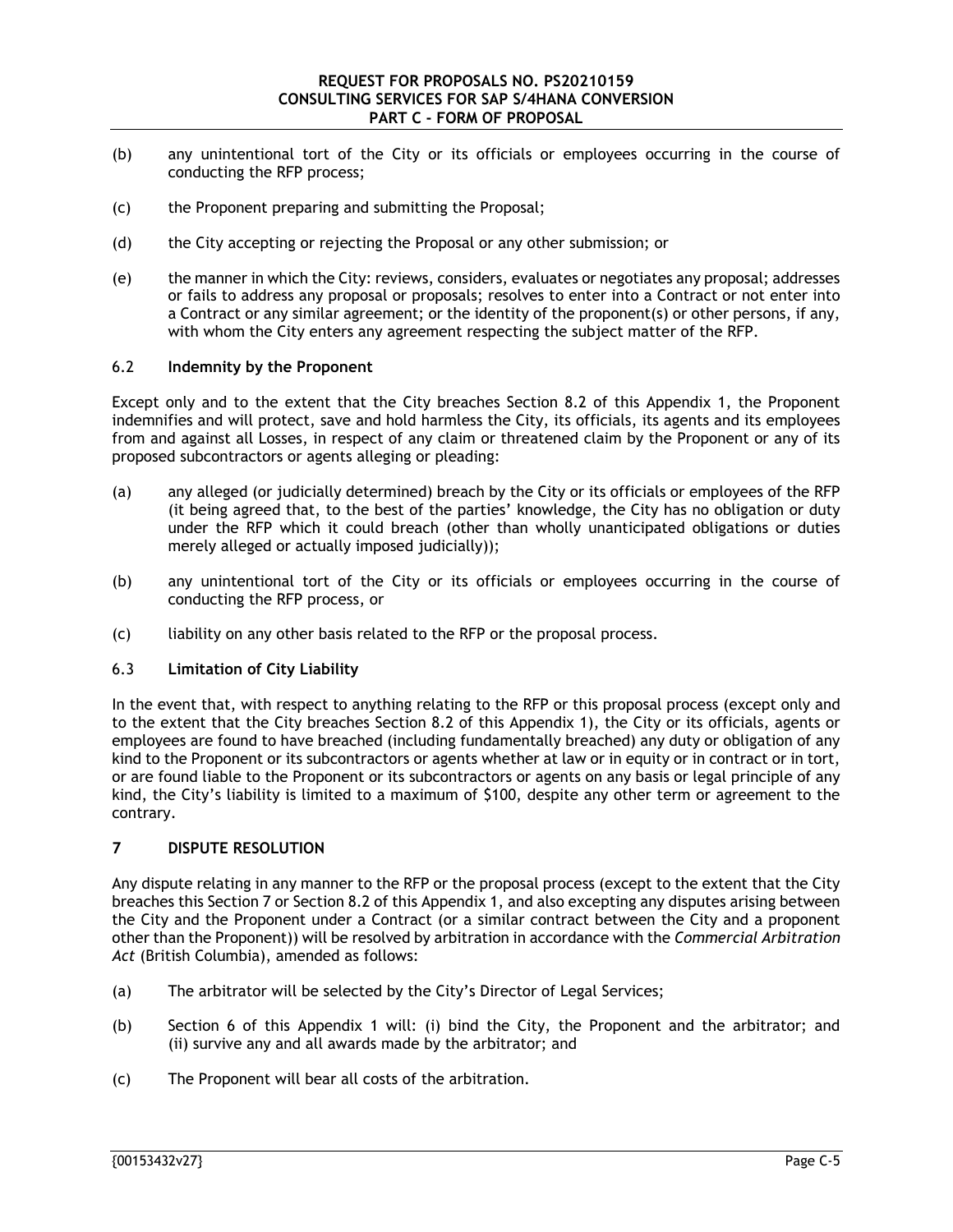(b) any unintentional tort of the City or its officials or employees occurring in the course of conducting the RFP process;

(c) the Proponent preparing and submitting the Proposal;

(d) the City accepting or rejecting the Proposal or any other submission; or

(e) the manner in which the City: reviews, considers, evaluates or negotiates any proposal; addresses or fails to address any proposal or proposals; resolves to enter into a Contract or not enter into a Contract or any similar agreement; or the identity of the proponent(s) or other persons, if any, with whom the City enters any agreement respecting the subject matter of the RFP.

### 6.2 Indemnity by the Proponent

Except only and to the extent that the City breaches Section 8.2 of this Appendix 1, the Proponent indemnifies and will protect, save and hold harmless the City, its officials, its agents and its employees from and against all Losses, in respect of any claim or threatened claim by the Proponent or any of its proposed subcontractors or agents alleging or pleading:

(a) any alleged (or judicially determined) breach by the City or its officials or employees of the RFP (it being agreed that, to the best of the parties' knowledge, the City has no obligation or duty under the RFP which it could breach (other than wholly unanticipated obligations or duties merely alleged or actually imposed judicially));

(b) any unintentional tort of the City or its officials or employees occurring in the course of conducting the RFP process, or

(c) liability on any other basis related to the RFP or the proposal process.

### 6.3 Limitation of City Liability

In the event that, with respect to anything relating to the RFP or this proposal process (except only and to the extent that the City breaches Section 8.2 of this Appendix 1), the City or its officials, agents or employees are found to have breached (including fundamentally breached) any duty or obligation of any kind to the Proponent or its subcontractors or agents whether at law or in equity or in contract or in tort, or are found liable to the Proponent or its subcontractors or agents on any basis or legal principle of any kind, the City's liability is limited to a maximum of $100, despite any other term or agreement to the contrary.

## 7 DISPUTE RESOLUTION

Any dispute relating in any manner to the RFP or the proposal process (except to the extent that the City breaches this Section 7 or Section 8.2 of this Appendix 1, and also excepting any disputes arising between the City and the Proponent under a Contract (or a similar contract between the City and a proponent other than the Proponent)) will be resolved by arbitration in accordance with the *Commercial Arbitration Act* (British Columbia), amended as follows:

(a) The arbitrator will be selected by the City's Director of Legal Services;

(b) Section 6 of this Appendix 1 will: (i) bind the City, the Proponent and the arbitrator; and (ii) survive any and all awards made by the arbitrator; and

(c) The Proponent will bear all costs of the arbitration.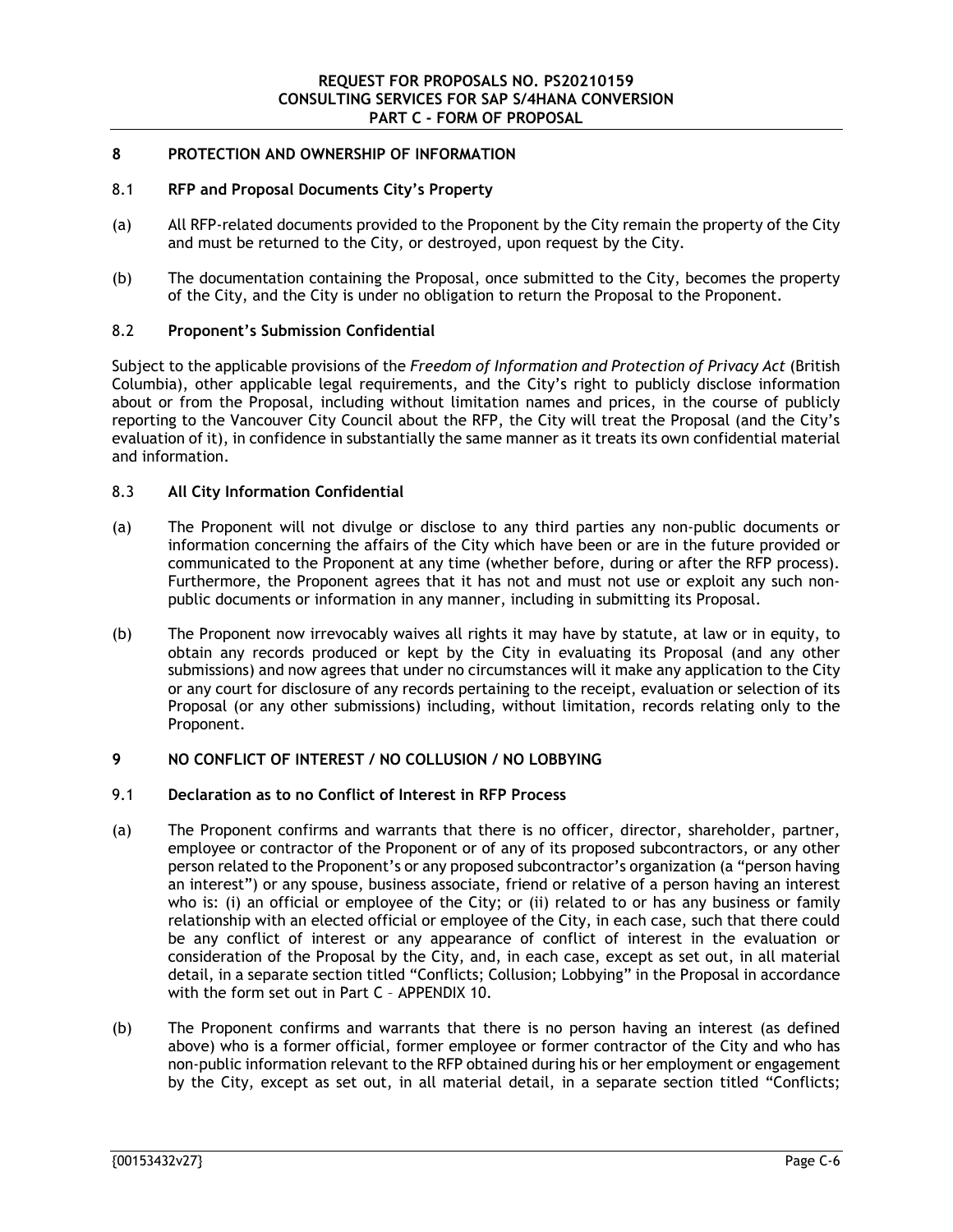## 8 PROTECTION AND OWNERSHIP OF INFORMATION

### 8.1 RFP and Proposal Documents City's Property

(a) All RFP-related documents provided to the Proponent by the City remain the property of the City and must be returned to the City, or destroyed, upon request by the City.

(b) The documentation containing the Proposal, once submitted to the City, becomes the property of the City, and the City is under no obligation to return the Proposal to the Proponent.

### 8.2 Proponent's Submission Confidential

Subject to the applicable provisions of the *Freedom of Information and Protection of Privacy Act* (British Columbia), other applicable legal requirements, and the City's right to publicly disclose information about or from the Proposal, including without limitation names and prices, in the course of publicly reporting to the Vancouver City Council about the RFP, the City will treat the Proposal (and the City's evaluation of it), in confidence in substantially the same manner as it treats its own confidential material and information.

### 8.3 All City Information Confidential

(a) The Proponent will not divulge or disclose to any third parties any non-public documents or information concerning the affairs of the City which have been or are in the future provided or communicated to the Proponent at any time (whether before, during or after the RFP process). Furthermore, the Proponent agrees that it has not and must not use or exploit any such non-public documents or information in any manner, including in submitting its Proposal.

(b) The Proponent now irrevocably waives all rights it may have by statute, at law or in equity, to obtain any records produced or kept by the City in evaluating its Proposal (and any other submissions) and now agrees that under no circumstances will it make any application to the City or any court for disclosure of any records pertaining to the receipt, evaluation or selection of its Proposal (or any other submissions) including, without limitation, records relating only to the Proponent.

## 9 NO CONFLICT OF INTEREST / NO COLLUSION / NO LOBBYING

### 9.1 Declaration as to no Conflict of Interest in RFP Process

(a) The Proponent confirms and warrants that there is no officer, director, shareholder, partner, employee or contractor of the Proponent or of any of its proposed subcontractors, or any other person related to the Proponent's or any proposed subcontractor's organization (a "person having an interest") or any spouse, business associate, friend or relative of a person having an interest who is: (i) an official or employee of the City; or (ii) related to or has any business or family relationship with an elected official or employee of the City, in each case, such that there could be any conflict of interest or any appearance of conflict of interest in the evaluation or consideration of the Proposal by the City, and, in each case, except as set out, in all material detail, in a separate section titled "Conflicts; Collusion; Lobbying" in the Proposal in accordance with the form set out in Part C – APPENDIX 10.

(b) The Proponent confirms and warrants that there is no person having an interest (as defined above) who is a former official, former employee or former contractor of the City and who has non-public information relevant to the RFP obtained during his or her employment or engagement by the City, except as set out, in all material detail, in a separate section titled "Conflicts;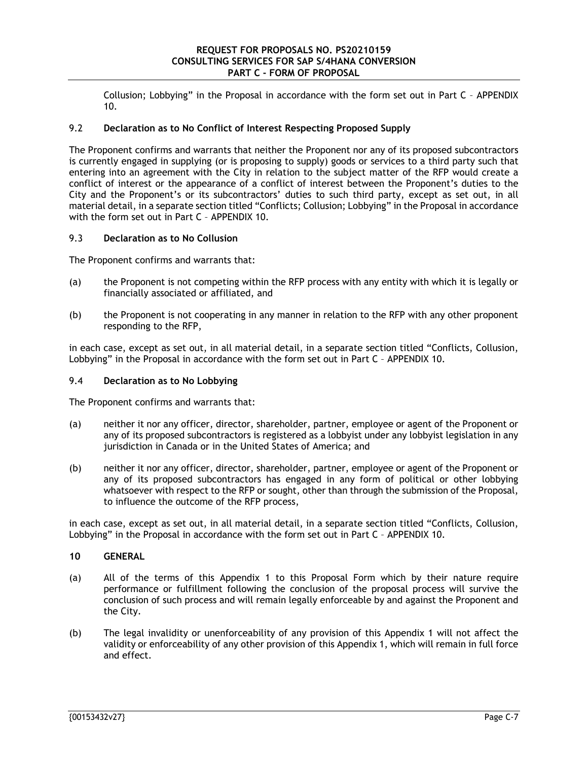Collusion; Lobbying" in the Proposal in accordance with the form set out in Part C – APPENDIX 10.

### 9.2 Declaration as to No Conflict of Interest Respecting Proposed Supply

The Proponent confirms and warrants that neither the Proponent nor any of its proposed subcontractors is currently engaged in supplying (or is proposing to supply) goods or services to a third party such that entering into an agreement with the City in relation to the subject matter of the RFP would create a conflict of interest or the appearance of a conflict of interest between the Proponent's duties to the City and the Proponent's or its subcontractors' duties to such third party, except as set out, in all material detail, in a separate section titled "Conflicts; Collusion; Lobbying" in the Proposal in accordance with the form set out in Part C – APPENDIX 10.

### 9.3 Declaration as to No Collusion

The Proponent confirms and warrants that:

(a) the Proponent is not competing within the RFP process with any entity with which it is legally or financially associated or affiliated, and

(b) the Proponent is not cooperating in any manner in relation to the RFP with any other proponent responding to the RFP,

in each case, except as set out, in all material detail, in a separate section titled "Conflicts, Collusion, Lobbying" in the Proposal in accordance with the form set out in Part C – APPENDIX 10.

### 9.4 Declaration as to No Lobbying

The Proponent confirms and warrants that:

(a) neither it nor any officer, director, shareholder, partner, employee or agent of the Proponent or any of its proposed subcontractors is registered as a lobbyist under any lobbyist legislation in any jurisdiction in Canada or in the United States of America; and

(b) neither it nor any officer, director, shareholder, partner, employee or agent of the Proponent or any of its proposed subcontractors has engaged in any form of political or other lobbying whatsoever with respect to the RFP or sought, other than through the submission of the Proposal, to influence the outcome of the RFP process,

in each case, except as set out, in all material detail, in a separate section titled "Conflicts, Collusion, Lobbying" in the Proposal in accordance with the form set out in Part C – APPENDIX 10.

## 10 GENERAL

(a) All of the terms of this Appendix 1 to this Proposal Form which by their nature require performance or fulfillment following the conclusion of the proposal process will survive the conclusion of such process and will remain legally enforceable by and against the Proponent and the City.

(b) The legal invalidity or unenforceability of any provision of this Appendix 1 will not affect the validity or enforceability of any other provision of this Appendix 1, which will remain in full force and effect.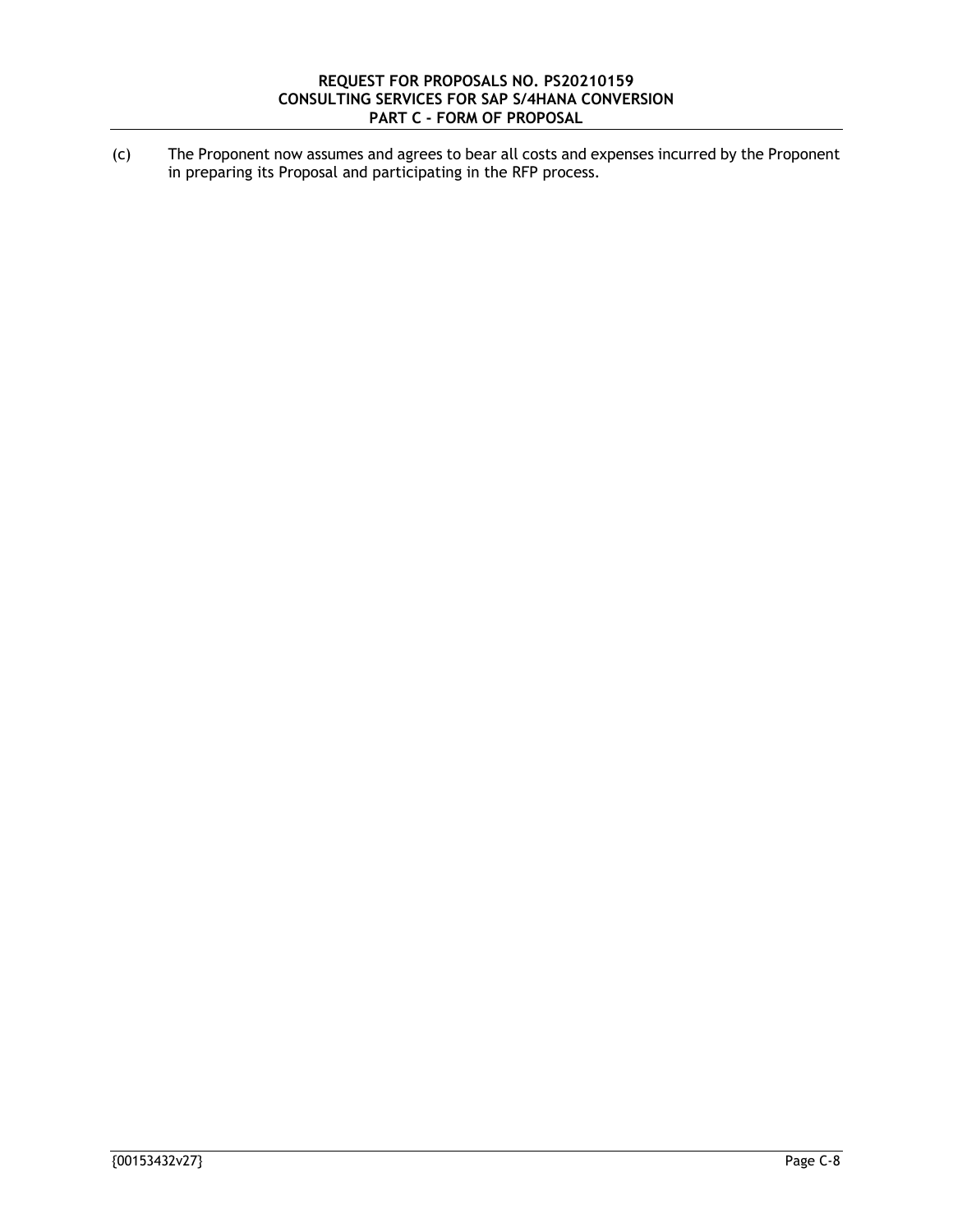(c) The Proponent now assumes and agrees to bear all costs and expenses incurred by the Proponent in preparing its Proposal and participating in the RFP process.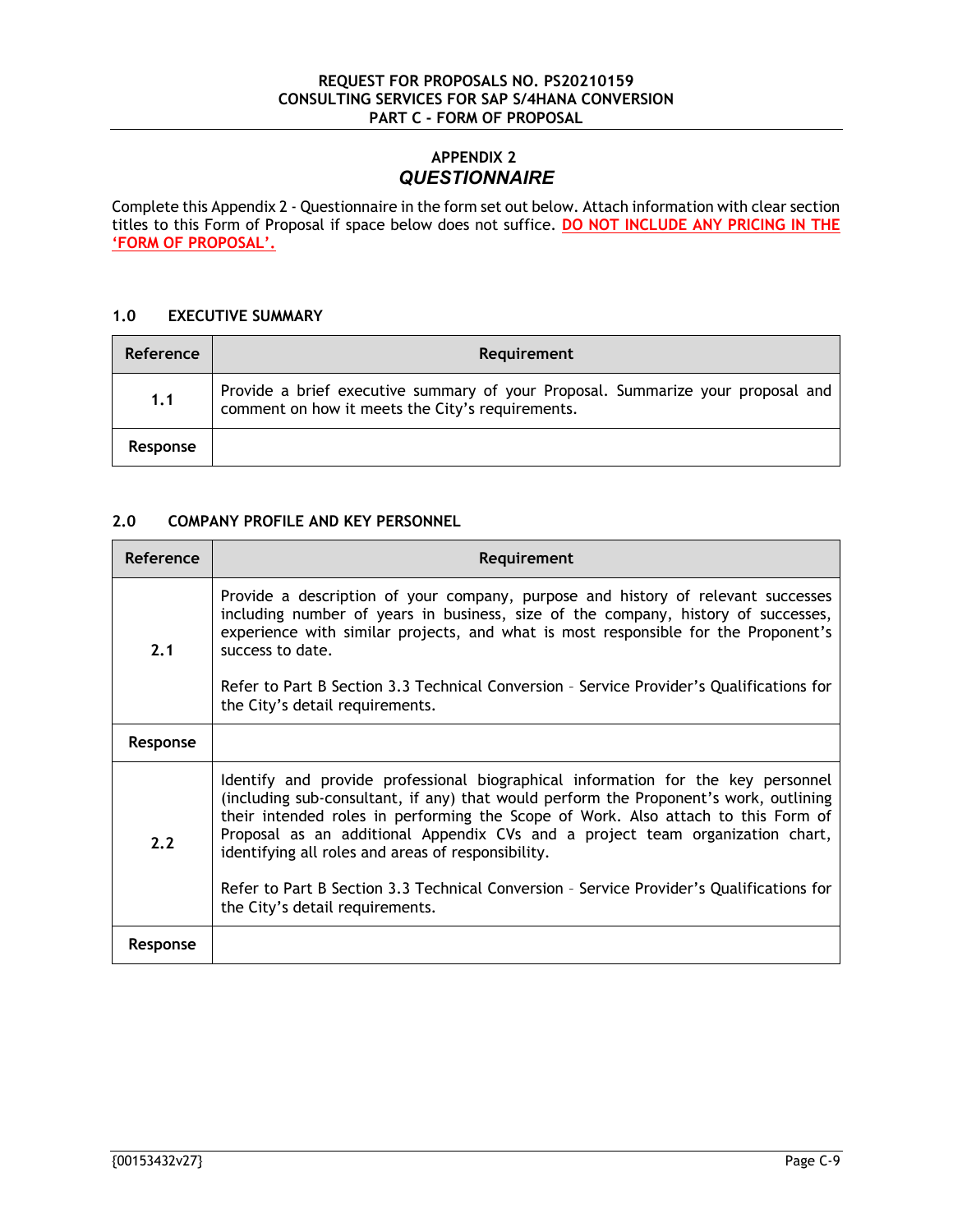## APPENDIX 2

## *QUESTIONNAIRE*

Complete this Appendix 2 - Questionnaire in the form set out below. Attach information with clear section titles to this Form of Proposal if space below does not suffice. **DO NOT INCLUDE ANY PRICING IN THE 'FORM OF PROPOSAL'.**

### 1.0 EXECUTIVE SUMMARY

| Reference | Requirement |
|---|---|
| **1.1** | Provide a brief executive summary of your Proposal. Summarize your proposal and comment on how it meets the City's requirements. |
| **Response** | |

### 2.0 COMPANY PROFILE AND KEY PERSONNEL

| Reference | Requirement |
|---|---|
| **2.1** | Provide a description of your company, purpose and history of relevant successes including number of years in business, size of the company, history of successes, experience with similar projects, and what is most responsible for the Proponent's success to date.<br><br>Refer to Part B Section 3.3 Technical Conversion – Service Provider's Qualifications for the City's detail requirements. |
| **Response** | |
| **2.2** | Identify and provide professional biographical information for the key personnel (including sub-consultant, if any) that would perform the Proponent's work, outlining their intended roles in performing the Scope of Work. Also attach to this Form of Proposal as an additional Appendix CVs and a project team organization chart, identifying all roles and areas of responsibility.<br><br>Refer to Part B Section 3.3 Technical Conversion – Service Provider's Qualifications for the City's detail requirements. |
| **Response** | |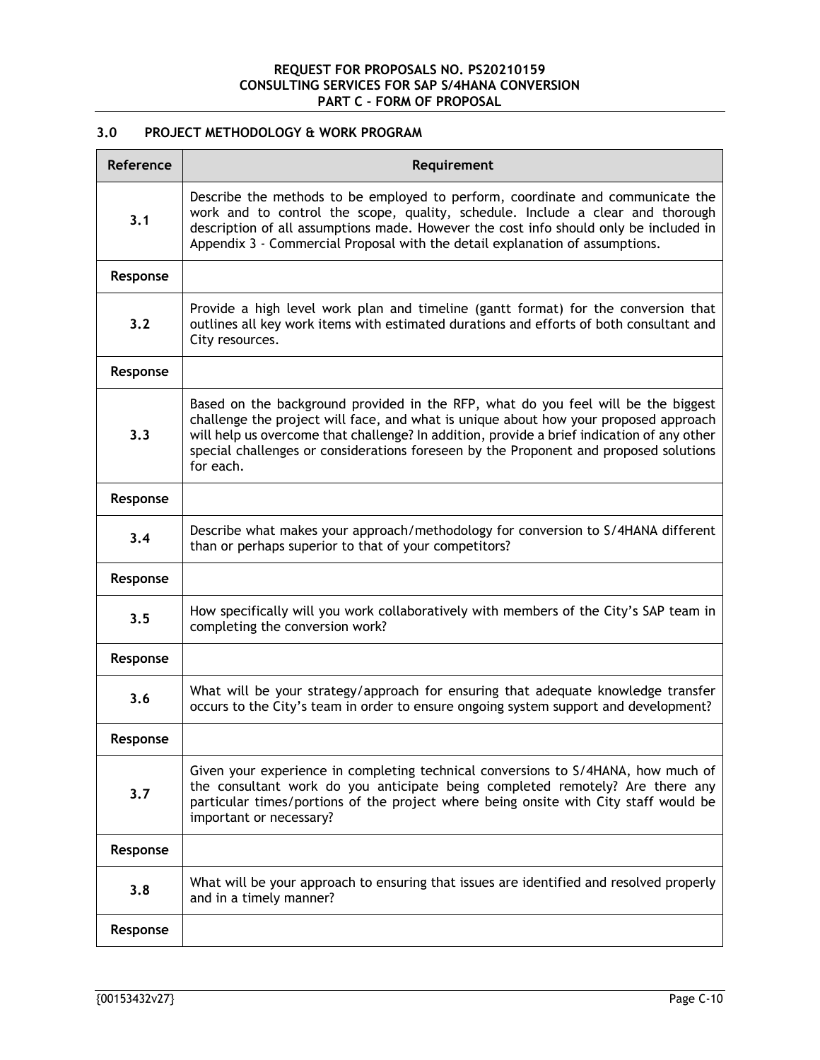### 3.0 PROJECT METHODOLOGY & WORK PROGRAM

| Reference | Requirement |
|---|---|
| 3.1 | Describe the methods to be employed to perform, coordinate and communicate the work and to control the scope, quality, schedule. Include a clear and thorough description of all assumptions made. However the cost info should only be included in Appendix 3 - Commercial Proposal with the detail explanation of assumptions. |
| Response | |
| 3.2 | Provide a high level work plan and timeline (gantt format) for the conversion that outlines all key work items with estimated durations and efforts of both consultant and City resources. |
| Response | |
| 3.3 | Based on the background provided in the RFP, what do you feel will be the biggest challenge the project will face, and what is unique about how your proposed approach will help us overcome that challenge? In addition, provide a brief indication of any other special challenges or considerations foreseen by the Proponent and proposed solutions for each. |
| Response | |
| 3.4 | Describe what makes your approach/methodology for conversion to S/4HANA different than or perhaps superior to that of your competitors? |
| Response | |
| 3.5 | How specifically will you work collaboratively with members of the City's SAP team in completing the conversion work? |
| Response | |
| 3.6 | What will be your strategy/approach for ensuring that adequate knowledge transfer occurs to the City's team in order to ensure ongoing system support and development? |
| Response | |
| 3.7 | Given your experience in completing technical conversions to S/4HANA, how much of the consultant work do you anticipate being completed remotely? Are there any particular times/portions of the project where being onsite with City staff would be important or necessary? |
| Response | |
| 3.8 | What will be your approach to ensuring that issues are identified and resolved properly and in a timely manner? |
| Response | |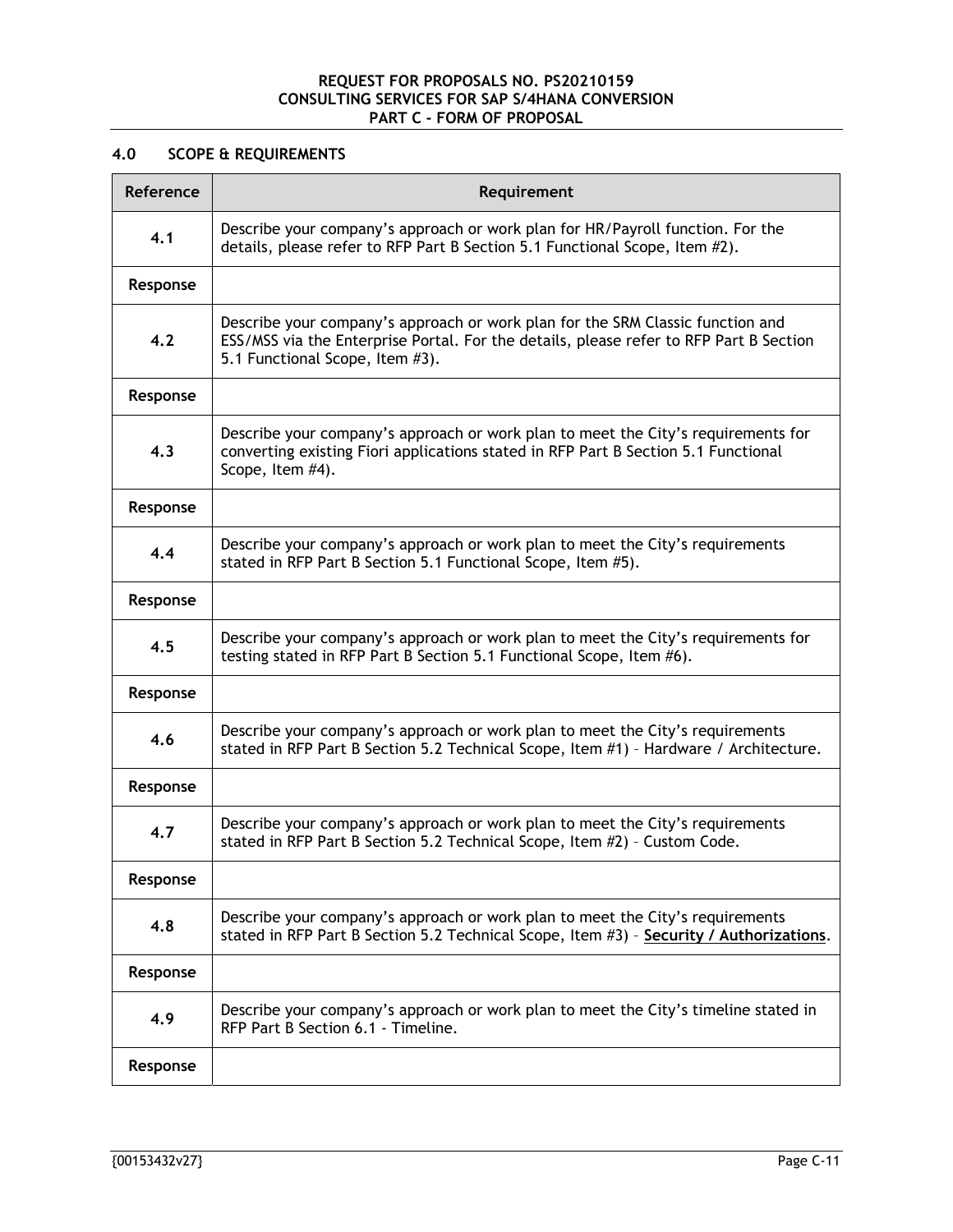## 4.0 SCOPE & REQUIREMENTS

| Reference | Requirement |
|---|---|
| 4.1 | Describe your company's approach or work plan for HR/Payroll function. For the details, please refer to RFP Part B Section 5.1 Functional Scope, Item #2). |
| Response | |
| 4.2 | Describe your company's approach or work plan for the SRM Classic function and ESS/MSS via the Enterprise Portal. For the details, please refer to RFP Part B Section 5.1 Functional Scope, Item #3). |
| Response | |
| 4.3 | Describe your company's approach or work plan to meet the City's requirements for converting existing Fiori applications stated in RFP Part B Section 5.1 Functional Scope, Item #4). |
| Response | |
| 4.4 | Describe your company's approach or work plan to meet the City's requirements stated in RFP Part B Section 5.1 Functional Scope, Item #5). |
| Response | |
| 4.5 | Describe your company's approach or work plan to meet the City's requirements for testing stated in RFP Part B Section 5.1 Functional Scope, Item #6). |
| Response | |
| 4.6 | Describe your company's approach or work plan to meet the City's requirements stated in RFP Part B Section 5.2 Technical Scope, Item #1) – Hardware / Architecture. |
| Response | |
| 4.7 | Describe your company's approach or work plan to meet the City's requirements stated in RFP Part B Section 5.2 Technical Scope, Item #2) – Custom Code. |
| Response | |
| 4.8 | Describe your company's approach or work plan to meet the City's requirements stated in RFP Part B Section 5.2 Technical Scope, Item #3) – **Security / Authorizations**. |
| Response | |
| 4.9 | Describe your company's approach or work plan to meet the City's timeline stated in RFP Part B Section 6.1 - Timeline. |
| Response | |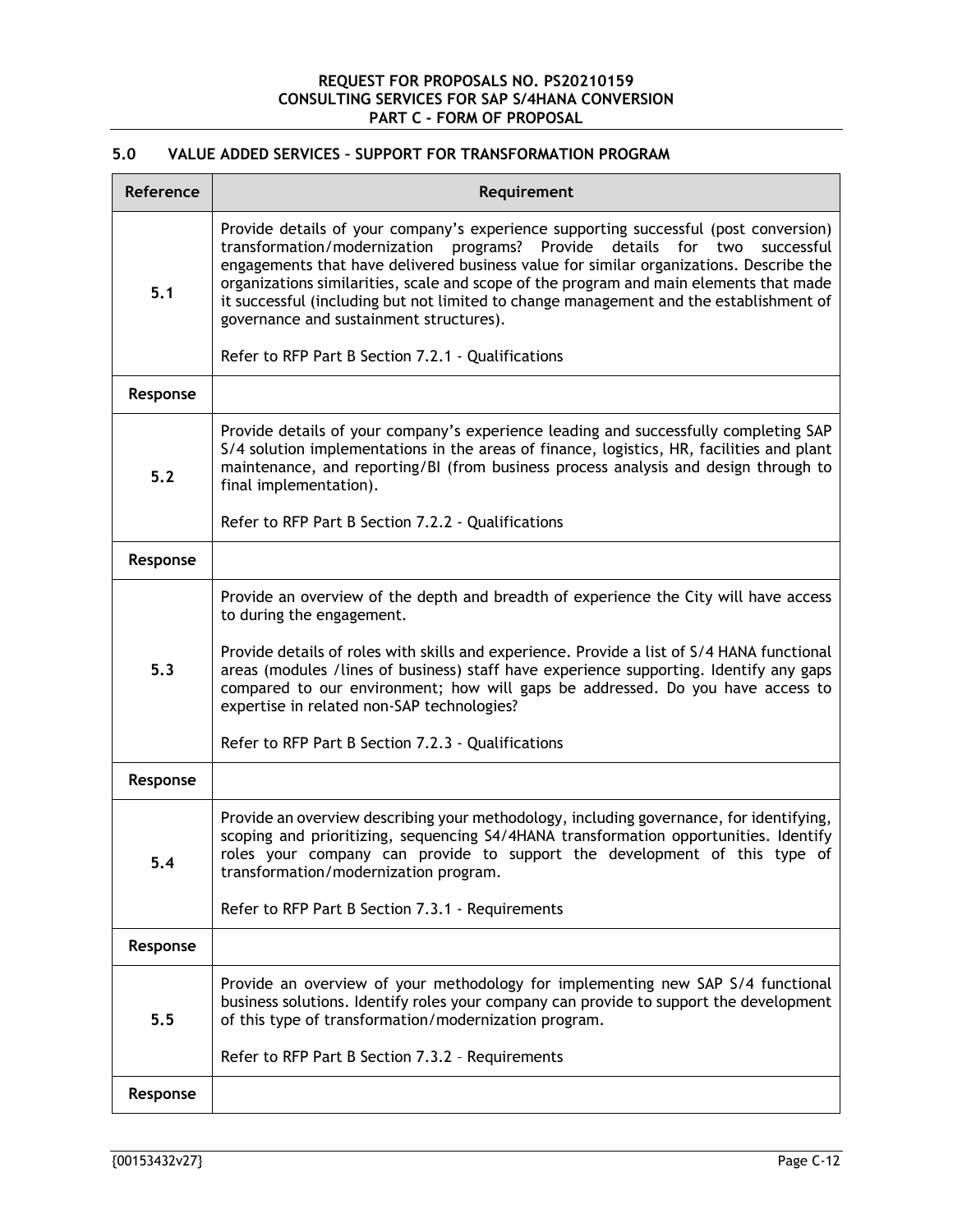## 5.0 VALUE ADDED SERVICES – SUPPORT FOR TRANSFORMATION PROGRAM

| Reference | Requirement |
|---|---|
| 5.1 | Provide details of your company's experience supporting successful (post conversion) transformation/modernization programs? Provide details for two successful engagements that have delivered business value for similar organizations. Describe the organizations similarities, scale and scope of the program and main elements that made it successful (including but not limited to change management and the establishment of governance and sustainment structures).<br><br>Refer to RFP Part B Section 7.2.1 - Qualifications |
| Response | |
| 5.2 | Provide details of your company's experience leading and successfully completing SAP S/4 solution implementations in the areas of finance, logistics, HR, facilities and plant maintenance, and reporting/BI (from business process analysis and design through to final implementation).<br><br>Refer to RFP Part B Section 7.2.2 - Qualifications |
| Response | |
| 5.3 | Provide an overview of the depth and breadth of experience the City will have access to during the engagement.<br><br>Provide details of roles with skills and experience. Provide a list of S/4 HANA functional areas (modules /lines of business) staff have experience supporting. Identify any gaps compared to our environment; how will gaps be addressed. Do you have access to expertise in related non-SAP technologies?<br><br>Refer to RFP Part B Section 7.2.3 - Qualifications |
| Response | |
| 5.4 | Provide an overview describing your methodology, including governance, for identifying, scoping and prioritizing, sequencing S4/4HANA transformation opportunities. Identify roles your company can provide to support the development of this type of transformation/modernization program.<br><br>Refer to RFP Part B Section 7.3.1 - Requirements |
| Response | |
| 5.5 | Provide an overview of your methodology for implementing new SAP S/4 functional business solutions. Identify roles your company can provide to support the development of this type of transformation/modernization program.<br><br>Refer to RFP Part B Section 7.3.2 – Requirements |
| Response | |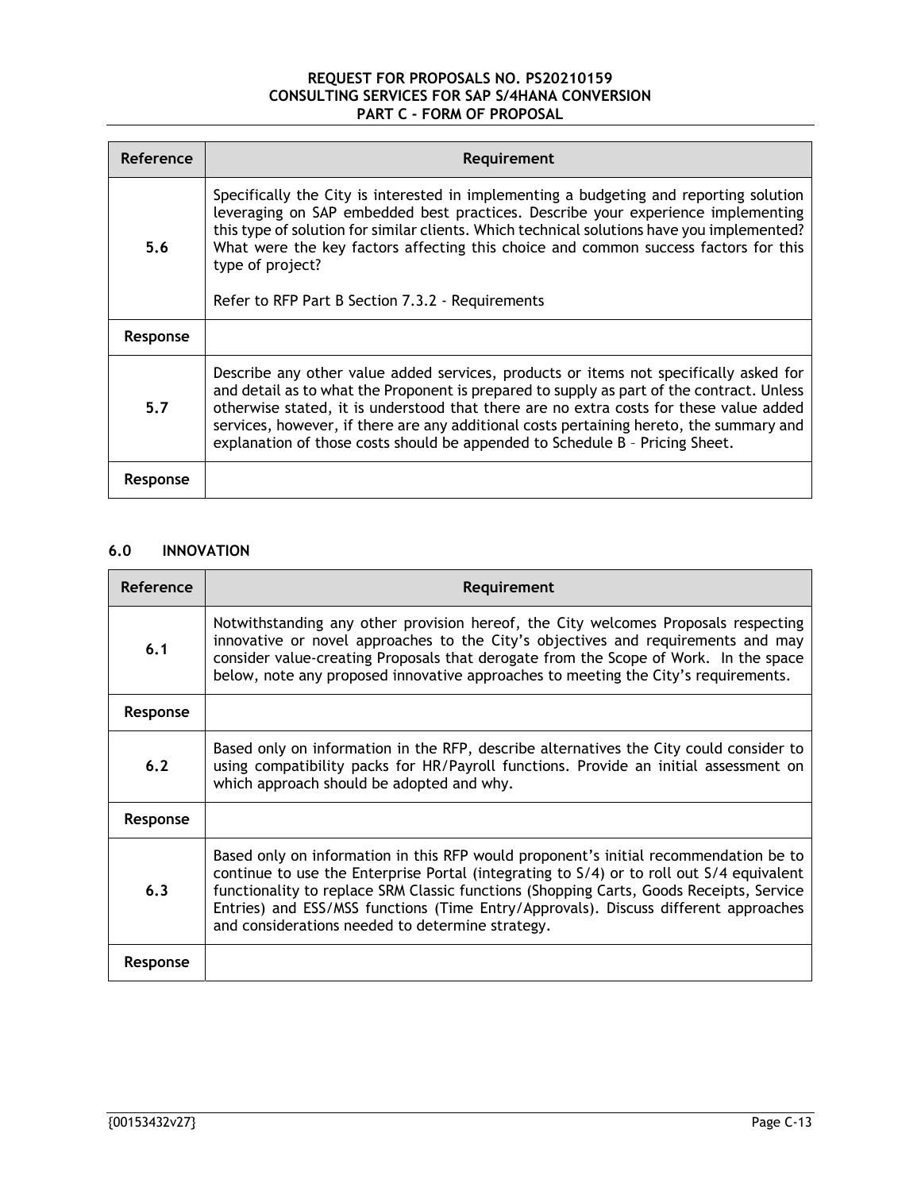| Reference | Requirement |
|---|---|
| **5.6** | Specifically the City is interested in implementing a budgeting and reporting solution leveraging on SAP embedded best practices. Describe your experience implementing this type of solution for similar clients. Which technical solutions have you implemented? What were the key factors affecting this choice and common success factors for this type of project?<br><br>Refer to RFP Part B Section 7.3.2 - Requirements |
| **Response** | |
| **5.7** | Describe any other value added services, products or items not specifically asked for and detail as to what the Proponent is prepared to supply as part of the contract. Unless otherwise stated, it is understood that there are no extra costs for these value added services, however, if there are any additional costs pertaining hereto, the summary and explanation of those costs should be appended to Schedule B – Pricing Sheet. |
| **Response** | |

### 6.0 INNOVATION

| Reference | Requirement |
|---|---|
| **6.1** | Notwithstanding any other provision hereof, the City welcomes Proposals respecting innovative or novel approaches to the City's objectives and requirements and may consider value-creating Proposals that derogate from the Scope of Work. In the space below, note any proposed innovative approaches to meeting the City's requirements. |
| **Response** | |
| **6.2** | Based only on information in the RFP, describe alternatives the City could consider to using compatibility packs for HR/Payroll functions. Provide an initial assessment on which approach should be adopted and why. |
| **Response** | |
| **6.3** | Based only on information in this RFP would proponent's initial recommendation be to continue to use the Enterprise Portal (integrating to S/4) or to roll out S/4 equivalent functionality to replace SRM Classic functions (Shopping Carts, Goods Receipts, Service Entries) and ESS/MSS functions (Time Entry/Approvals). Discuss different approaches and considerations needed to determine strategy. |
| **Response** | |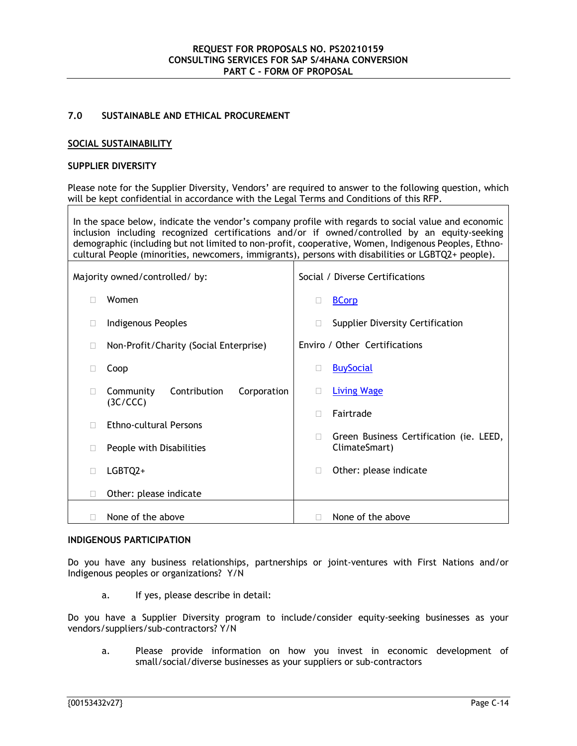## 7.0 SUSTAINABLE AND ETHICAL PROCUREMENT

### SOCIAL SUSTAINABILITY

#### SUPPLIER DIVERSITY

Please note for the Supplier Diversity, Vendors' are required to answer to the following question, which will be kept confidential in accordance with the Legal Terms and Conditions of this RFP.

In the space below, indicate the vendor's company profile with regards to social value and economic inclusion including recognized certifications and/or if owned/controlled by an equity-seeking demographic (including but not limited to non-profit, cooperative, Women, Indigenous Peoples, Ethno-cultural People (minorities, newcomers, immigrants), persons with disabilities or LGBTQ2+ people).

| Majority owned/controlled/ by: | Social / Diverse Certifications |
|---|---|
| ☐ Women | ☐ BCorp |
| ☐ Indigenous Peoples | ☐ Supplier Diversity Certification |
| ☐ Non-Profit/Charity (Social Enterprise) | Enviro / Other Certifications |
| ☐ Coop | ☐ BuySocial |
| ☐ Community Contribution Corporation (3C/CCC) | ☐ Living Wage |
| ☐ Ethno-cultural Persons | ☐ Fairtrade |
| ☐ People with Disabilities | ☐ Green Business Certification (ie. LEED, ClimateSmart) |
| ☐ LGBTQ2+ | ☐ Other: please indicate |
| ☐ Other: please indicate | |
| ☐ None of the above | ☐ None of the above |

#### INDIGENOUS PARTICIPATION

Do you have any business relationships, partnerships or joint-ventures with First Nations and/or Indigenous peoples or organizations? Y/N

a. If yes, please describe in detail:

Do you have a Supplier Diversity program to include/consider equity-seeking businesses as your vendors/suppliers/sub-contractors? Y/N

a. Please provide information on how you invest in economic development of small/social/diverse businesses as your suppliers or sub-contractors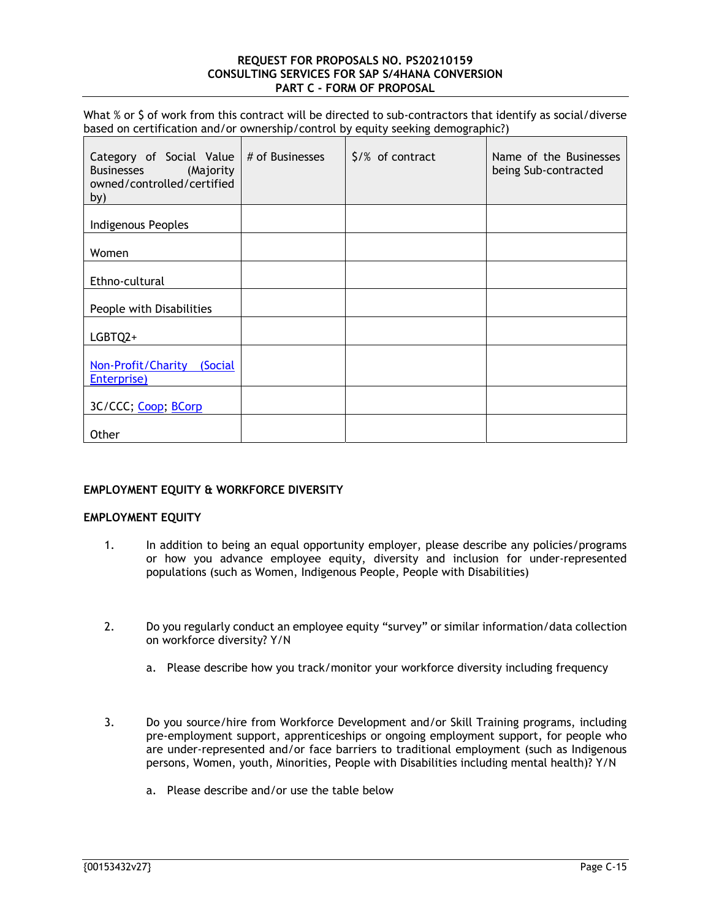What % or $ of work from this contract will be directed to sub-contractors that identify as social/diverse based on certification and/or ownership/control by equity seeking demographic?)

| Category of Social Value Businesses (Majority owned/controlled/certified by) | # of Businesses | $/% of contract | Name of the Businesses being Sub-contracted |
|---|---|---|---|
| Indigenous Peoples | | | |
| Women | | | |
| Ethno-cultural | | | |
| People with Disabilities | | | |
| LGBTQ2+ | | | |
| Non-Profit/Charity (Social Enterprise) | | | |
| 3C/CCC; Coop; BCorp | | | |
| Other | | | |

## EMPLOYMENT EQUITY & WORKFORCE DIVERSITY

### EMPLOYMENT EQUITY

1. In addition to being an equal opportunity employer, please describe any policies/programs or how you advance employee equity, diversity and inclusion for under-represented populations (such as Women, Indigenous People, People with Disabilities)

2. Do you regularly conduct an employee equity "survey" or similar information/data collection on workforce diversity? Y/N

   a. Please describe how you track/monitor your workforce diversity including frequency

3. Do you source/hire from Workforce Development and/or Skill Training programs, including pre-employment support, apprenticeships or ongoing employment support, for people who are under-represented and/or face barriers to traditional employment (such as Indigenous persons, Women, youth, Minorities, People with Disabilities including mental health)? Y/N

   a. Please describe and/or use the table below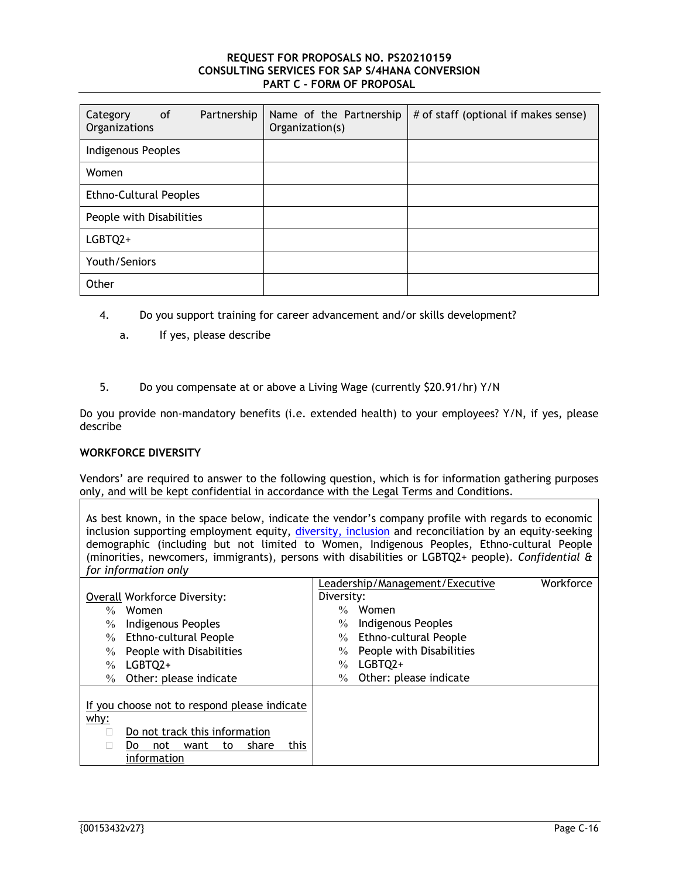| Category of Partnership Organizations | Name of the Partnership Organization(s) | # of staff (optional if makes sense) |
|---|---|---|
| Indigenous Peoples | | |
| Women | | |
| Ethno-Cultural Peoples | | |
| People with Disabilities | | |
| LGBTQ2+ | | |
| Youth/Seniors | | |
| Other | | |

4. Do you support training for career advancement and/or skills development?

   a. If yes, please describe

5. Do you compensate at or above a Living Wage (currently $20.91/hr) Y/N

Do you provide non-mandatory benefits (i.e. extended health) to your employees? Y/N, if yes, please describe

**WORKFORCE DIVERSITY**

Vendors' are required to answer to the following question, which is for information gathering purposes only, and will be kept confidential in accordance with the Legal Terms and Conditions.

| As best known, in the space below, indicate the vendor's company profile with regards to economic inclusion supporting employment equity, diversity, inclusion and reconciliation by an equity-seeking demographic (including but not limited to Women, Indigenous Peoples, Ethno-cultural People (minorities, newcomers, immigrants), persons with disabilities or LGBTQ2+ people). *Confidential & for information only* | |
|---|---|
| Overall Workforce Diversity:<br>% Women<br>% Indigenous Peoples<br>% Ethno-cultural People<br>% People with Disabilities<br>% LGBTQ2+<br>% Other: please indicate | Leadership/Management/Executive Workforce Diversity:<br>% Women<br>% Indigenous Peoples<br>% Ethno-cultural People<br>% People with Disabilities<br>% LGBTQ2+<br>% Other: please indicate |
| If you choose not to respond please indicate why:<br>☐ Do not track this information<br>☐ Do not want to share this information | |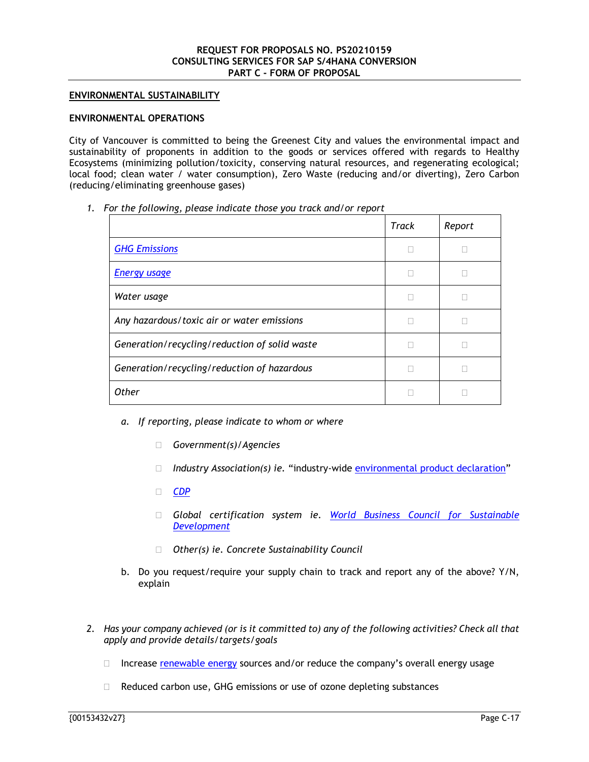ENVIRONMENTAL SUSTAINABILITY

**ENVIRONMENTAL OPERATIONS**

City of Vancouver is committed to being the Greenest City and values the environmental impact and sustainability of proponents in addition to the goods or services offered with regards to Healthy Ecosystems (minimizing pollution/toxicity, conserving natural resources, and regenerating ecological; local food; clean water / water consumption), Zero Waste (reducing and/or diverting), Zero Carbon (reducing/eliminating greenhouse gases)

1. *For the following, please indicate those you track and/or report*

| | *Track* | *Report* |
|---|---|---|
| *GHG Emissions* | ☐ | ☐ |
| *Energy usage* | ☐ | ☐ |
| *Water usage* | ☐ | ☐ |
| *Any hazardous/toxic air or water emissions* | ☐ | ☐ |
| *Generation/recycling/reduction of solid waste* | ☐ | ☐ |
| *Generation/recycling/reduction of hazardous* | ☐ | ☐ |
| *Other* | ☐ | ☐ |

   a. *If reporting, please indicate to whom or where*

      ☐ *Government(s)/Agencies*

      ☐ *Industry Association(s) ie.* "industry-wide environmental product declaration"

      ☐ *CDP*

      ☐ *Global certification system ie. World Business Council for Sustainable Development*

      ☐ *Other(s) ie. Concrete Sustainability Council*

   b. Do you request/require your supply chain to track and report any of the above? Y/N, explain

2. *Has your company achieved (or is it committed to) any of the following activities? Check all that apply and provide details/targets/goals*

   ☐ Increase renewable energy sources and/or reduce the company's overall energy usage

   ☐ Reduced carbon use, GHG emissions or use of ozone depleting substances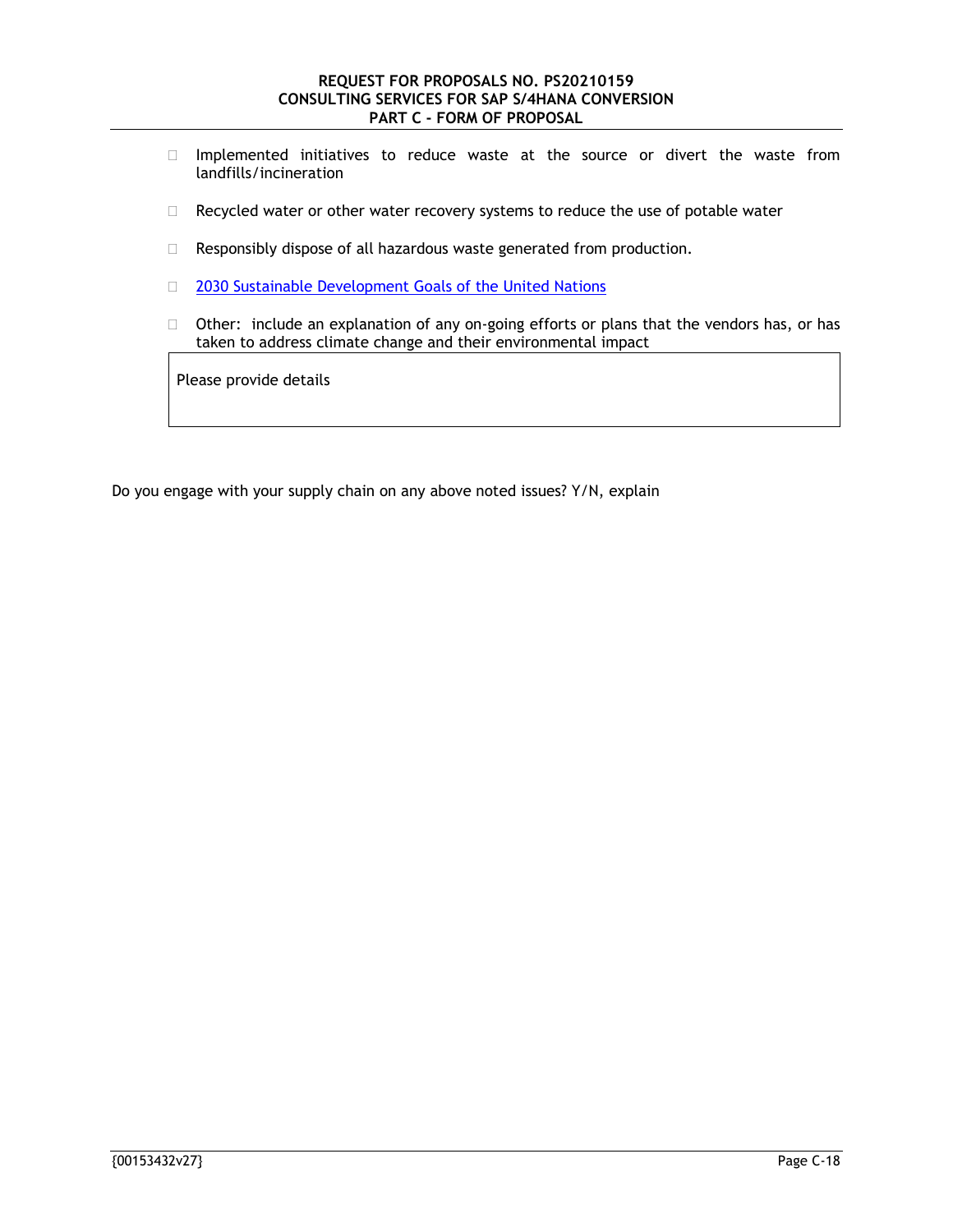- ☐ Implemented initiatives to reduce waste at the source or divert the waste from landfills/incineration
- ☐ Recycled water or other water recovery systems to reduce the use of potable water
- ☐ Responsibly dispose of all hazardous waste generated from production.
- ☐ 2030 Sustainable Development Goals of the United Nations
- ☐ Other: include an explanation of any on-going efforts or plans that the vendors has, or has taken to address climate change and their environmental impact

| |
|---|
| Please provide details |

Do you engage with your supply chain on any above noted issues? Y/N, explain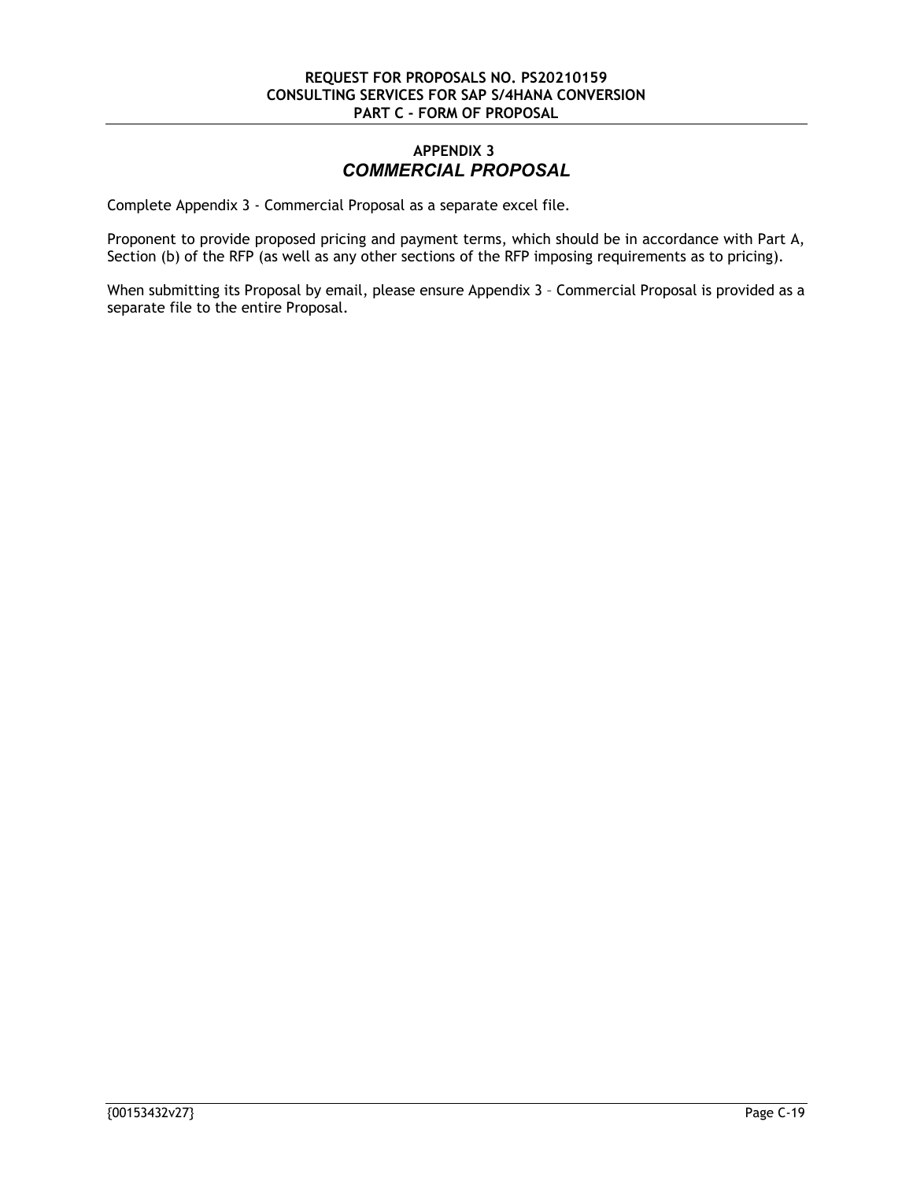## APPENDIX 3

## *COMMERCIAL PROPOSAL*

Complete Appendix 3 - Commercial Proposal as a separate excel file.

Proponent to provide proposed pricing and payment terms, which should be in accordance with Part A, Section (b) of the RFP (as well as any other sections of the RFP imposing requirements as to pricing).

When submitting its Proposal by email, please ensure Appendix 3 – Commercial Proposal is provided as a separate file to the entire Proposal.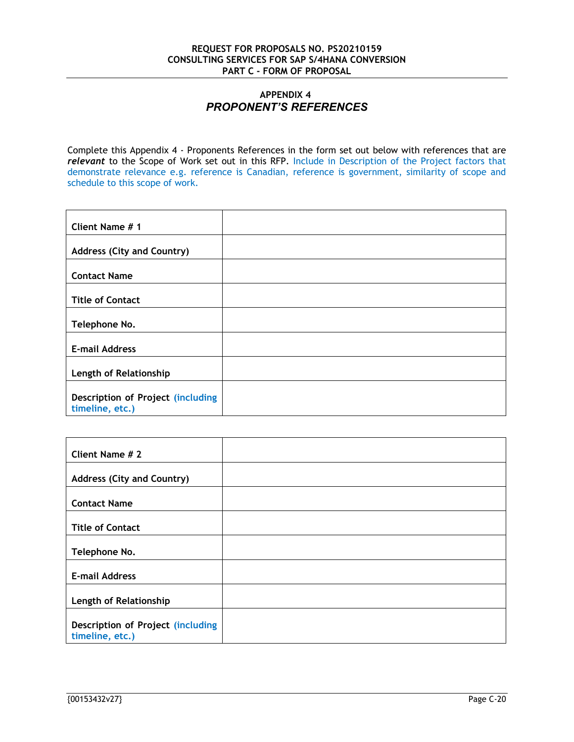## APPENDIX 4

## *PROPONENT'S REFERENCES*

Complete this Appendix 4 - Proponents References in the form set out below with references that are ***relevant*** to the Scope of Work set out in this RFP. Include in Description of the Project factors that demonstrate relevance e.g. reference is Canadian, reference is government, similarity of scope and schedule to this scope of work.

| | |
|---|---|
| **Client Name # 1** | |
| **Address (City and Country)** | |
| **Contact Name** | |
| **Title of Contact** | |
| **Telephone No.** | |
| **E-mail Address** | |
| **Length of Relationship** | |
| **Description of Project (including timeline, etc.)** | |

| | |
|---|---|
| **Client Name # 2** | |
| **Address (City and Country)** | |
| **Contact Name** | |
| **Title of Contact** | |
| **Telephone No.** | |
| **E-mail Address** | |
| **Length of Relationship** | |
| **Description of Project (including timeline, etc.)** | |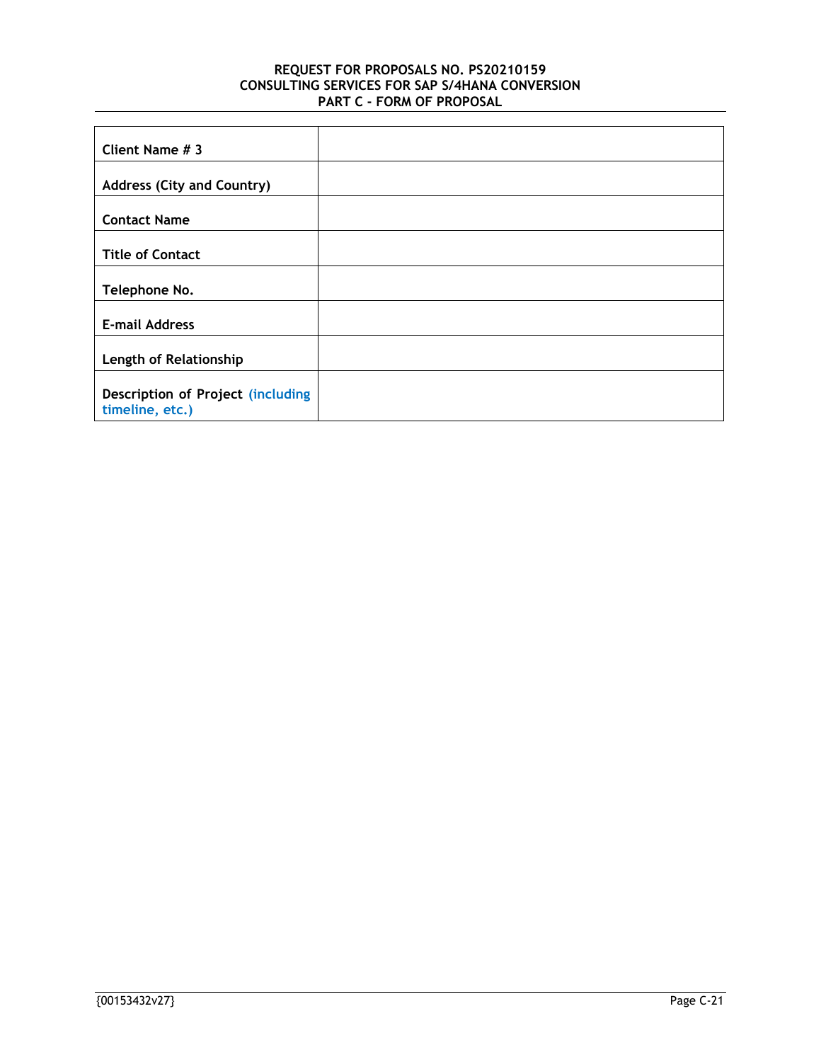| | |
|---|---|
| **Client Name # 3** | |
| **Address (City and Country)** | |
| **Contact Name** | |
| **Title of Contact** | |
| **Telephone No.** | |
| **E-mail Address** | |
| **Length of Relationship** | |
| **Description of Project (including timeline, etc.)** | |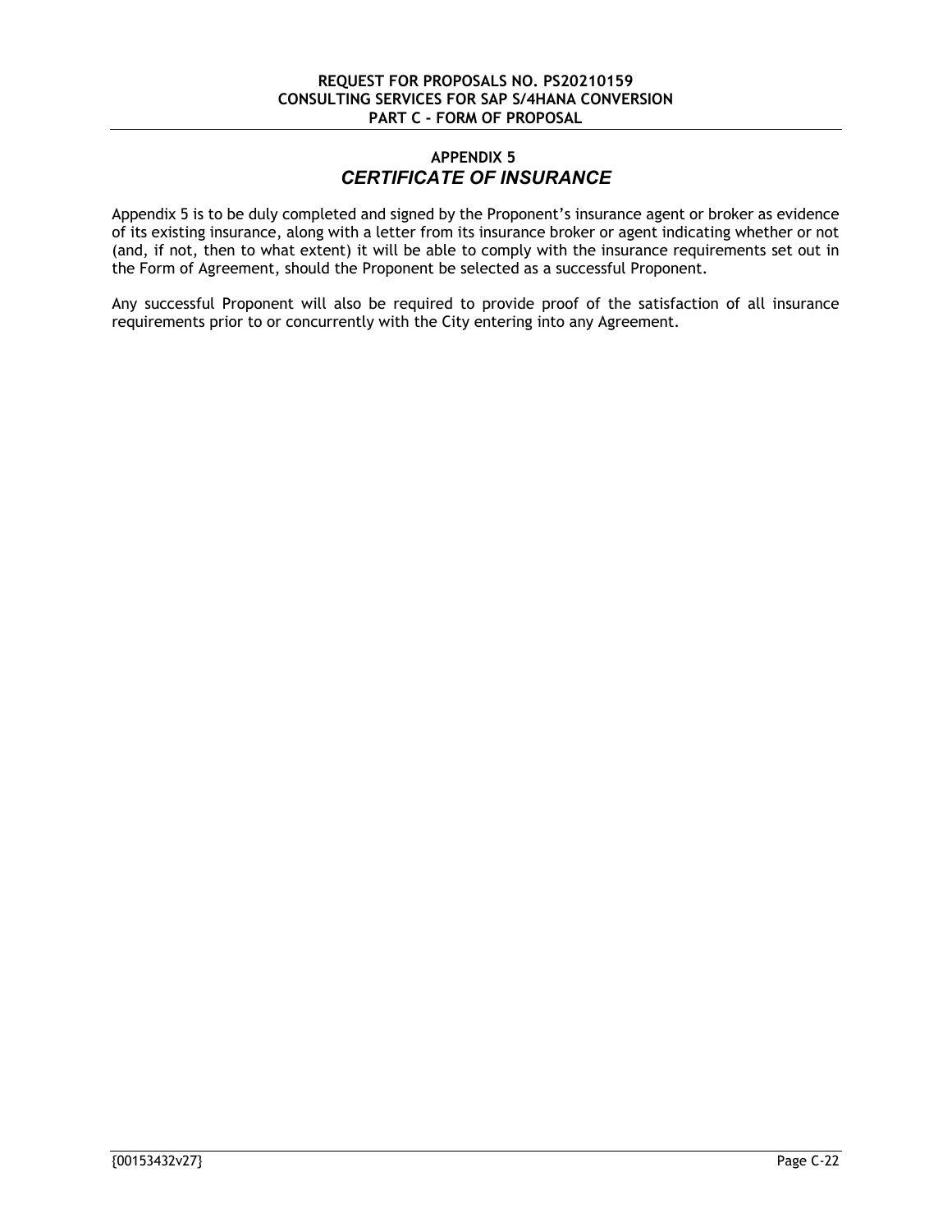## APPENDIX 5

## *CERTIFICATE OF INSURANCE*

Appendix 5 is to be duly completed and signed by the Proponent's insurance agent or broker as evidence of its existing insurance, along with a letter from its insurance broker or agent indicating whether or not (and, if not, then to what extent) it will be able to comply with the insurance requirements set out in the Form of Agreement, should the Proponent be selected as a successful Proponent.

Any successful Proponent will also be required to provide proof of the satisfaction of all insurance requirements prior to or concurrently with the City entering into any Agreement.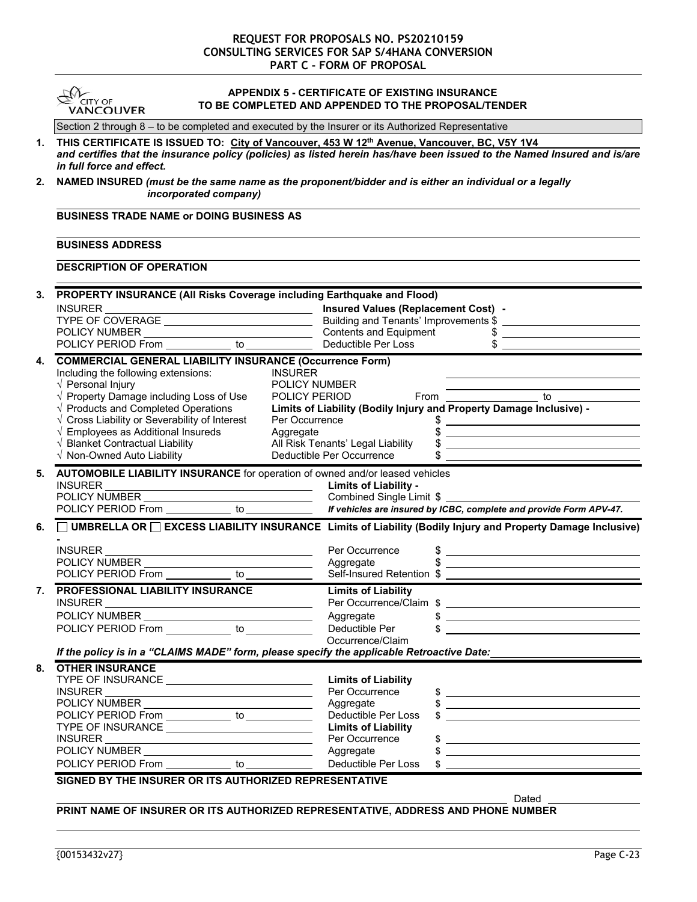**REQUEST FOR PROPOSALS NO. PS20210159**
**CONSULTING SERVICES FOR SAP S/4HANA CONVERSION**
**PART C – FORM OF PROPOSAL**

CITY OF VANCOUVER

## APPENDIX 5 - CERTIFICATE OF EXISTING INSURANCE
## TO BE COMPLETED AND APPENDED TO THE PROPOSAL/TENDER

Section 2 through 8 – to be completed and executed by the Insurer or its Authorized Representative

1. **THIS CERTIFICATE IS ISSUED TO: City of Vancouver, 453 W 12th Avenue, Vancouver, BC, V5Y 1V4** ***and certifies that the insurance policy (policies) as listed herein has/have been issued to the Named Insured and is/are in full force and effect.***

2. **NAMED INSURED** ***(must be the same name as the proponent/bidder and is either an individual or a legally incorporated company)***

   **BUSINESS TRADE NAME or DOING BUSINESS AS**

   **BUSINESS ADDRESS**

   **DESCRIPTION OF OPERATION**

3. **PROPERTY INSURANCE (All Risks Coverage including Earthquake and Flood)**

| | |
|---|---|
| INSURER | **Insured Values (Replacement Cost) -** |
| TYPE OF COVERAGE | Building and Tenants' Improvements $ |
| POLICY NUMBER | Contents and Equipment $ |
| POLICY PERIOD From ______ to ______ | Deductible Per Loss $ |

4. **COMMERCIAL GENERAL LIABILITY INSURANCE (Occurrence Form)**

| | | |
|---|---|---|
| Including the following extensions: | INSURER | |
| √ Personal Injury | POLICY NUMBER | |
| √ Property Damage including Loss of Use | POLICY PERIOD | From ______ to ______ |
| √ Products and Completed Operations | **Limits of Liability (Bodily Injury and Property Damage Inclusive) -** | |
| √ Cross Liability or Severability of Interest | Per Occurrence | $ |
| √ Employees as Additional Insureds | Aggregate | $ |
| √ Blanket Contractual Liability | All Risk Tenants' Legal Liability | $ |
| √ Non-Owned Auto Liability | Deductible Per Occurrence | $ |

5. **AUTOMOBILE LIABILITY INSURANCE** for operation of owned and/or leased vehicles

| | |
|---|---|
| INSURER | **Limits of Liability -** |
| POLICY NUMBER | Combined Single Limit $ |
| POLICY PERIOD From ______ to ______ | ***If vehicles are insured by ICBC, complete and provide Form APV-47.*** |

6. ☐ **UMBRELLA OR** ☐ **EXCESS LIABILITY INSURANCE Limits of Liability (Bodily Injury and Property Damage Inclusive) -**

| | |
|---|---|
| INSURER | Per Occurrence $ |
| POLICY NUMBER | Aggregate $ |
| POLICY PERIOD From ______ to ______ | Self-Insured Retention $ |

7. **PROFESSIONAL LIABILITY INSURANCE**

| | |
|---|---|
| | **Limits of Liability** |
| INSURER | Per Occurrence/Claim $ |
| POLICY NUMBER | Aggregate $ |
| POLICY PERIOD From ______ to ______ | Deductible Per Occurrence/Claim $ |

***If the policy is in a "CLAIMS MADE" form, please specify the applicable Retroactive Date:***

8. **OTHER INSURANCE**

| | |
|---|---|
| TYPE OF INSURANCE | **Limits of Liability** |
| INSURER | Per Occurrence $ |
| POLICY NUMBER | Aggregate $ |
| POLICY PERIOD From ______ to ______ | Deductible Per Loss $ |
| TYPE OF INSURANCE | **Limits of Liability** |
| INSURER | Per Occurrence $ |
| POLICY NUMBER | Aggregate $ |
| POLICY PERIOD From ______ to ______ | Deductible Per Loss $ |

**SIGNED BY THE INSURER OR ITS AUTHORIZED REPRESENTATIVE**

Dated

**PRINT NAME OF INSURER OR ITS AUTHORIZED REPRESENTATIVE, ADDRESS AND PHONE NUMBER**

{00153432v27}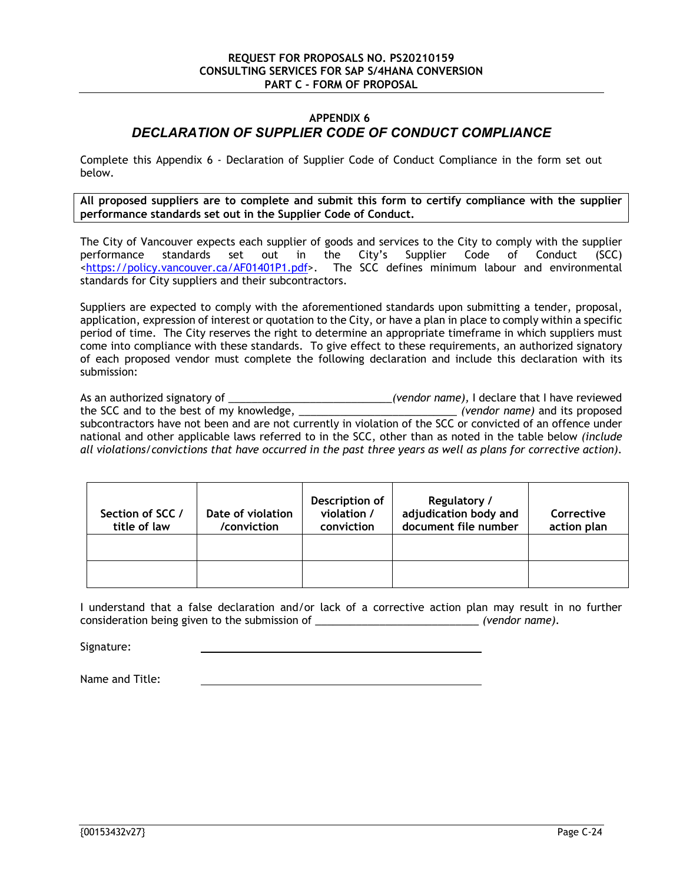## APPENDIX 6

## *DECLARATION OF SUPPLIER CODE OF CONDUCT COMPLIANCE*

Complete this Appendix 6 - Declaration of Supplier Code of Conduct Compliance in the form set out below.

**All proposed suppliers are to complete and submit this form to certify compliance with the supplier performance standards set out in the Supplier Code of Conduct.**

The City of Vancouver expects each supplier of goods and services to the City to comply with the supplier performance standards set out in the City's Supplier Code of Conduct (SCC) <https://policy.vancouver.ca/AF01401P1.pdf>. The SCC defines minimum labour and environmental standards for City suppliers and their subcontractors.

Suppliers are expected to comply with the aforementioned standards upon submitting a tender, proposal, application, expression of interest or quotation to the City, or have a plan in place to comply within a specific period of time. The City reserves the right to determine an appropriate timeframe in which suppliers must come into compliance with these standards. To give effect to these requirements, an authorized signatory of each proposed vendor must complete the following declaration and include this declaration with its submission:

As an authorized signatory of ___________________________*(vendor name)*, I declare that I have reviewed the SCC and to the best of my knowledge, ___________________________ *(vendor name)* and its proposed subcontractors have not been and are not currently in violation of the SCC or convicted of an offence under national and other applicable laws referred to in the SCC, other than as noted in the table below *(include all violations/convictions that have occurred in the past three years as well as plans for corrective action)*.

| Section of SCC / title of law | Date of violation /conviction | Description of violation / conviction | Regulatory / adjudication body and document file number | Corrective action plan |
|---|---|---|---|---|
| | | | | |
| | | | | |

I understand that a false declaration and/or lack of a corrective action plan may result in no further consideration being given to the submission of ___________________________ *(vendor name)*.

Signature: ______________________________________________

Name and Title: ______________________________________________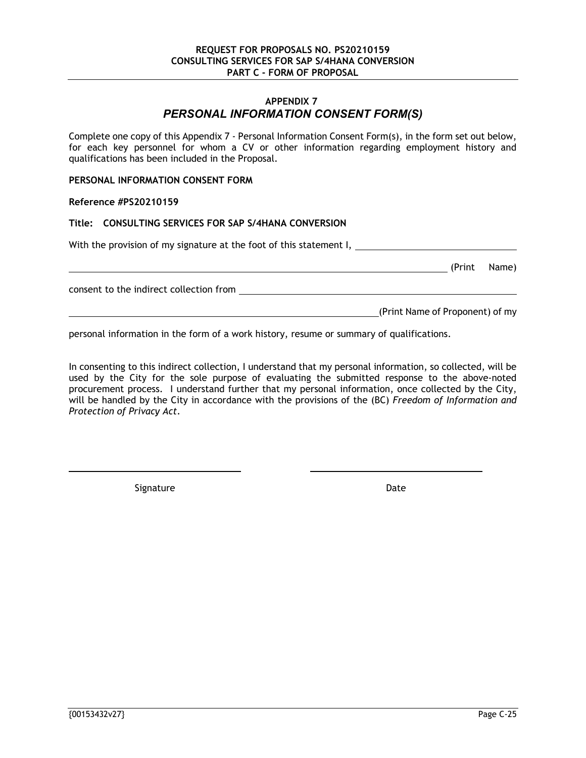## APPENDIX 7

## *PERSONAL INFORMATION CONSENT FORM(S)*

Complete one copy of this Appendix 7 - Personal Information Consent Form(s), in the form set out below, for each key personnel for whom a CV or other information regarding employment history and qualifications has been included in the Proposal.

**PERSONAL INFORMATION CONSENT FORM**

**Reference #PS20210159**

**Title: CONSULTING SERVICES FOR SAP S/4HANA CONVERSION**

With the provision of my signature at the foot of this statement I, ______________________________

__________________________________________________________________________ (Print Name)

consent to the indirect collection from __________________________________________________

______________________________________________________________(Print Name of Proponent) of my

personal information in the form of a work history, resume or summary of qualifications.

In consenting to this indirect collection, I understand that my personal information, so collected, will be used by the City for the sole purpose of evaluating the submitted response to the above-noted procurement process. I understand further that my personal information, once collected by the City, will be handled by the City in accordance with the provisions of the (BC) *Freedom of Information and Protection of Privacy Act*.

________________________________ ________________________________

Signature Date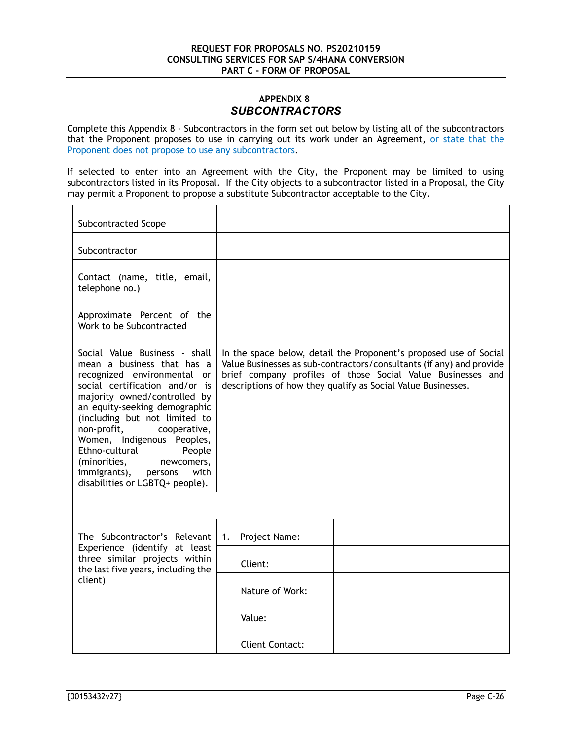## APPENDIX 8

## *SUBCONTRACTORS*

Complete this Appendix 8 - Subcontractors in the form set out below by listing all of the subcontractors that the Proponent proposes to use in carrying out its work under an Agreement, or state that the Proponent does not propose to use any subcontractors.

If selected to enter into an Agreement with the City, the Proponent may be limited to using subcontractors listed in its Proposal. If the City objects to a subcontractor listed in a Proposal, the City may permit a Proponent to propose a substitute Subcontractor acceptable to the City.

| | | |
|---|---|---|
| Subcontracted Scope | | |
| Subcontractor | | |
| Contact (name, title, email, telephone no.) | | |
| Approximate Percent of the Work to be Subcontracted | | |
| Social Value Business - shall mean a business that has a recognized environmental or social certification and/or is majority owned/controlled by an equity-seeking demographic (including but not limited to non-profit, cooperative, Women, Indigenous Peoples, Ethno-cultural People (minorities, newcomers, immigrants), persons with disabilities or LGBTQ+ people). | In the space below, detail the Proponent's proposed use of Social Value Businesses as sub-contractors/consultants (if any) and provide brief company profiles of those Social Value Businesses and descriptions of how they qualify as Social Value Businesses. | |
| | | |
| The Subcontractor's Relevant Experience (identify at least three similar projects within the last five years, including the client) | 1. Project Name: | |
| | Client: | |
| | Nature of Work: | |
| | Value: | |
| | Client Contact: | |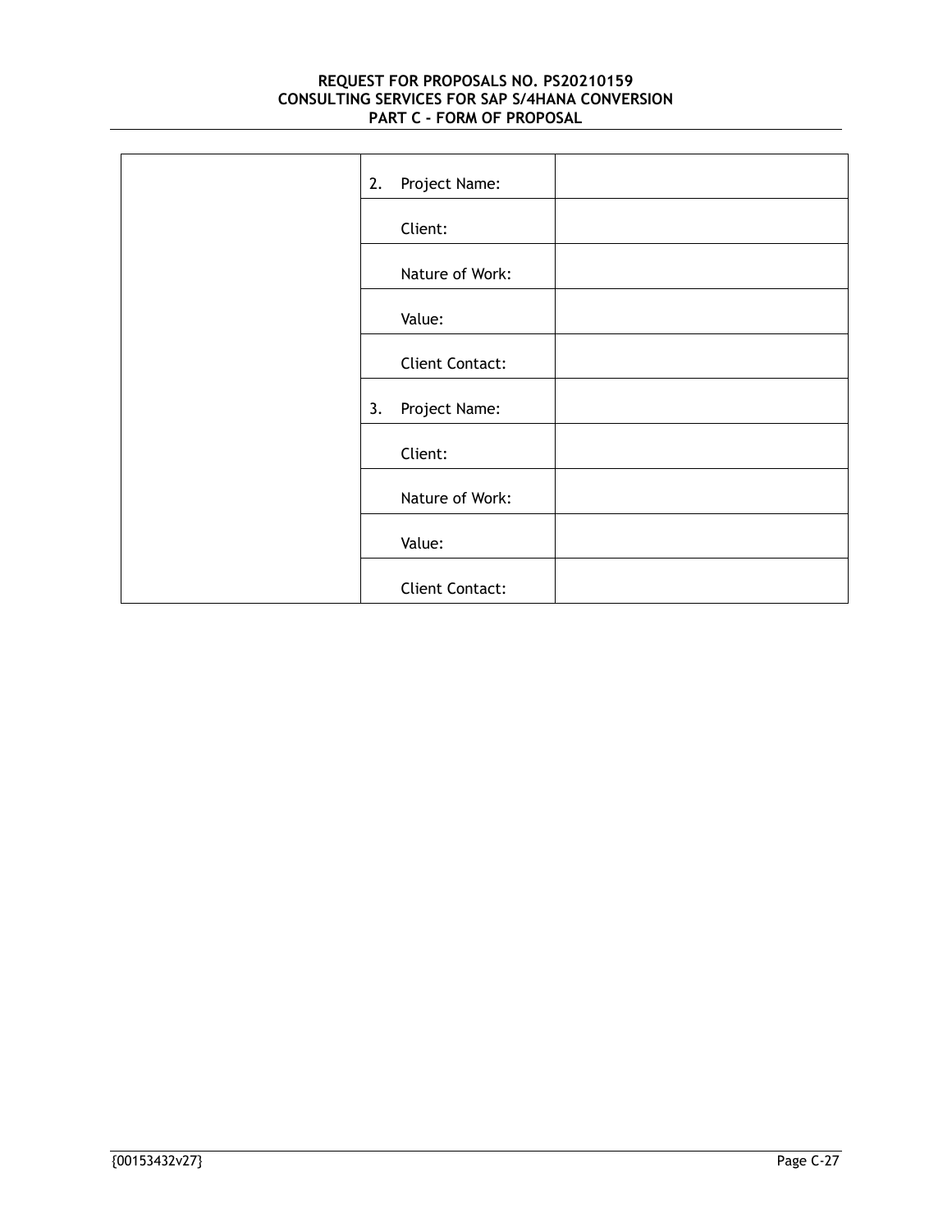| | | |
|---|---|---|
| | 2. Project Name: | |
| | Client: | |
| | Nature of Work: | |
| | Value: | |
| | Client Contact: | |
| | 3. Project Name: | |
| | Client: | |
| | Nature of Work: | |
| | Value: | |
| | Client Contact: | |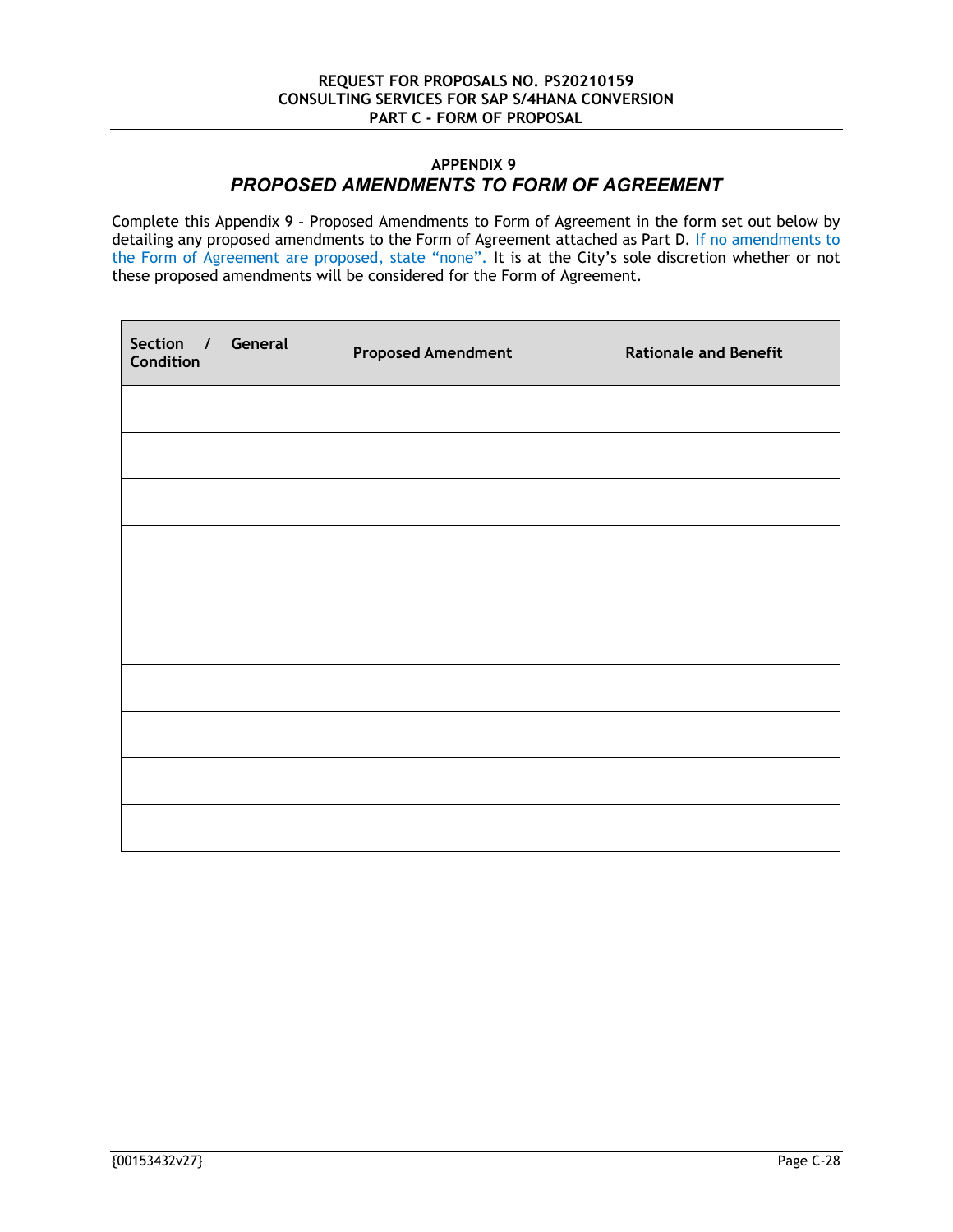## APPENDIX 9

## *PROPOSED AMENDMENTS TO FORM OF AGREEMENT*

Complete this Appendix 9 – Proposed Amendments to Form of Agreement in the form set out below by detailing any proposed amendments to the Form of Agreement attached as Part D. If no amendments to the Form of Agreement are proposed, state "none". It is at the City's sole discretion whether or not these proposed amendments will be considered for the Form of Agreement.

| Section / General Condition | Proposed Amendment | Rationale and Benefit |
|---|---|---|
| | | |
| | | |
| | | |
| | | |
| | | |
| | | |
| | | |
| | | |
| | | |
| | | |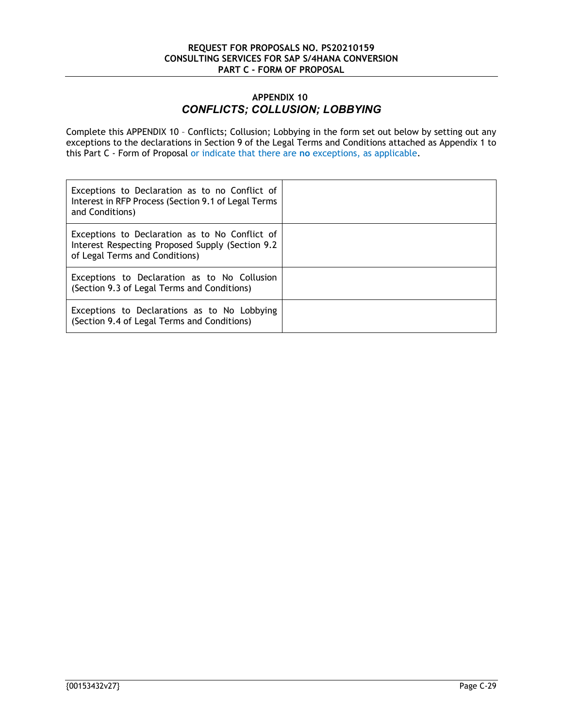## APPENDIX 10

## *CONFLICTS; COLLUSION; LOBBYING*

Complete this APPENDIX 10 – Conflicts; Collusion; Lobbying in the form set out below by setting out any exceptions to the declarations in Section 9 of the Legal Terms and Conditions attached as Appendix 1 to this Part C - Form of Proposal or indicate that there are **no** exceptions, as applicable.

| | |
|---|---|
| Exceptions to Declaration as to no Conflict of Interest in RFP Process (Section 9.1 of Legal Terms and Conditions) | |
| Exceptions to Declaration as to No Conflict of Interest Respecting Proposed Supply (Section 9.2 of Legal Terms and Conditions) | |
| Exceptions to Declaration as to No Collusion (Section 9.3 of Legal Terms and Conditions) | |
| Exceptions to Declarations as to No Lobbying (Section 9.4 of Legal Terms and Conditions) | |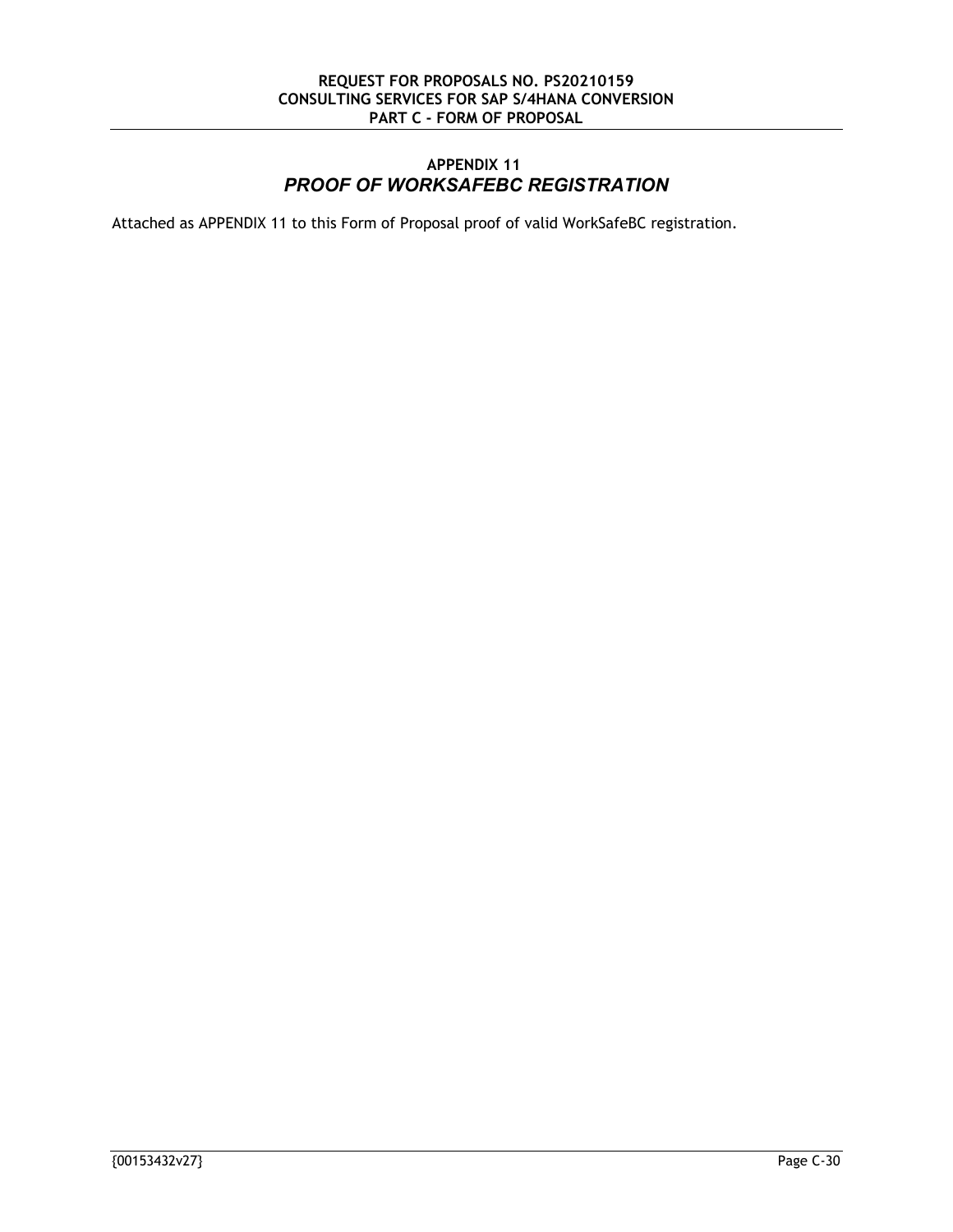## APPENDIX 11

## *PROOF OF WORKSAFEBC REGISTRATION*

Attached as APPENDIX 11 to this Form of Proposal proof of valid WorkSafeBC registration.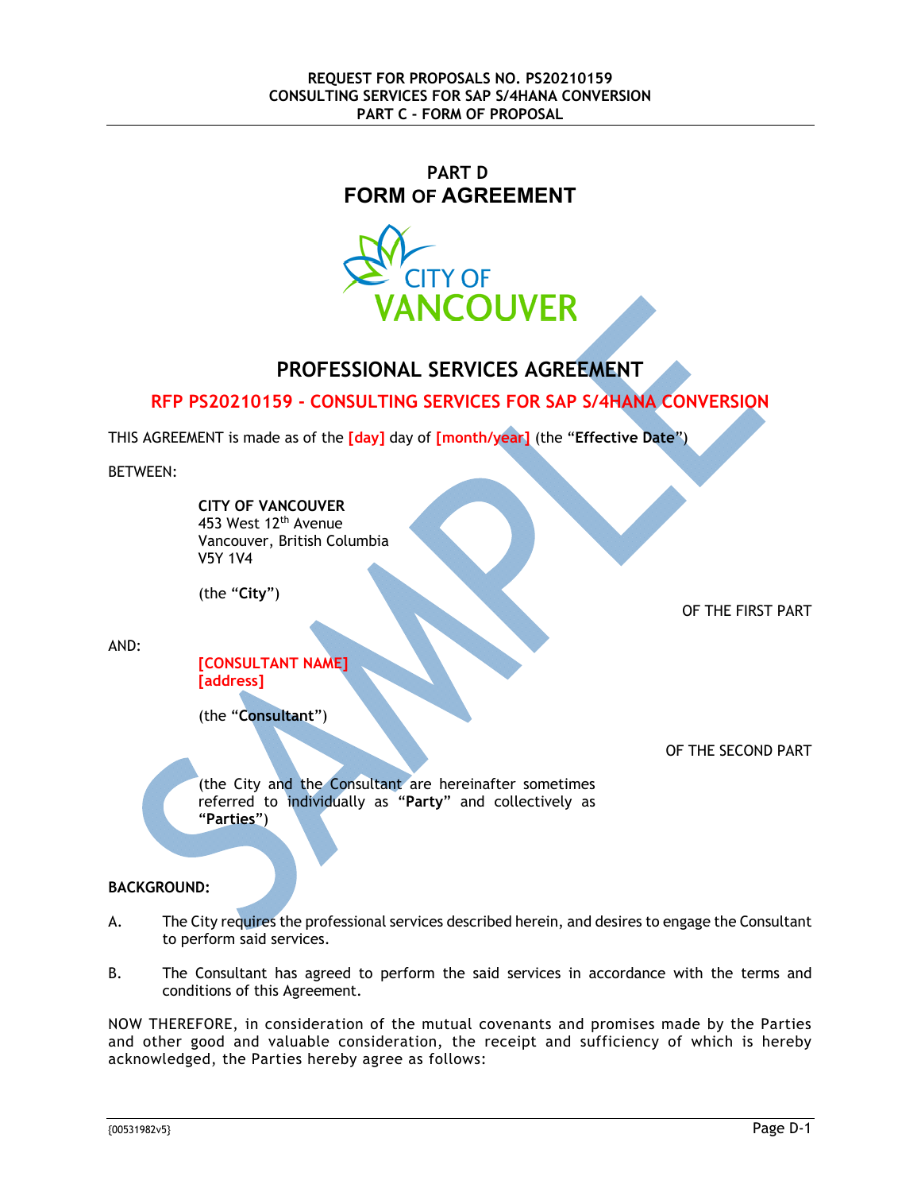# PART D
# FORM OF AGREEMENT

## PROFESSIONAL SERVICES AGREEMENT

**RFP PS20210159 - CONSULTING SERVICES FOR SAP S/4HANA CONVERSION**

THIS AGREEMENT is made as of the **[day]** day of **[month/year]** (the "**Effective Date**")

BETWEEN:

**CITY OF VANCOUVER**
453 West 12th Avenue
Vancouver, British Columbia
V5Y 1V4

(the "**City**")

OF THE FIRST PART

AND:

**[CONSULTANT NAME]**
**[address]**

(the "**Consultant**")

OF THE SECOND PART

(the City and the Consultant are hereinafter sometimes referred to individually as "**Party**" and collectively as "**Parties**")

**BACKGROUND:**

A. The City requires the professional services described herein, and desires to engage the Consultant to perform said services.

B. The Consultant has agreed to perform the said services in accordance with the terms and conditions of this Agreement.

NOW THEREFORE, in consideration of the mutual covenants and promises made by the Parties and other good and valuable consideration, the receipt and sufficiency of which is hereby acknowledged, the Parties hereby agree as follows: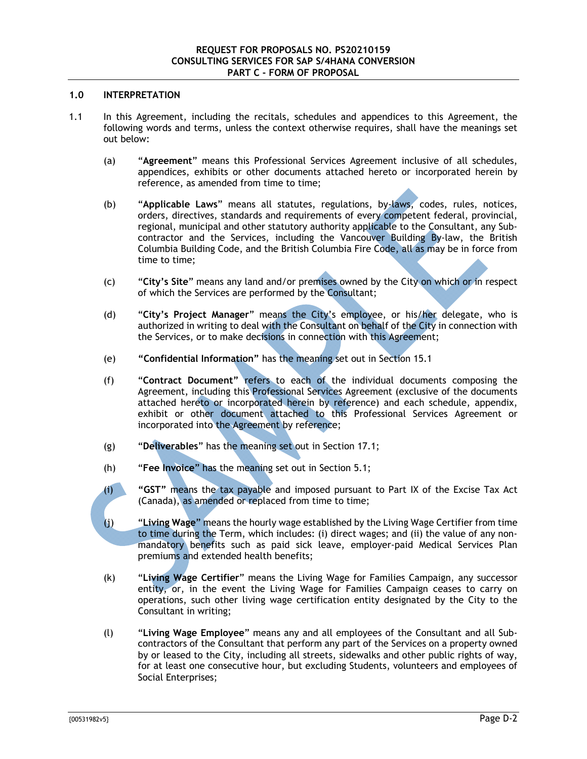## 1.0 INTERPRETATION

1.1 In this Agreement, including the recitals, schedules and appendices to this Agreement, the following words and terms, unless the context otherwise requires, shall have the meanings set out below:

(a) "**Agreement**" means this Professional Services Agreement inclusive of all schedules, appendices, exhibits or other documents attached hereto or incorporated herein by reference, as amended from time to time;

(b) "**Applicable Laws**" means all statutes, regulations, by-laws, codes, rules, notices, orders, directives, standards and requirements of every competent federal, provincial, regional, municipal and other statutory authority applicable to the Consultant, any Sub-contractor and the Services, including the Vancouver Building By-law, the British Columbia Building Code, and the British Columbia Fire Code, all as may be in force from time to time;

(c) "**City's Site**" means any land and/or premises owned by the City on which or in respect of which the Services are performed by the Consultant;

(d) "**City's Project Manager**" means the City's employee, or his/her delegate, who is authorized in writing to deal with the Consultant on behalf of the City in connection with the Services, or to make decisions in connection with this Agreement;

(e) **"Confidential Information"** has the meaning set out in Section 15.1

(f) "**Contract Document**" refers to each of the individual documents composing the Agreement, including this Professional Services Agreement (exclusive of the documents attached hereto or incorporated herein by reference) and each schedule, appendix, exhibit or other document attached to this Professional Services Agreement or incorporated into the Agreement by reference;

(g) "**Deliverables**" has the meaning set out in Section 17.1;

(h) "**Fee Invoice**" has the meaning set out in Section 5.1;

(i) **"GST"** means the tax payable and imposed pursuant to Part IX of the Excise Tax Act (Canada), as amended or replaced from time to time;

(j) "**Living Wage**" means the hourly wage established by the Living Wage Certifier from time to time during the Term, which includes: (i) direct wages; and (ii) the value of any non-mandatory benefits such as paid sick leave, employer-paid Medical Services Plan premiums and extended health benefits;

(k) "**Living Wage Certifier**" means the Living Wage for Families Campaign, any successor entity, or, in the event the Living Wage for Families Campaign ceases to carry on operations, such other living wage certification entity designated by the City to the Consultant in writing;

(l) "**Living Wage Employee**" means any and all employees of the Consultant and all Sub-contractors of the Consultant that perform any part of the Services on a property owned by or leased to the City, including all streets, sidewalks and other public rights of way, for at least one consecutive hour, but excluding Students, volunteers and employees of Social Enterprises;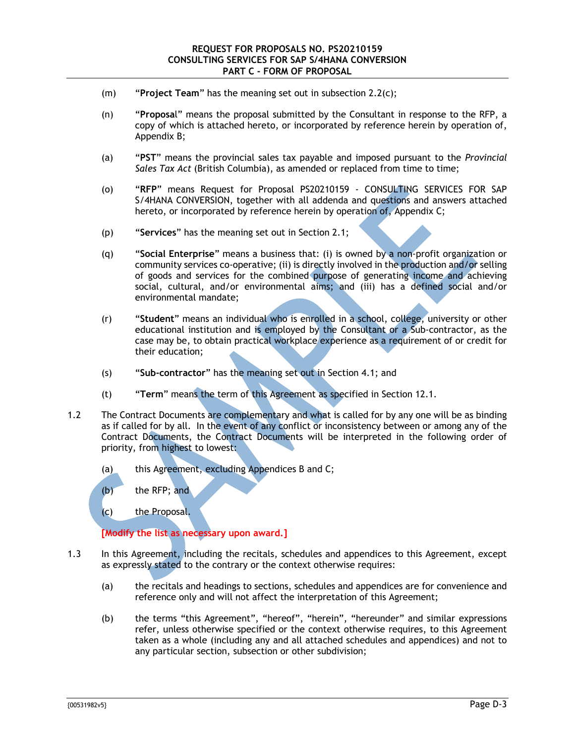(m) "**Project Team**" has the meaning set out in subsection 2.2(c);

(n) "**Proposal**" means the proposal submitted by the Consultant in response to the RFP, a copy of which is attached hereto, or incorporated by reference herein by operation of, Appendix B;

(a) "**PST**" means the provincial sales tax payable and imposed pursuant to the *Provincial Sales Tax Act* (British Columbia), as amended or replaced from time to time;

(o) "**RFP**" means Request for Proposal PS20210159 - CONSULTING SERVICES FOR SAP S/4HANA CONVERSION, together with all addenda and questions and answers attached hereto, or incorporated by reference herein by operation of, Appendix C;

(p) "**Services**" has the meaning set out in Section 2.1;

(q) "**Social Enterprise**" means a business that: (i) is owned by a non-profit organization or community services co-operative; (ii) is directly involved in the production and/or selling of goods and services for the combined purpose of generating income and achieving social, cultural, and/or environmental aims; and (iii) has a defined social and/or environmental mandate;

(r) "**Student**" means an individual who is enrolled in a school, college, university or other educational institution and is employed by the Consultant or a Sub-contractor, as the case may be, to obtain practical workplace experience as a requirement of or credit for their education;

(s) "**Sub-contractor**" has the meaning set out in Section 4.1; and

(t) "**Term**" means the term of this Agreement as specified in Section 12.1.

1.2 The Contract Documents are complementary and what is called for by any one will be as binding as if called for by all. In the event of any conflict or inconsistency between or among any of the Contract Documents, the Contract Documents will be interpreted in the following order of priority, from highest to lowest:

(a) this Agreement, excluding Appendices B and C;

(b) the RFP; and

(c) the Proposal.

**[Modify the list as necessary upon award.]**

1.3 In this Agreement, including the recitals, schedules and appendices to this Agreement, except as expressly stated to the contrary or the context otherwise requires:

(a) the recitals and headings to sections, schedules and appendices are for convenience and reference only and will not affect the interpretation of this Agreement;

(b) the terms "this Agreement", "hereof", "herein", "hereunder" and similar expressions refer, unless otherwise specified or the context otherwise requires, to this Agreement taken as a whole (including any and all attached schedules and appendices) and not to any particular section, subsection or other subdivision;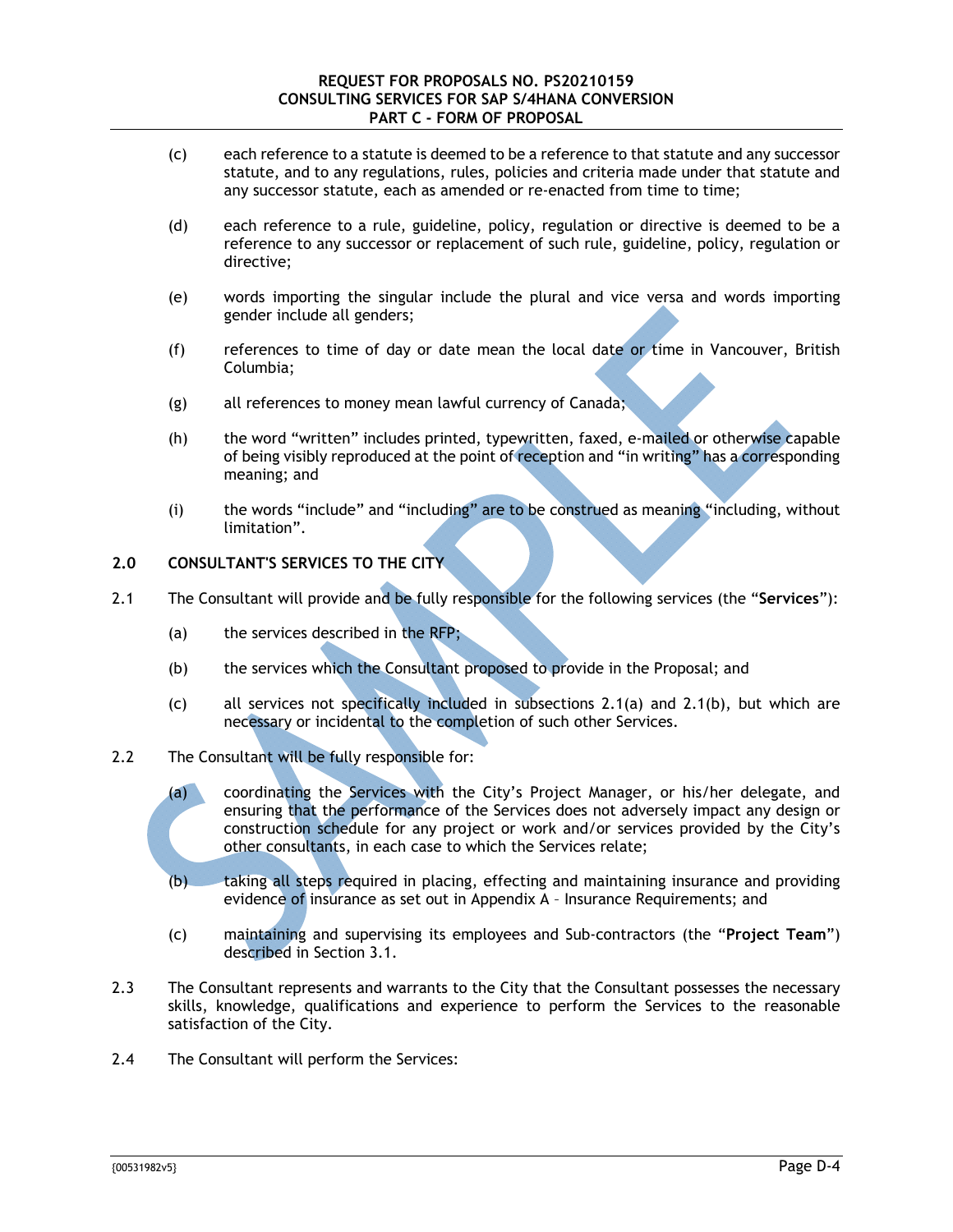(c) each reference to a statute is deemed to be a reference to that statute and any successor statute, and to any regulations, rules, policies and criteria made under that statute and any successor statute, each as amended or re-enacted from time to time;

(d) each reference to a rule, guideline, policy, regulation or directive is deemed to be a reference to any successor or replacement of such rule, guideline, policy, regulation or directive;

(e) words importing the singular include the plural and vice versa and words importing gender include all genders;

(f) references to time of day or date mean the local date or time in Vancouver, British Columbia;

(g) all references to money mean lawful currency of Canada;

(h) the word "written" includes printed, typewritten, faxed, e-mailed or otherwise capable of being visibly reproduced at the point of reception and "in writing" has a corresponding meaning; and

(i) the words "include" and "including" are to be construed as meaning "including, without limitation".

## 2.0 CONSULTANT'S SERVICES TO THE CITY

2.1 The Consultant will provide and be fully responsible for the following services (the "**Services**"):

(a) the services described in the RFP;

(b) the services which the Consultant proposed to provide in the Proposal; and

(c) all services not specifically included in subsections 2.1(a) and 2.1(b), but which are necessary or incidental to the completion of such other Services.

2.2 The Consultant will be fully responsible for:

(a) coordinating the Services with the City's Project Manager, or his/her delegate, and ensuring that the performance of the Services does not adversely impact any design or construction schedule for any project or work and/or services provided by the City's other consultants, in each case to which the Services relate;

(b) taking all steps required in placing, effecting and maintaining insurance and providing evidence of insurance as set out in Appendix A – Insurance Requirements; and

(c) maintaining and supervising its employees and Sub-contractors (the "**Project Team**") described in Section 3.1.

2.3 The Consultant represents and warrants to the City that the Consultant possesses the necessary skills, knowledge, qualifications and experience to perform the Services to the reasonable satisfaction of the City.

2.4 The Consultant will perform the Services: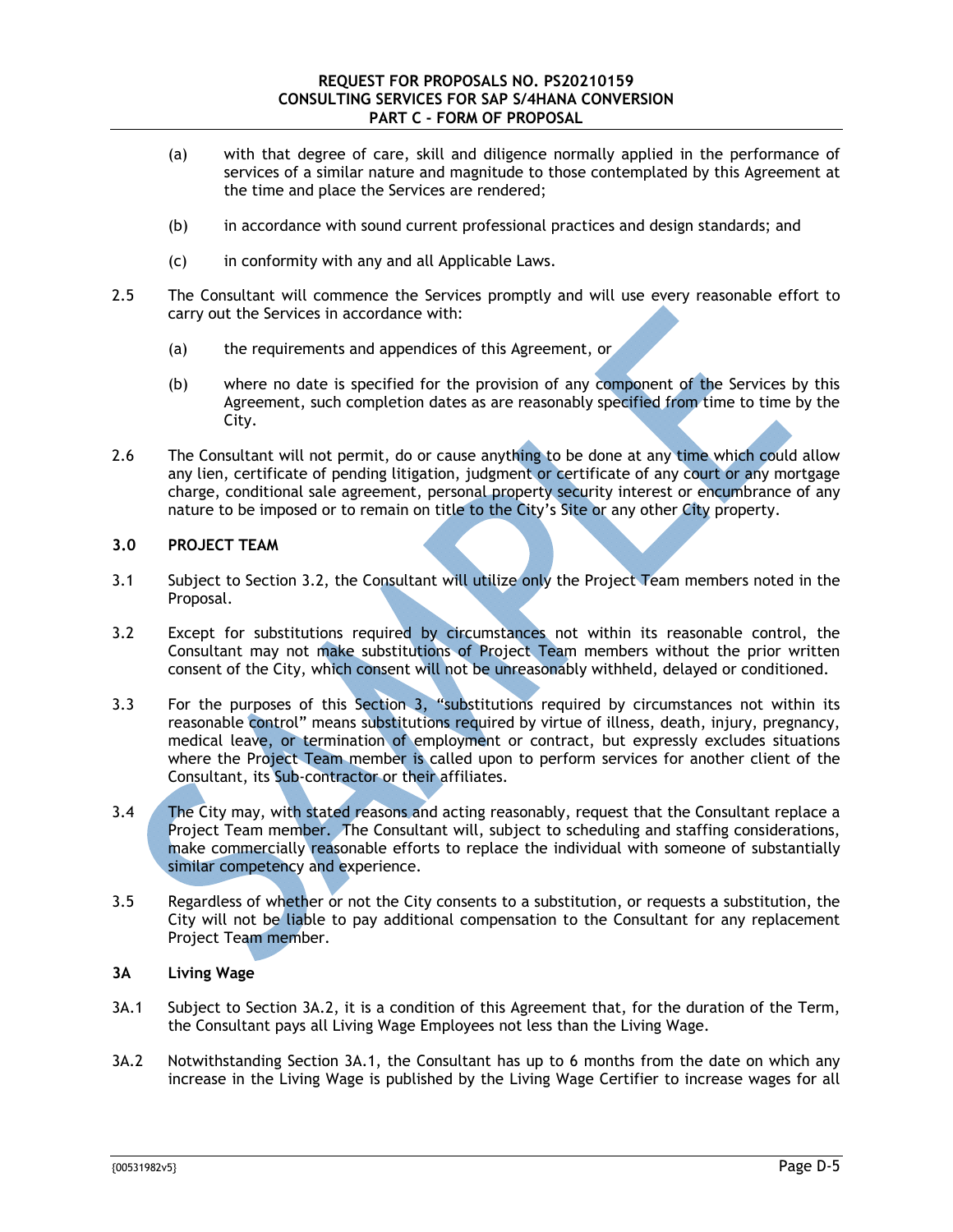(a) with that degree of care, skill and diligence normally applied in the performance of services of a similar nature and magnitude to those contemplated by this Agreement at the time and place the Services are rendered;

(b) in accordance with sound current professional practices and design standards; and

(c) in conformity with any and all Applicable Laws.

2.5 The Consultant will commence the Services promptly and will use every reasonable effort to carry out the Services in accordance with:

(a) the requirements and appendices of this Agreement, or

(b) where no date is specified for the provision of any component of the Services by this Agreement, such completion dates as are reasonably specified from time to time by the City.

2.6 The Consultant will not permit, do or cause anything to be done at any time which could allow any lien, certificate of pending litigation, judgment or certificate of any court or any mortgage charge, conditional sale agreement, personal property security interest or encumbrance of any nature to be imposed or to remain on title to the City's Site or any other City property.

### 3.0 PROJECT TEAM

3.1 Subject to Section 3.2, the Consultant will utilize only the Project Team members noted in the Proposal.

3.2 Except for substitutions required by circumstances not within its reasonable control, the Consultant may not make substitutions of Project Team members without the prior written consent of the City, which consent will not be unreasonably withheld, delayed or conditioned.

3.3 For the purposes of this Section 3, "substitutions required by circumstances not within its reasonable control" means substitutions required by virtue of illness, death, injury, pregnancy, medical leave, or termination of employment or contract, but expressly excludes situations where the Project Team member is called upon to perform services for another client of the Consultant, its Sub-contractor or their affiliates.

3.4 The City may, with stated reasons and acting reasonably, request that the Consultant replace a Project Team member. The Consultant will, subject to scheduling and staffing considerations, make commercially reasonable efforts to replace the individual with someone of substantially similar competency and experience.

3.5 Regardless of whether or not the City consents to a substitution, or requests a substitution, the City will not be liable to pay additional compensation to the Consultant for any replacement Project Team member.

### 3A Living Wage

3A.1 Subject to Section 3A.2, it is a condition of this Agreement that, for the duration of the Term, the Consultant pays all Living Wage Employees not less than the Living Wage.

3A.2 Notwithstanding Section 3A.1, the Consultant has up to 6 months from the date on which any increase in the Living Wage is published by the Living Wage Certifier to increase wages for all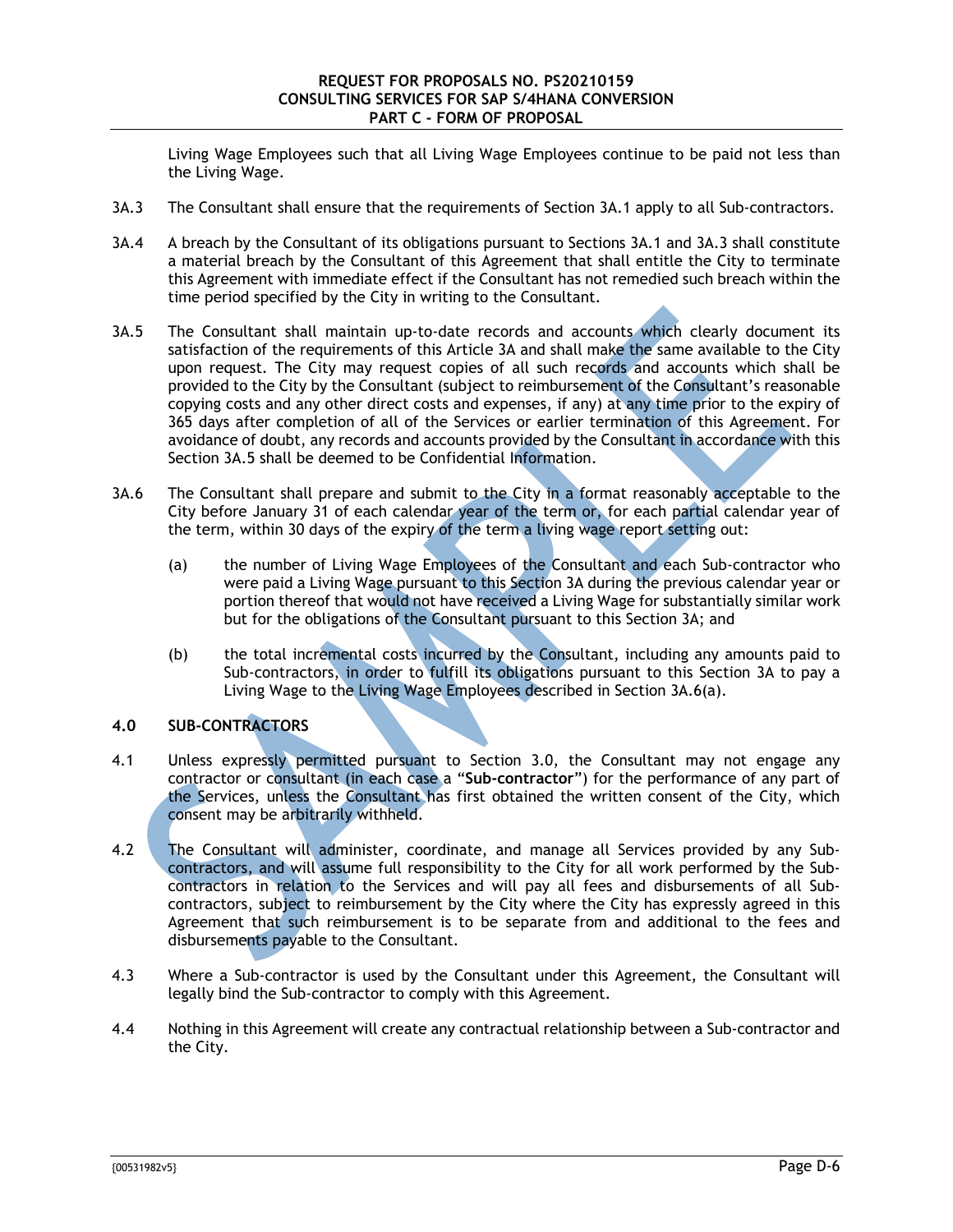Living Wage Employees such that all Living Wage Employees continue to be paid not less than the Living Wage.

3A.3 The Consultant shall ensure that the requirements of Section 3A.1 apply to all Sub-contractors.

3A.4 A breach by the Consultant of its obligations pursuant to Sections 3A.1 and 3A.3 shall constitute a material breach by the Consultant of this Agreement that shall entitle the City to terminate this Agreement with immediate effect if the Consultant has not remedied such breach within the time period specified by the City in writing to the Consultant.

3A.5 The Consultant shall maintain up-to-date records and accounts which clearly document its satisfaction of the requirements of this Article 3A and shall make the same available to the City upon request. The City may request copies of all such records and accounts which shall be provided to the City by the Consultant (subject to reimbursement of the Consultant's reasonable copying costs and any other direct costs and expenses, if any) at any time prior to the expiry of 365 days after completion of all of the Services or earlier termination of this Agreement. For avoidance of doubt, any records and accounts provided by the Consultant in accordance with this Section 3A.5 shall be deemed to be Confidential Information.

3A.6 The Consultant shall prepare and submit to the City in a format reasonably acceptable to the City before January 31 of each calendar year of the term or, for each partial calendar year of the term, within 30 days of the expiry of the term a living wage report setting out:

(a) the number of Living Wage Employees of the Consultant and each Sub-contractor who were paid a Living Wage pursuant to this Section 3A during the previous calendar year or portion thereof that would not have received a Living Wage for substantially similar work but for the obligations of the Consultant pursuant to this Section 3A; and

(b) the total incremental costs incurred by the Consultant, including any amounts paid to Sub-contractors, in order to fulfill its obligations pursuant to this Section 3A to pay a Living Wage to the Living Wage Employees described in Section 3A.6(a).

## 4.0 SUB-CONTRACTORS

4.1 Unless expressly permitted pursuant to Section 3.0, the Consultant may not engage any contractor or consultant (in each case a "**Sub-contractor**") for the performance of any part of the Services, unless the Consultant has first obtained the written consent of the City, which consent may be arbitrarily withheld.

4.2 The Consultant will administer, coordinate, and manage all Services provided by any Sub-contractors, and will assume full responsibility to the City for all work performed by the Sub-contractors in relation to the Services and will pay all fees and disbursements of all Sub-contractors, subject to reimbursement by the City where the City has expressly agreed in this Agreement that such reimbursement is to be separate from and additional to the fees and disbursements payable to the Consultant.

4.3 Where a Sub-contractor is used by the Consultant under this Agreement, the Consultant will legally bind the Sub-contractor to comply with this Agreement.

4.4 Nothing in this Agreement will create any contractual relationship between a Sub-contractor and the City.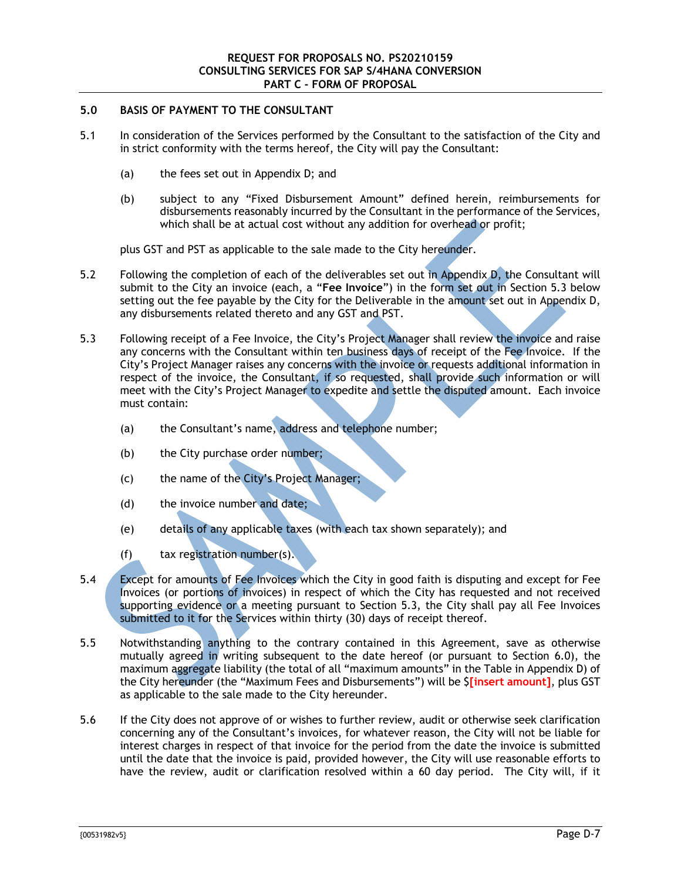## 5.0 BASIS OF PAYMENT TO THE CONSULTANT

5.1 In consideration of the Services performed by the Consultant to the satisfaction of the City and in strict conformity with the terms hereof, the City will pay the Consultant:

(a) the fees set out in Appendix D; and

(b) subject to any "Fixed Disbursement Amount" defined herein, reimbursements for disbursements reasonably incurred by the Consultant in the performance of the Services, which shall be at actual cost without any addition for overhead or profit;

plus GST and PST as applicable to the sale made to the City hereunder.

5.2 Following the completion of each of the deliverables set out in Appendix D, the Consultant will submit to the City an invoice (each, a "**Fee Invoice**") in the form set out in Section 5.3 below setting out the fee payable by the City for the Deliverable in the amount set out in Appendix D, any disbursements related thereto and any GST and PST.

5.3 Following receipt of a Fee Invoice, the City's Project Manager shall review the invoice and raise any concerns with the Consultant within ten business days of receipt of the Fee Invoice. If the City's Project Manager raises any concerns with the invoice or requests additional information in respect of the invoice, the Consultant, if so requested, shall provide such information or will meet with the City's Project Manager to expedite and settle the disputed amount. Each invoice must contain:

(a) the Consultant's name, address and telephone number;

(b) the City purchase order number;

(c) the name of the City's Project Manager;

(d) the invoice number and date;

(e) details of any applicable taxes (with each tax shown separately); and

(f) tax registration number(s).

5.4 Except for amounts of Fee Invoices which the City in good faith is disputing and except for Fee Invoices (or portions of invoices) in respect of which the City has requested and not received supporting evidence or a meeting pursuant to Section 5.3, the City shall pay all Fee Invoices submitted to it for the Services within thirty (30) days of receipt thereof.

5.5 Notwithstanding anything to the contrary contained in this Agreement, save as otherwise mutually agreed in writing subsequent to the date hereof (or pursuant to Section 6.0), the maximum aggregate liability (the total of all "maximum amounts" in the Table in Appendix D) of the City hereunder (the "Maximum Fees and Disbursements") will be $**[insert amount]**, plus GST as applicable to the sale made to the City hereunder.

5.6 If the City does not approve of or wishes to further review, audit or otherwise seek clarification concerning any of the Consultant's invoices, for whatever reason, the City will not be liable for interest charges in respect of that invoice for the period from the date the invoice is submitted until the date that the invoice is paid, provided however, the City will use reasonable efforts to have the review, audit or clarification resolved within a 60 day period. The City will, if it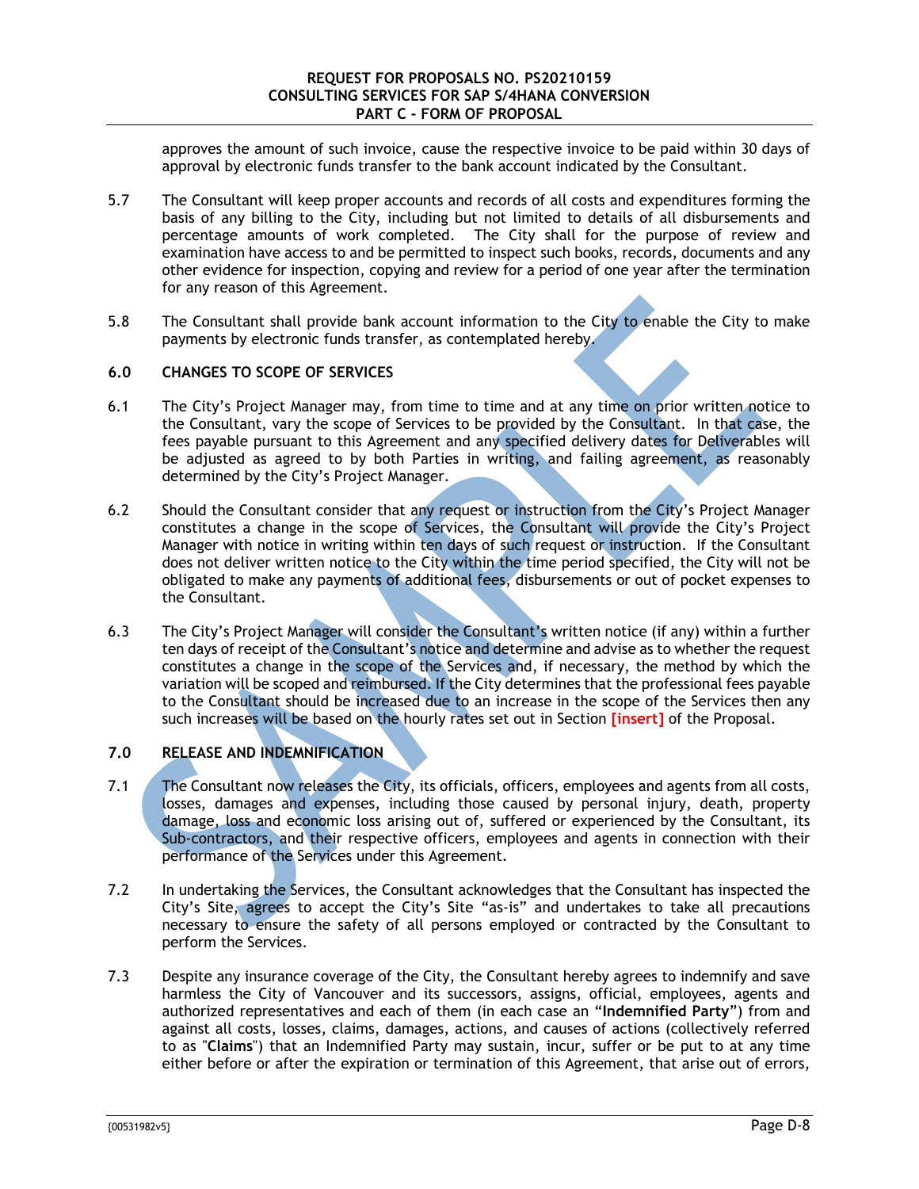approves the amount of such invoice, cause the respective invoice to be paid within 30 days of approval by electronic funds transfer to the bank account indicated by the Consultant.

5.7 The Consultant will keep proper accounts and records of all costs and expenditures forming the basis of any billing to the City, including but not limited to details of all disbursements and percentage amounts of work completed. The City shall for the purpose of review and examination have access to and be permitted to inspect such books, records, documents and any other evidence for inspection, copying and review for a period of one year after the termination for any reason of this Agreement.

5.8 The Consultant shall provide bank account information to the City to enable the City to make payments by electronic funds transfer, as contemplated hereby.

## 6.0 CHANGES TO SCOPE OF SERVICES

6.1 The City's Project Manager may, from time to time and at any time on prior written notice to the Consultant, vary the scope of Services to be provided by the Consultant. In that case, the fees payable pursuant to this Agreement and any specified delivery dates for Deliverables will be adjusted as agreed to by both Parties in writing, and failing agreement, as reasonably determined by the City's Project Manager.

6.2 Should the Consultant consider that any request or instruction from the City's Project Manager constitutes a change in the scope of Services, the Consultant will provide the City's Project Manager with notice in writing within ten days of such request or instruction. If the Consultant does not deliver written notice to the City within the time period specified, the City will not be obligated to make any payments of additional fees, disbursements or out of pocket expenses to the Consultant.

6.3 The City's Project Manager will consider the Consultant's written notice (if any) within a further ten days of receipt of the Consultant's notice and determine and advise as to whether the request constitutes a change in the scope of the Services and, if necessary, the method by which the variation will be scoped and reimbursed. If the City determines that the professional fees payable to the Consultant should be increased due to an increase in the scope of the Services then any such increases will be based on the hourly rates set out in Section **[insert]** of the Proposal.

## 7.0 RELEASE AND INDEMNIFICATION

7.1 The Consultant now releases the City, its officials, officers, employees and agents from all costs, losses, damages and expenses, including those caused by personal injury, death, property damage, loss and economic loss arising out of, suffered or experienced by the Consultant, its Sub-contractors, and their respective officers, employees and agents in connection with their performance of the Services under this Agreement.

7.2 In undertaking the Services, the Consultant acknowledges that the Consultant has inspected the City's Site, agrees to accept the City's Site "as-is" and undertakes to take all precautions necessary to ensure the safety of all persons employed or contracted by the Consultant to perform the Services.

7.3 Despite any insurance coverage of the City, the Consultant hereby agrees to indemnify and save harmless the City of Vancouver and its successors, assigns, official, employees, agents and authorized representatives and each of them (in each case an "**Indemnified Party**") from and against all costs, losses, claims, damages, actions, and causes of actions (collectively referred to as "**Claims**") that an Indemnified Party may sustain, incur, suffer or be put to at any time either before or after the expiration or termination of this Agreement, that arise out of errors,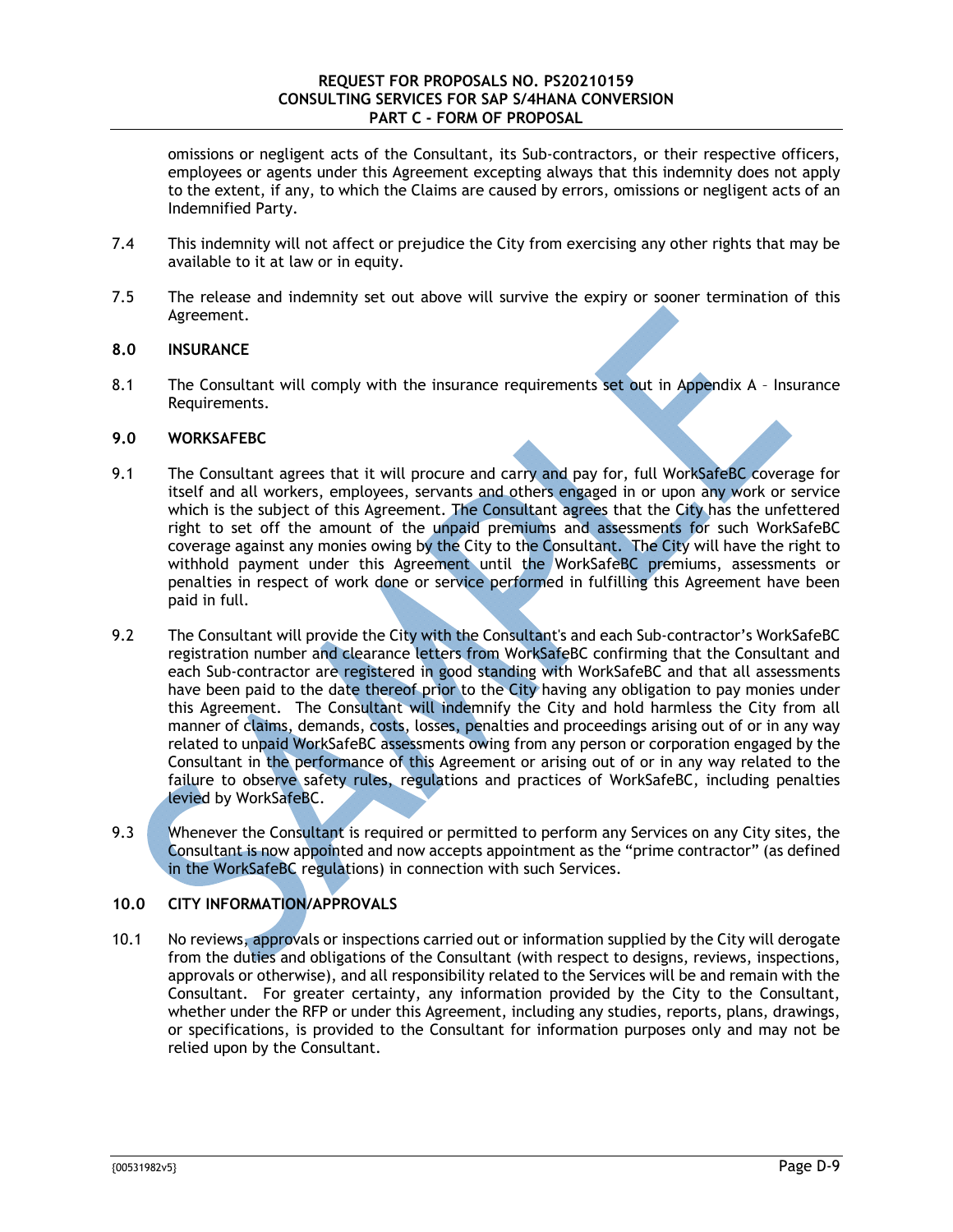omissions or negligent acts of the Consultant, its Sub-contractors, or their respective officers, employees or agents under this Agreement excepting always that this indemnity does not apply to the extent, if any, to which the Claims are caused by errors, omissions or negligent acts of an Indemnified Party.

7.4 This indemnity will not affect or prejudice the City from exercising any other rights that may be available to it at law or in equity.

7.5 The release and indemnity set out above will survive the expiry or sooner termination of this Agreement.

**8.0 INSURANCE**

8.1 The Consultant will comply with the insurance requirements set out in Appendix A – Insurance Requirements.

**9.0 WORKSAFEBC**

9.1 The Consultant agrees that it will procure and carry and pay for, full WorkSafeBC coverage for itself and all workers, employees, servants and others engaged in or upon any work or service which is the subject of this Agreement. The Consultant agrees that the City has the unfettered right to set off the amount of the unpaid premiums and assessments for such WorkSafeBC coverage against any monies owing by the City to the Consultant. The City will have the right to withhold payment under this Agreement until the WorkSafeBC premiums, assessments or penalties in respect of work done or service performed in fulfilling this Agreement have been paid in full.

9.2 The Consultant will provide the City with the Consultant's and each Sub-contractor's WorkSafeBC registration number and clearance letters from WorkSafeBC confirming that the Consultant and each Sub-contractor are registered in good standing with WorkSafeBC and that all assessments have been paid to the date thereof prior to the City having any obligation to pay monies under this Agreement. The Consultant will indemnify the City and hold harmless the City from all manner of claims, demands, costs, losses, penalties and proceedings arising out of or in any way related to unpaid WorkSafeBC assessments owing from any person or corporation engaged by the Consultant in the performance of this Agreement or arising out of or in any way related to the failure to observe safety rules, regulations and practices of WorkSafeBC, including penalties levied by WorkSafeBC.

9.3 Whenever the Consultant is required or permitted to perform any Services on any City sites, the Consultant is now appointed and now accepts appointment as the "prime contractor" (as defined in the WorkSafeBC regulations) in connection with such Services.

**10.0 CITY INFORMATION/APPROVALS**

10.1 No reviews, approvals or inspections carried out or information supplied by the City will derogate from the duties and obligations of the Consultant (with respect to designs, reviews, inspections, approvals or otherwise), and all responsibility related to the Services will be and remain with the Consultant. For greater certainty, any information provided by the City to the Consultant, whether under the RFP or under this Agreement, including any studies, reports, plans, drawings, or specifications, is provided to the Consultant for information purposes only and may not be relied upon by the Consultant.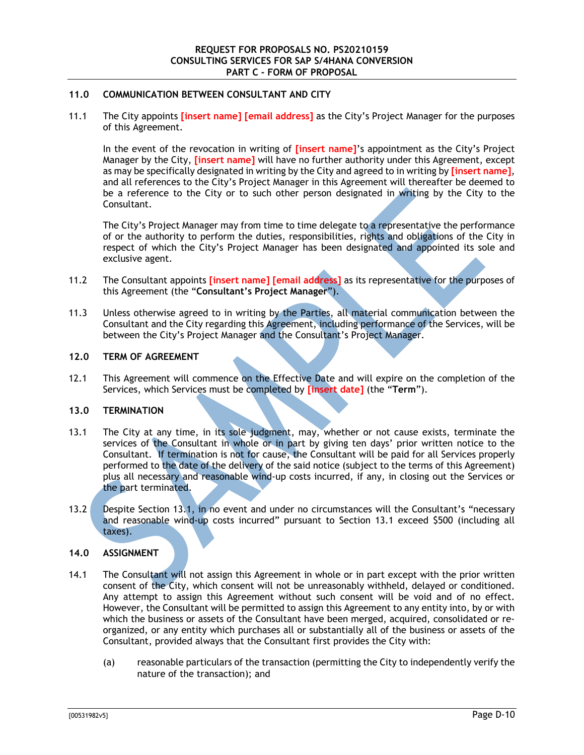## 11.0 COMMUNICATION BETWEEN CONSULTANT AND CITY

11.1 The City appoints **[insert name] [email address]** as the City's Project Manager for the purposes of this Agreement.

In the event of the revocation in writing of **[insert name]**'s appointment as the City's Project Manager by the City, **[insert name]** will have no further authority under this Agreement, except as may be specifically designated in writing by the City and agreed to in writing by **[insert name]**, and all references to the City's Project Manager in this Agreement will thereafter be deemed to be a reference to the City or to such other person designated in writing by the City to the Consultant.

The City's Project Manager may from time to time delegate to a representative the performance of or the authority to perform the duties, responsibilities, rights and obligations of the City in respect of which the City's Project Manager has been designated and appointed its sole and exclusive agent.

11.2 The Consultant appoints **[insert name] [email address]** as its representative for the purposes of this Agreement (the "**Consultant's Project Manager**").

11.3 Unless otherwise agreed to in writing by the Parties, all material communication between the Consultant and the City regarding this Agreement, including performance of the Services, will be between the City's Project Manager and the Consultant's Project Manager.

## 12.0 TERM OF AGREEMENT

12.1 This Agreement will commence on the Effective Date and will expire on the completion of the Services, which Services must be completed by **[insert date]** (the "**Term**").

## 13.0 TERMINATION

13.1 The City at any time, in its sole judgment, may, whether or not cause exists, terminate the services of the Consultant in whole or in part by giving ten days' prior written notice to the Consultant. If termination is not for cause, the Consultant will be paid for all Services properly performed to the date of the delivery of the said notice (subject to the terms of this Agreement) plus all necessary and reasonable wind-up costs incurred, if any, in closing out the Services or the part terminated.

13.2 Despite Section 13.1, in no event and under no circumstances will the Consultant's "necessary and reasonable wind-up costs incurred" pursuant to Section 13.1 exceed $500 (including all taxes).

## 14.0 ASSIGNMENT

14.1 The Consultant will not assign this Agreement in whole or in part except with the prior written consent of the City, which consent will not be unreasonably withheld, delayed or conditioned. Any attempt to assign this Agreement without such consent will be void and of no effect. However, the Consultant will be permitted to assign this Agreement to any entity into, by or with which the business or assets of the Consultant have been merged, acquired, consolidated or re-organized, or any entity which purchases all or substantially all of the business or assets of the Consultant, provided always that the Consultant first provides the City with:

(a) reasonable particulars of the transaction (permitting the City to independently verify the nature of the transaction); and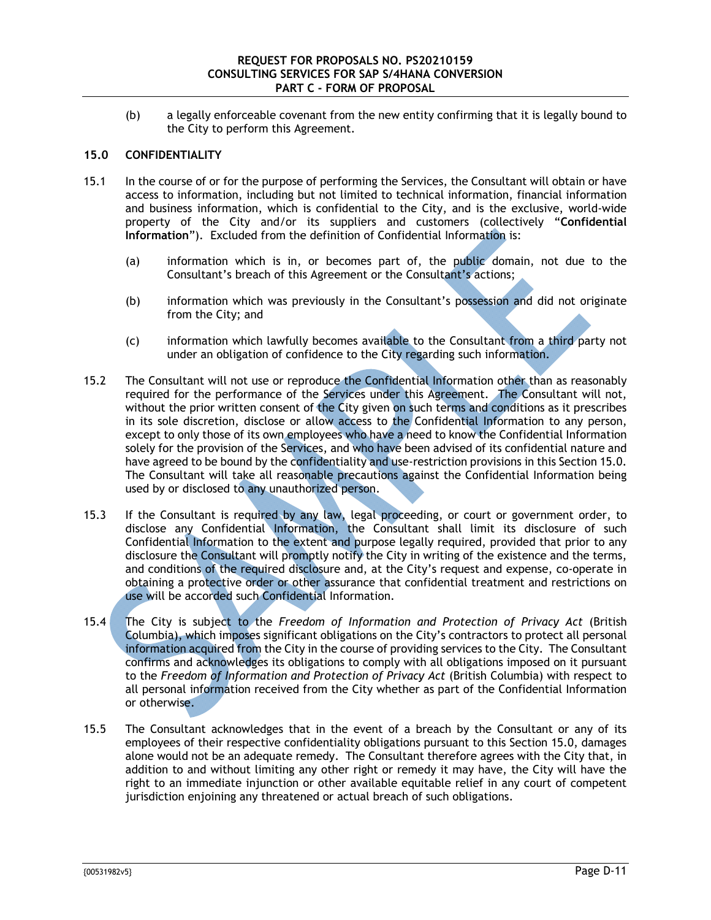(b) a legally enforceable covenant from the new entity confirming that it is legally bound to the City to perform this Agreement.

## 15.0 CONFIDENTIALITY

15.1 In the course of or for the purpose of performing the Services, the Consultant will obtain or have access to information, including but not limited to technical information, financial information and business information, which is confidential to the City, and is the exclusive, world-wide property of the City and/or its suppliers and customers (collectively "**Confidential Information**"). Excluded from the definition of Confidential Information is:

(a) information which is in, or becomes part of, the public domain, not due to the Consultant's breach of this Agreement or the Consultant's actions;

(b) information which was previously in the Consultant's possession and did not originate from the City; and

(c) information which lawfully becomes available to the Consultant from a third party not under an obligation of confidence to the City regarding such information.

15.2 The Consultant will not use or reproduce the Confidential Information other than as reasonably required for the performance of the Services under this Agreement. The Consultant will not, without the prior written consent of the City given on such terms and conditions as it prescribes in its sole discretion, disclose or allow access to the Confidential Information to any person, except to only those of its own employees who have a need to know the Confidential Information solely for the provision of the Services, and who have been advised of its confidential nature and have agreed to be bound by the confidentiality and use-restriction provisions in this Section 15.0. The Consultant will take all reasonable precautions against the Confidential Information being used by or disclosed to any unauthorized person.

15.3 If the Consultant is required by any law, legal proceeding, or court or government order, to disclose any Confidential Information, the Consultant shall limit its disclosure of such Confidential Information to the extent and purpose legally required, provided that prior to any disclosure the Consultant will promptly notify the City in writing of the existence and the terms, and conditions of the required disclosure and, at the City's request and expense, co-operate in obtaining a protective order or other assurance that confidential treatment and restrictions on use will be accorded such Confidential Information.

15.4 The City is subject to the *Freedom of Information and Protection of Privacy Act* (British Columbia), which imposes significant obligations on the City's contractors to protect all personal information acquired from the City in the course of providing services to the City. The Consultant confirms and acknowledges its obligations to comply with all obligations imposed on it pursuant to the *Freedom of Information and Protection of Privacy Act* (British Columbia) with respect to all personal information received from the City whether as part of the Confidential Information or otherwise.

15.5 The Consultant acknowledges that in the event of a breach by the Consultant or any of its employees of their respective confidentiality obligations pursuant to this Section 15.0, damages alone would not be an adequate remedy. The Consultant therefore agrees with the City that, in addition to and without limiting any other right or remedy it may have, the City will have the right to an immediate injunction or other available equitable relief in any court of competent jurisdiction enjoining any threatened or actual breach of such obligations.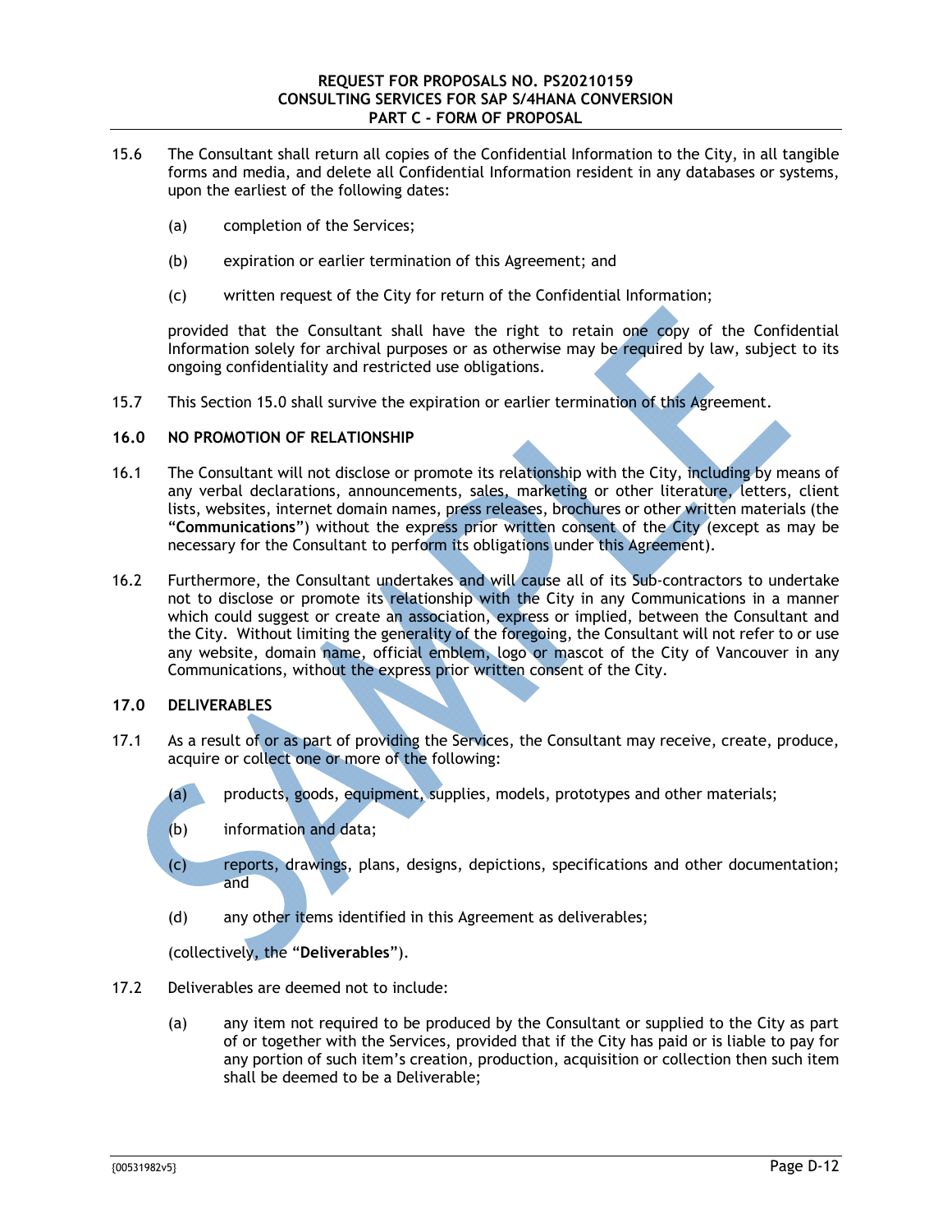15.6 The Consultant shall return all copies of the Confidential Information to the City, in all tangible forms and media, and delete all Confidential Information resident in any databases or systems, upon the earliest of the following dates:

(a) completion of the Services;

(b) expiration or earlier termination of this Agreement; and

(c) written request of the City for return of the Confidential Information;

provided that the Consultant shall have the right to retain one copy of the Confidential Information solely for archival purposes or as otherwise may be required by law, subject to its ongoing confidentiality and restricted use obligations.

15.7 This Section 15.0 shall survive the expiration or earlier termination of this Agreement.

### 16.0 NO PROMOTION OF RELATIONSHIP

16.1 The Consultant will not disclose or promote its relationship with the City, including by means of any verbal declarations, announcements, sales, marketing or other literature, letters, client lists, websites, internet domain names, press releases, brochures or other written materials (the "**Communications**") without the express prior written consent of the City (except as may be necessary for the Consultant to perform its obligations under this Agreement).

16.2 Furthermore, the Consultant undertakes and will cause all of its Sub-contractors to undertake not to disclose or promote its relationship with the City in any Communications in a manner which could suggest or create an association, express or implied, between the Consultant and the City. Without limiting the generality of the foregoing, the Consultant will not refer to or use any website, domain name, official emblem, logo or mascot of the City of Vancouver in any Communications, without the express prior written consent of the City.

### 17.0 DELIVERABLES

17.1 As a result of or as part of providing the Services, the Consultant may receive, create, produce, acquire or collect one or more of the following:

(a) products, goods, equipment, supplies, models, prototypes and other materials;

(b) information and data;

(c) reports, drawings, plans, designs, depictions, specifications and other documentation; and

(d) any other items identified in this Agreement as deliverables;

(collectively, the "**Deliverables**").

17.2 Deliverables are deemed not to include:

(a) any item not required to be produced by the Consultant or supplied to the City as part of or together with the Services, provided that if the City has paid or is liable to pay for any portion of such item's creation, production, acquisition or collection then such item shall be deemed to be a Deliverable;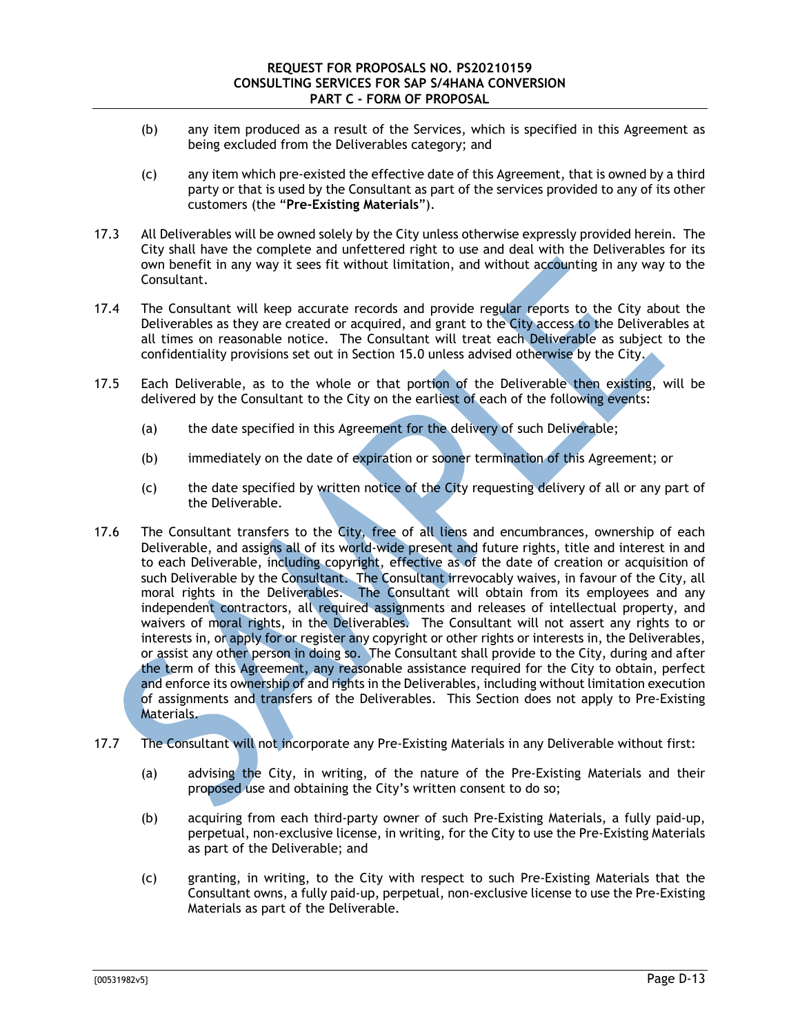(b) any item produced as a result of the Services, which is specified in this Agreement as being excluded from the Deliverables category; and

(c) any item which pre-existed the effective date of this Agreement, that is owned by a third party or that is used by the Consultant as part of the services provided to any of its other customers (the "**Pre-Existing Materials**").

17.3 All Deliverables will be owned solely by the City unless otherwise expressly provided herein. The City shall have the complete and unfettered right to use and deal with the Deliverables for its own benefit in any way it sees fit without limitation, and without accounting in any way to the Consultant.

17.4 The Consultant will keep accurate records and provide regular reports to the City about the Deliverables as they are created or acquired, and grant to the City access to the Deliverables at all times on reasonable notice. The Consultant will treat each Deliverable as subject to the confidentiality provisions set out in Section 15.0 unless advised otherwise by the City.

17.5 Each Deliverable, as to the whole or that portion of the Deliverable then existing, will be delivered by the Consultant to the City on the earliest of each of the following events:

(a) the date specified in this Agreement for the delivery of such Deliverable;

(b) immediately on the date of expiration or sooner termination of this Agreement; or

(c) the date specified by written notice of the City requesting delivery of all or any part of the Deliverable.

17.6 The Consultant transfers to the City, free of all liens and encumbrances, ownership of each Deliverable, and assigns all of its world-wide present and future rights, title and interest in and to each Deliverable, including copyright, effective as of the date of creation or acquisition of such Deliverable by the Consultant. The Consultant irrevocably waives, in favour of the City, all moral rights in the Deliverables. The Consultant will obtain from its employees and any independent contractors, all required assignments and releases of intellectual property, and waivers of moral rights, in the Deliverables. The Consultant will not assert any rights to or interests in, or apply for or register any copyright or other rights or interests in, the Deliverables, or assist any other person in doing so. The Consultant shall provide to the City, during and after the term of this Agreement, any reasonable assistance required for the City to obtain, perfect and enforce its ownership of and rights in the Deliverables, including without limitation execution of assignments and transfers of the Deliverables. This Section does not apply to Pre-Existing Materials.

17.7 The Consultant will not incorporate any Pre-Existing Materials in any Deliverable without first:

(a) advising the City, in writing, of the nature of the Pre-Existing Materials and their proposed use and obtaining the City's written consent to do so;

(b) acquiring from each third-party owner of such Pre-Existing Materials, a fully paid-up, perpetual, non-exclusive license, in writing, for the City to use the Pre-Existing Materials as part of the Deliverable; and

(c) granting, in writing, to the City with respect to such Pre-Existing Materials that the Consultant owns, a fully paid-up, perpetual, non-exclusive license to use the Pre-Existing Materials as part of the Deliverable.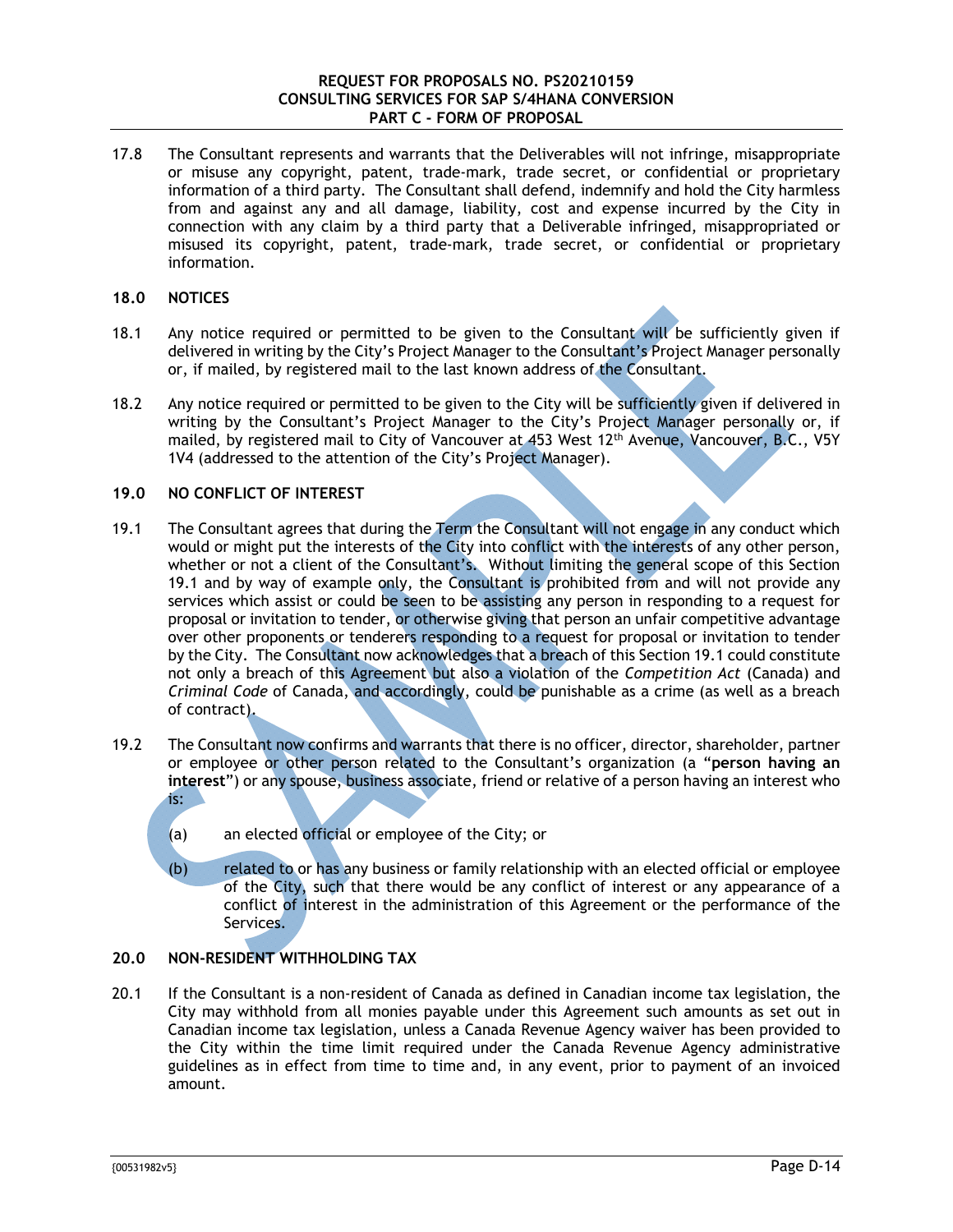17.8 The Consultant represents and warrants that the Deliverables will not infringe, misappropriate or misuse any copyright, patent, trade-mark, trade secret, or confidential or proprietary information of a third party. The Consultant shall defend, indemnify and hold the City harmless from and against any and all damage, liability, cost and expense incurred by the City in connection with any claim by a third party that a Deliverable infringed, misappropriated or misused its copyright, patent, trade-mark, trade secret, or confidential or proprietary information.

## 18.0 NOTICES

18.1 Any notice required or permitted to be given to the Consultant will be sufficiently given if delivered in writing by the City's Project Manager to the Consultant's Project Manager personally or, if mailed, by registered mail to the last known address of the Consultant.

18.2 Any notice required or permitted to be given to the City will be sufficiently given if delivered in writing by the Consultant's Project Manager to the City's Project Manager personally or, if mailed, by registered mail to City of Vancouver at 453 West 12th Avenue, Vancouver, B.C., V5Y 1V4 (addressed to the attention of the City's Project Manager).

## 19.0 NO CONFLICT OF INTEREST

19.1 The Consultant agrees that during the Term the Consultant will not engage in any conduct which would or might put the interests of the City into conflict with the interests of any other person, whether or not a client of the Consultant's. Without limiting the general scope of this Section 19.1 and by way of example only, the Consultant is prohibited from and will not provide any services which assist or could be seen to be assisting any person in responding to a request for proposal or invitation to tender, or otherwise giving that person an unfair competitive advantage over other proponents or tenderers responding to a request for proposal or invitation to tender by the City. The Consultant now acknowledges that a breach of this Section 19.1 could constitute not only a breach of this Agreement but also a violation of the *Competition Act* (Canada) and *Criminal Code* of Canada, and accordingly, could be punishable as a crime (as well as a breach of contract).

19.2 The Consultant now confirms and warrants that there is no officer, director, shareholder, partner or employee or other person related to the Consultant's organization (a "**person having an interest**") or any spouse, business associate, friend or relative of a person having an interest who is:

(a) an elected official or employee of the City; or

(b) related to or has any business or family relationship with an elected official or employee of the City, such that there would be any conflict of interest or any appearance of a conflict of interest in the administration of this Agreement or the performance of the Services.

## 20.0 NON-RESIDENT WITHHOLDING TAX

20.1 If the Consultant is a non-resident of Canada as defined in Canadian income tax legislation, the City may withhold from all monies payable under this Agreement such amounts as set out in Canadian income tax legislation, unless a Canada Revenue Agency waiver has been provided to the City within the time limit required under the Canada Revenue Agency administrative guidelines as in effect from time to time and, in any event, prior to payment of an invoiced amount.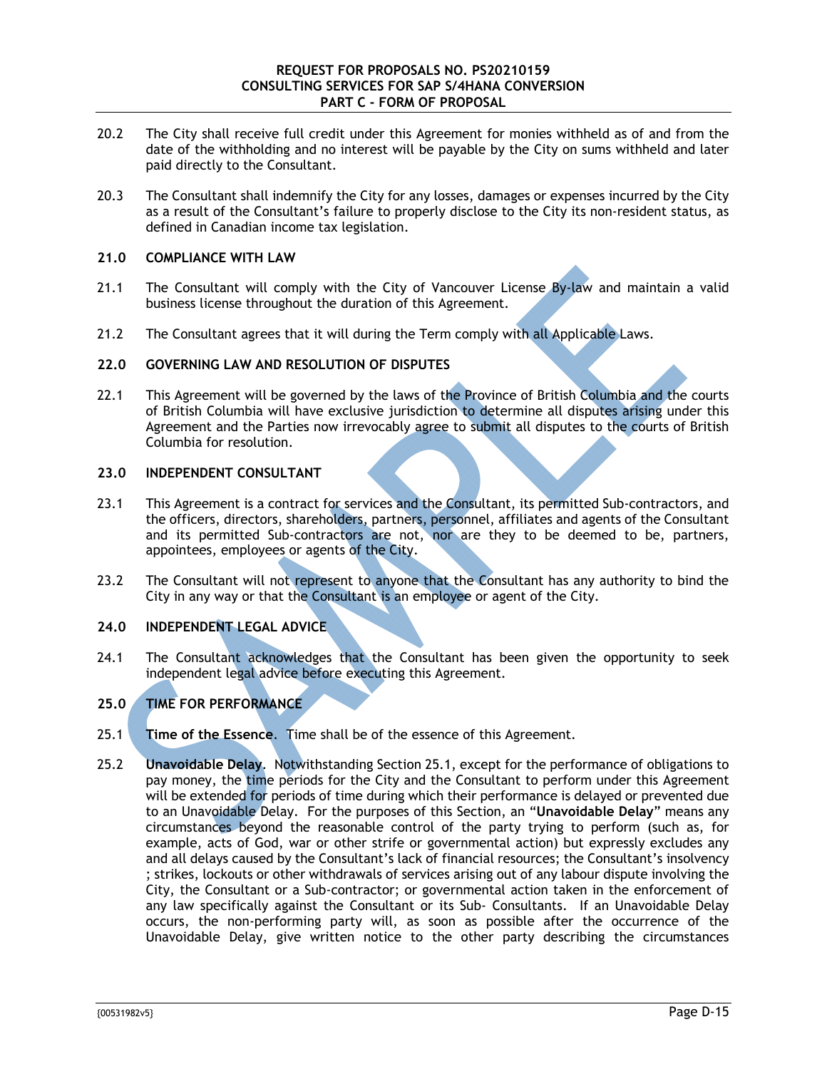20.2 The City shall receive full credit under this Agreement for monies withheld as of and from the date of the withholding and no interest will be payable by the City on sums withheld and later paid directly to the Consultant.

20.3 The Consultant shall indemnify the City for any losses, damages or expenses incurred by the City as a result of the Consultant's failure to properly disclose to the City its non-resident status, as defined in Canadian income tax legislation.

**21.0 COMPLIANCE WITH LAW**

21.1 The Consultant will comply with the City of Vancouver License By-law and maintain a valid business license throughout the duration of this Agreement.

21.2 The Consultant agrees that it will during the Term comply with all Applicable Laws.

**22.0 GOVERNING LAW AND RESOLUTION OF DISPUTES**

22.1 This Agreement will be governed by the laws of the Province of British Columbia and the courts of British Columbia will have exclusive jurisdiction to determine all disputes arising under this Agreement and the Parties now irrevocably agree to submit all disputes to the courts of British Columbia for resolution.

**23.0 INDEPENDENT CONSULTANT**

23.1 This Agreement is a contract for services and the Consultant, its permitted Sub-contractors, and the officers, directors, shareholders, partners, personnel, affiliates and agents of the Consultant and its permitted Sub-contractors are not, nor are they to be deemed to be, partners, appointees, employees or agents of the City.

23.2 The Consultant will not represent to anyone that the Consultant has any authority to bind the City in any way or that the Consultant is an employee or agent of the City.

**24.0 INDEPENDENT LEGAL ADVICE**

24.1 The Consultant acknowledges that the Consultant has been given the opportunity to seek independent legal advice before executing this Agreement.

**25.0 TIME FOR PERFORMANCE**

25.1 **Time of the Essence**. Time shall be of the essence of this Agreement.

25.2 **Unavoidable Delay**. Notwithstanding Section 25.1, except for the performance of obligations to pay money, the time periods for the City and the Consultant to perform under this Agreement will be extended for periods of time during which their performance is delayed or prevented due to an Unavoidable Delay. For the purposes of this Section, an "**Unavoidable Delay**" means any circumstances beyond the reasonable control of the party trying to perform (such as, for example, acts of God, war or other strife or governmental action) but expressly excludes any and all delays caused by the Consultant's lack of financial resources; the Consultant's insolvency ; strikes, lockouts or other withdrawals of services arising out of any labour dispute involving the City, the Consultant or a Sub-contractor; or governmental action taken in the enforcement of any law specifically against the Consultant or its Sub- Consultants. If an Unavoidable Delay occurs, the non-performing party will, as soon as possible after the occurrence of the Unavoidable Delay, give written notice to the other party describing the circumstances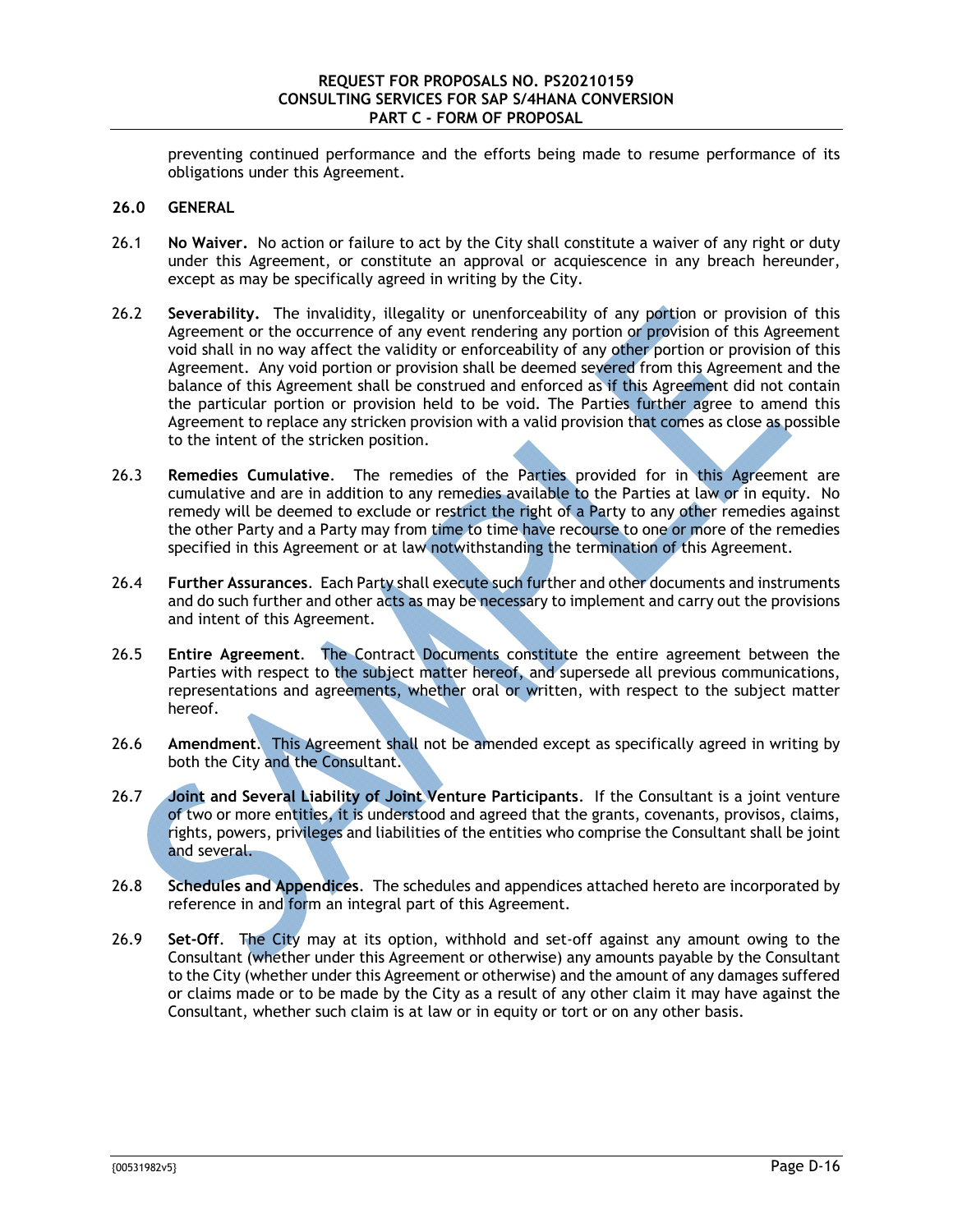preventing continued performance and the efforts being made to resume performance of its obligations under this Agreement.

## 26.0 GENERAL

26.1 **No Waiver.** No action or failure to act by the City shall constitute a waiver of any right or duty under this Agreement, or constitute an approval or acquiescence in any breach hereunder, except as may be specifically agreed in writing by the City.

26.2 **Severability.** The invalidity, illegality or unenforceability of any portion or provision of this Agreement or the occurrence of any event rendering any portion or provision of this Agreement void shall in no way affect the validity or enforceability of any other portion or provision of this Agreement. Any void portion or provision shall be deemed severed from this Agreement and the balance of this Agreement shall be construed and enforced as if this Agreement did not contain the particular portion or provision held to be void. The Parties further agree to amend this Agreement to replace any stricken provision with a valid provision that comes as close as possible to the intent of the stricken position.

26.3 **Remedies Cumulative**. The remedies of the Parties provided for in this Agreement are cumulative and are in addition to any remedies available to the Parties at law or in equity. No remedy will be deemed to exclude or restrict the right of a Party to any other remedies against the other Party and a Party may from time to time have recourse to one or more of the remedies specified in this Agreement or at law notwithstanding the termination of this Agreement.

26.4 **Further Assurances**. Each Party shall execute such further and other documents and instruments and do such further and other acts as may be necessary to implement and carry out the provisions and intent of this Agreement.

26.5 **Entire Agreement**. The Contract Documents constitute the entire agreement between the Parties with respect to the subject matter hereof, and supersede all previous communications, representations and agreements, whether oral or written, with respect to the subject matter hereof.

26.6 **Amendment**. This Agreement shall not be amended except as specifically agreed in writing by both the City and the Consultant.

26.7 **Joint and Several Liability of Joint Venture Participants**. If the Consultant is a joint venture of two or more entities, it is understood and agreed that the grants, covenants, provisos, claims, rights, powers, privileges and liabilities of the entities who comprise the Consultant shall be joint and several.

26.8 **Schedules and Appendices**. The schedules and appendices attached hereto are incorporated by reference in and form an integral part of this Agreement.

26.9 **Set-Off**. The City may at its option, withhold and set-off against any amount owing to the Consultant (whether under this Agreement or otherwise) any amounts payable by the Consultant to the City (whether under this Agreement or otherwise) and the amount of any damages suffered or claims made or to be made by the City as a result of any other claim it may have against the Consultant, whether such claim is at law or in equity or tort or on any other basis.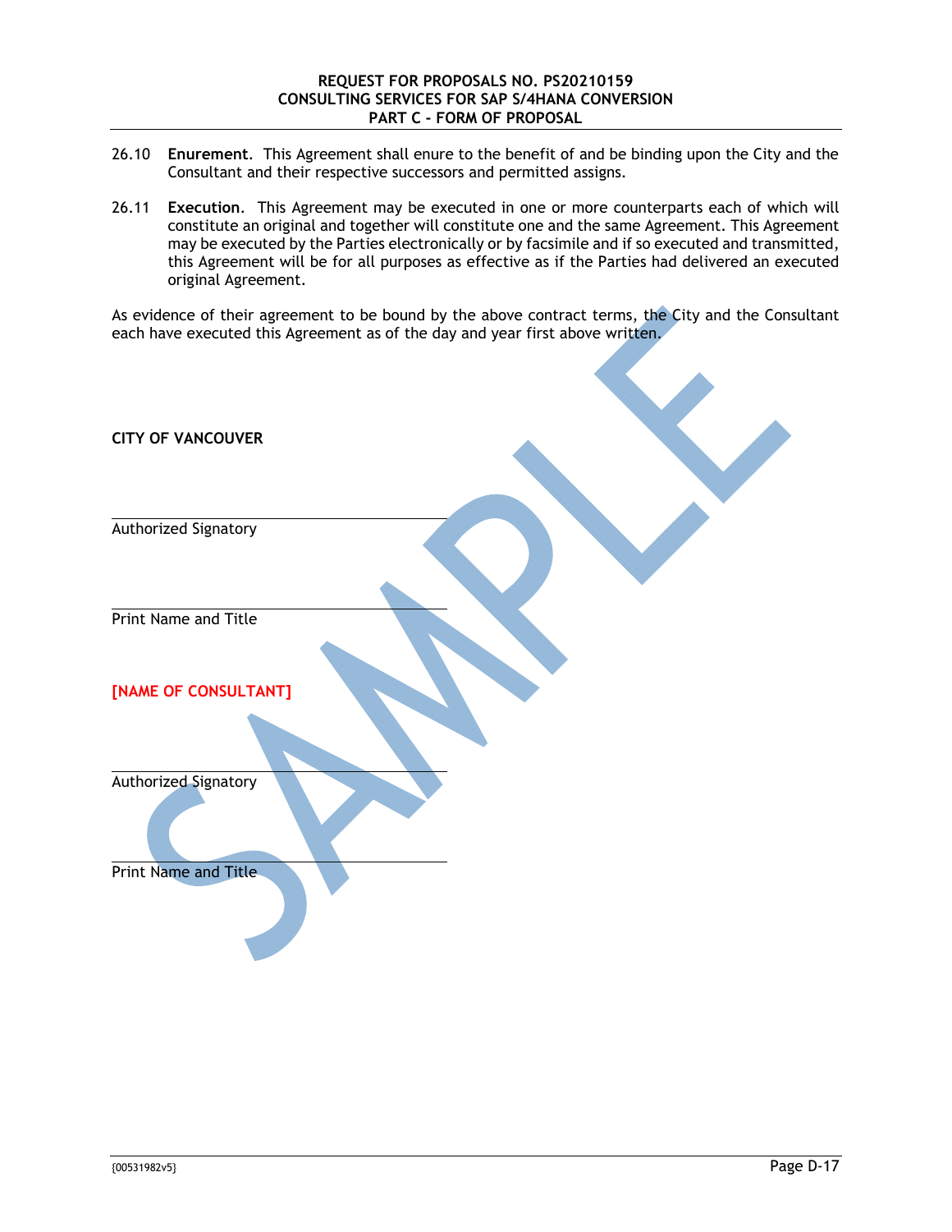26.10 **Enurement**. This Agreement shall enure to the benefit of and be binding upon the City and the Consultant and their respective successors and permitted assigns.

26.11 **Execution**. This Agreement may be executed in one or more counterparts each of which will constitute an original and together will constitute one and the same Agreement. This Agreement may be executed by the Parties electronically or by facsimile and if so executed and transmitted, this Agreement will be for all purposes as effective as if the Parties had delivered an executed original Agreement.

As evidence of their agreement to be bound by the above contract terms, the City and the Consultant each have executed this Agreement as of the day and year first above written.

**CITY OF VANCOUVER**

\_\_\_\_\_\_\_\_\_\_\_\_\_\_\_\_\_\_\_\_\_\_\_\_\_\_\_\_\_\_\_\_\_\_\_\_\_\_\_\_

Authorized Signatory

\_\_\_\_\_\_\_\_\_\_\_\_\_\_\_\_\_\_\_\_\_\_\_\_\_\_\_\_\_\_\_\_\_\_\_\_\_\_\_\_

Print Name and Title

**[NAME OF CONSULTANT]**

\_\_\_\_\_\_\_\_\_\_\_\_\_\_\_\_\_\_\_\_\_\_\_\_\_\_\_\_\_\_\_\_\_\_\_\_\_\_\_\_

Authorized Signatory

\_\_\_\_\_\_\_\_\_\_\_\_\_\_\_\_\_\_\_\_\_\_\_\_\_\_\_\_\_\_\_\_\_\_\_\_\_\_\_\_

Print Name and Title

SAMPLE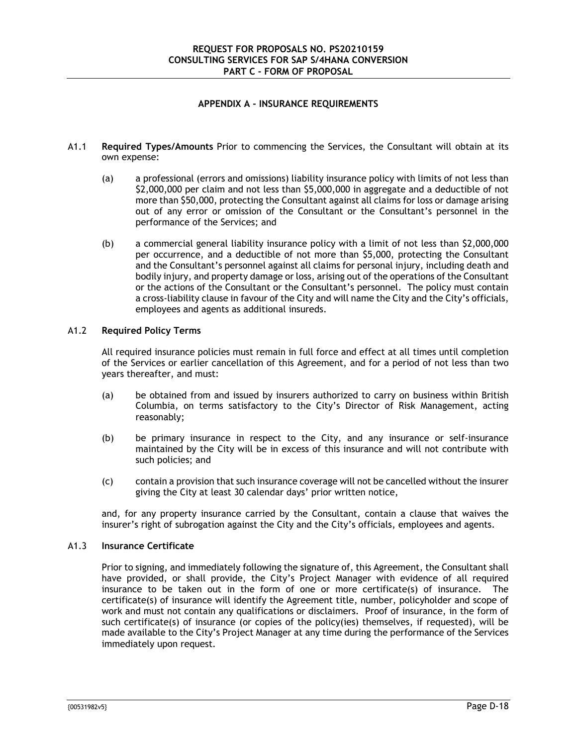## APPENDIX A - INSURANCE REQUIREMENTS

A1.1 **Required Types/Amounts** Prior to commencing the Services, the Consultant will obtain at its own expense:

(a) a professional (errors and omissions) liability insurance policy with limits of not less than $2,000,000 per claim and not less than $5,000,000 in aggregate and a deductible of not more than $50,000, protecting the Consultant against all claims for loss or damage arising out of any error or omission of the Consultant or the Consultant's personnel in the performance of the Services; and

(b) a commercial general liability insurance policy with a limit of not less than $2,000,000 per occurrence, and a deductible of not more than $5,000, protecting the Consultant and the Consultant's personnel against all claims for personal injury, including death and bodily injury, and property damage or loss, arising out of the operations of the Consultant or the actions of the Consultant or the Consultant's personnel. The policy must contain a cross-liability clause in favour of the City and will name the City and the City's officials, employees and agents as additional insureds.

A1.2 **Required Policy Terms**

All required insurance policies must remain in full force and effect at all times until completion of the Services or earlier cancellation of this Agreement, and for a period of not less than two years thereafter, and must:

(a) be obtained from and issued by insurers authorized to carry on business within British Columbia, on terms satisfactory to the City's Director of Risk Management, acting reasonably;

(b) be primary insurance in respect to the City, and any insurance or self-insurance maintained by the City will be in excess of this insurance and will not contribute with such policies; and

(c) contain a provision that such insurance coverage will not be cancelled without the insurer giving the City at least 30 calendar days' prior written notice,

and, for any property insurance carried by the Consultant, contain a clause that waives the insurer's right of subrogation against the City and the City's officials, employees and agents.

A1.3 **Insurance Certificate**

Prior to signing, and immediately following the signature of, this Agreement, the Consultant shall have provided, or shall provide, the City's Project Manager with evidence of all required insurance to be taken out in the form of one or more certificate(s) of insurance. The certificate(s) of insurance will identify the Agreement title, number, policyholder and scope of work and must not contain any qualifications or disclaimers. Proof of insurance, in the form of such certificate(s) of insurance (or copies of the policy(ies) themselves, if requested), will be made available to the City's Project Manager at any time during the performance of the Services immediately upon request.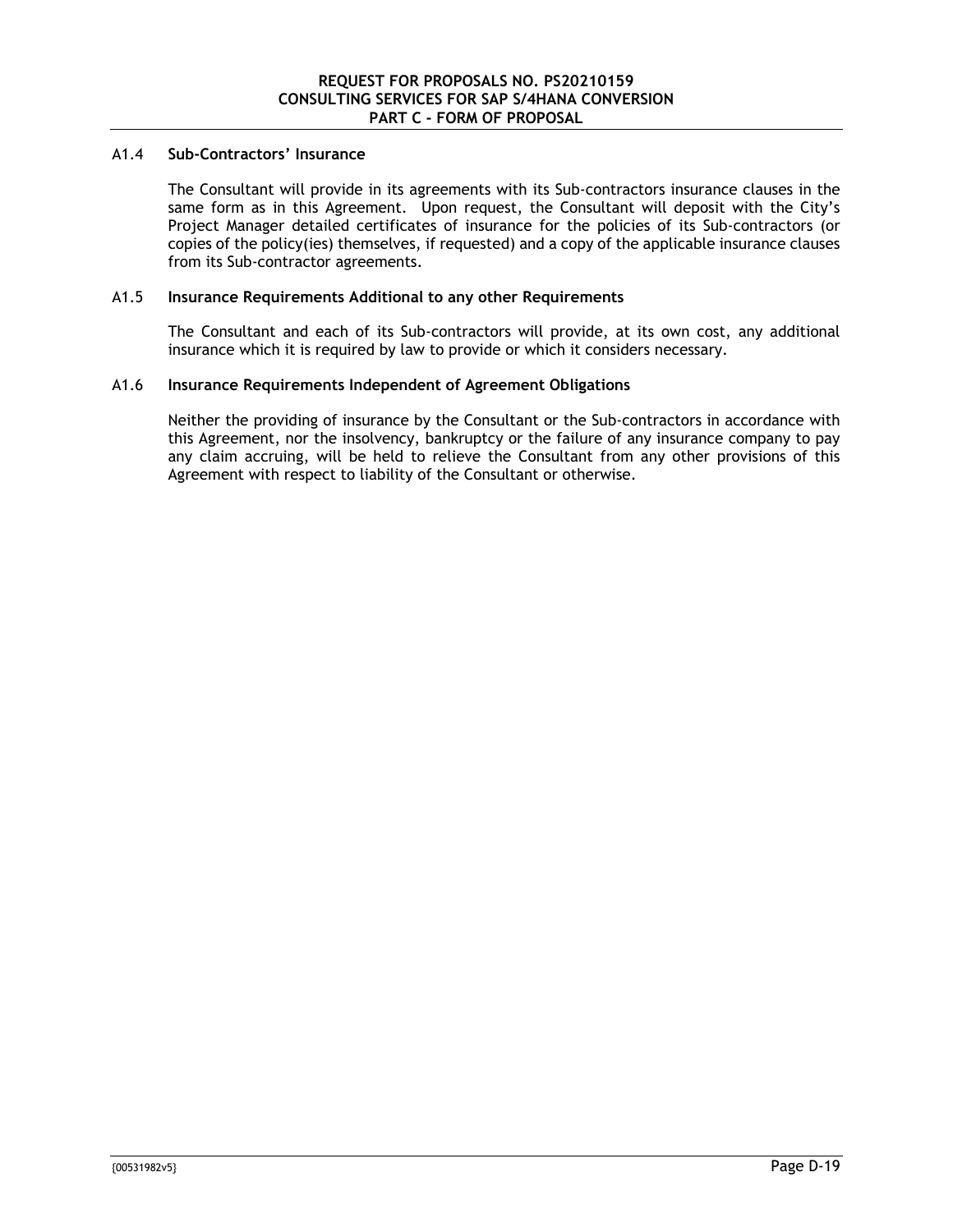### A1.4 **Sub-Contractors' Insurance**

The Consultant will provide in its agreements with its Sub-contractors insurance clauses in the same form as in this Agreement. Upon request, the Consultant will deposit with the City's Project Manager detailed certificates of insurance for the policies of its Sub-contractors (or copies of the policy(ies) themselves, if requested) and a copy of the applicable insurance clauses from its Sub-contractor agreements.

### A1.5 **Insurance Requirements Additional to any other Requirements**

The Consultant and each of its Sub-contractors will provide, at its own cost, any additional insurance which it is required by law to provide or which it considers necessary.

### A1.6 **Insurance Requirements Independent of Agreement Obligations**

Neither the providing of insurance by the Consultant or the Sub-contractors in accordance with this Agreement, nor the insolvency, bankruptcy or the failure of any insurance company to pay any claim accruing, will be held to relieve the Consultant from any other provisions of this Agreement with respect to liability of the Consultant or otherwise.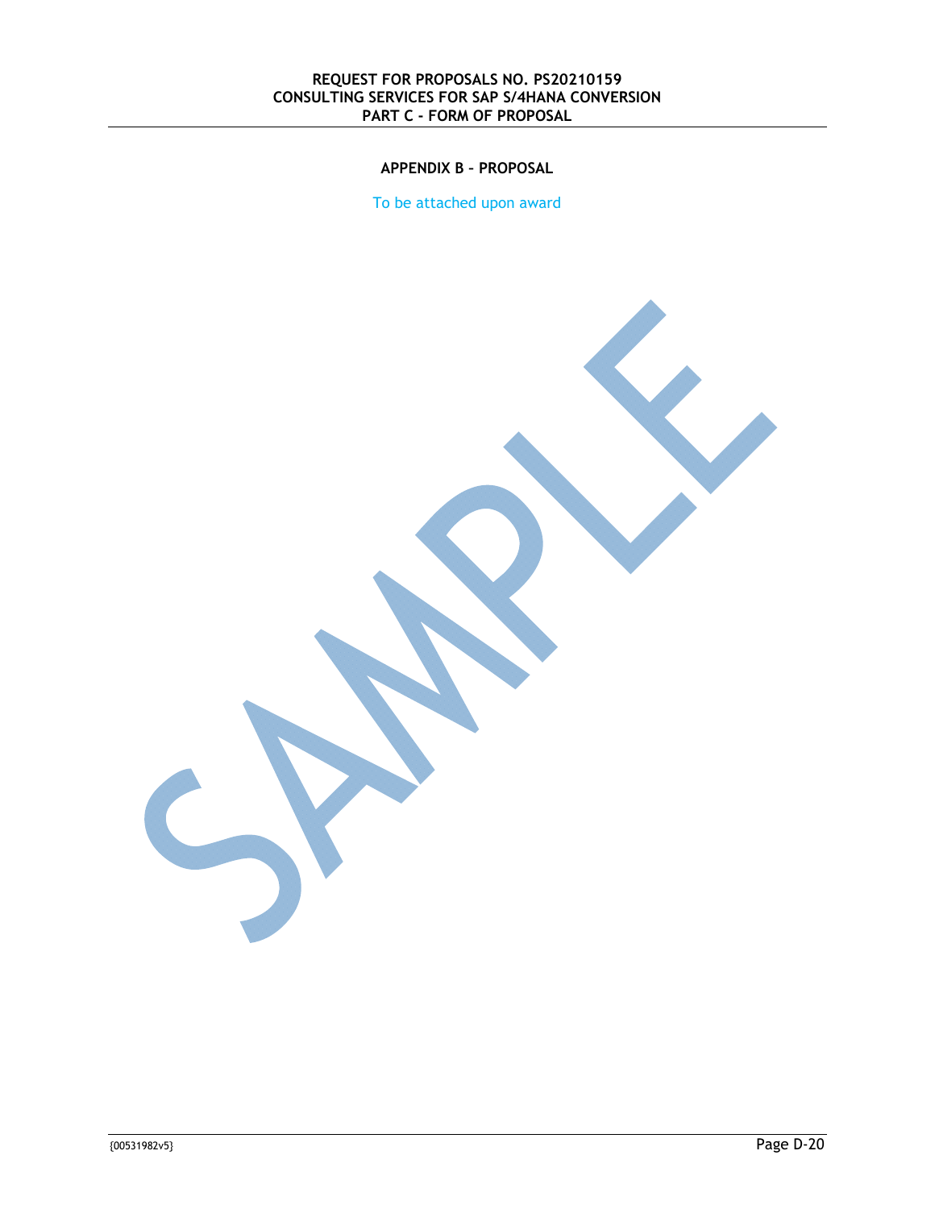## APPENDIX B – PROPOSAL

To be attached upon award

SAMPLE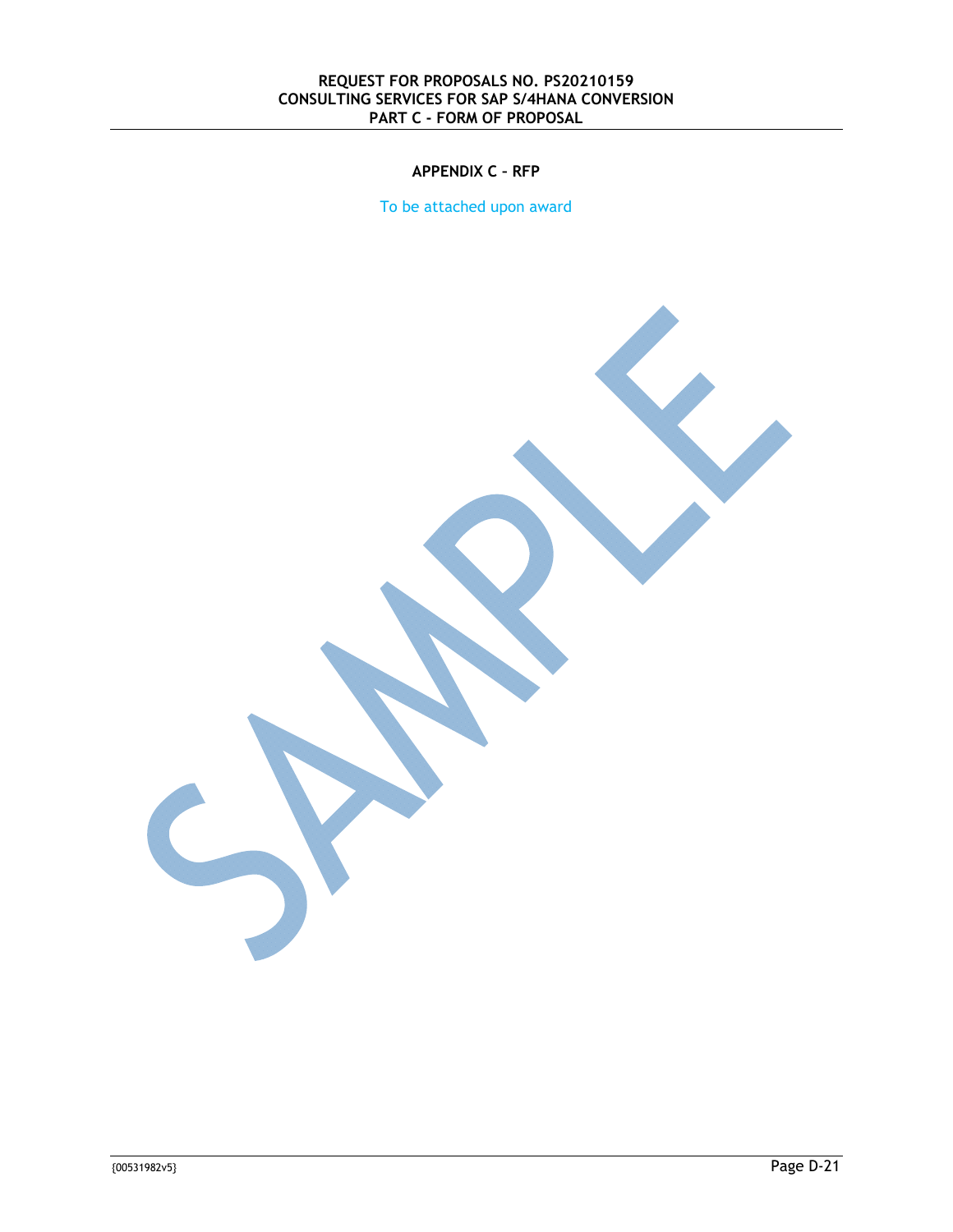## APPENDIX C – RFP

To be attached upon award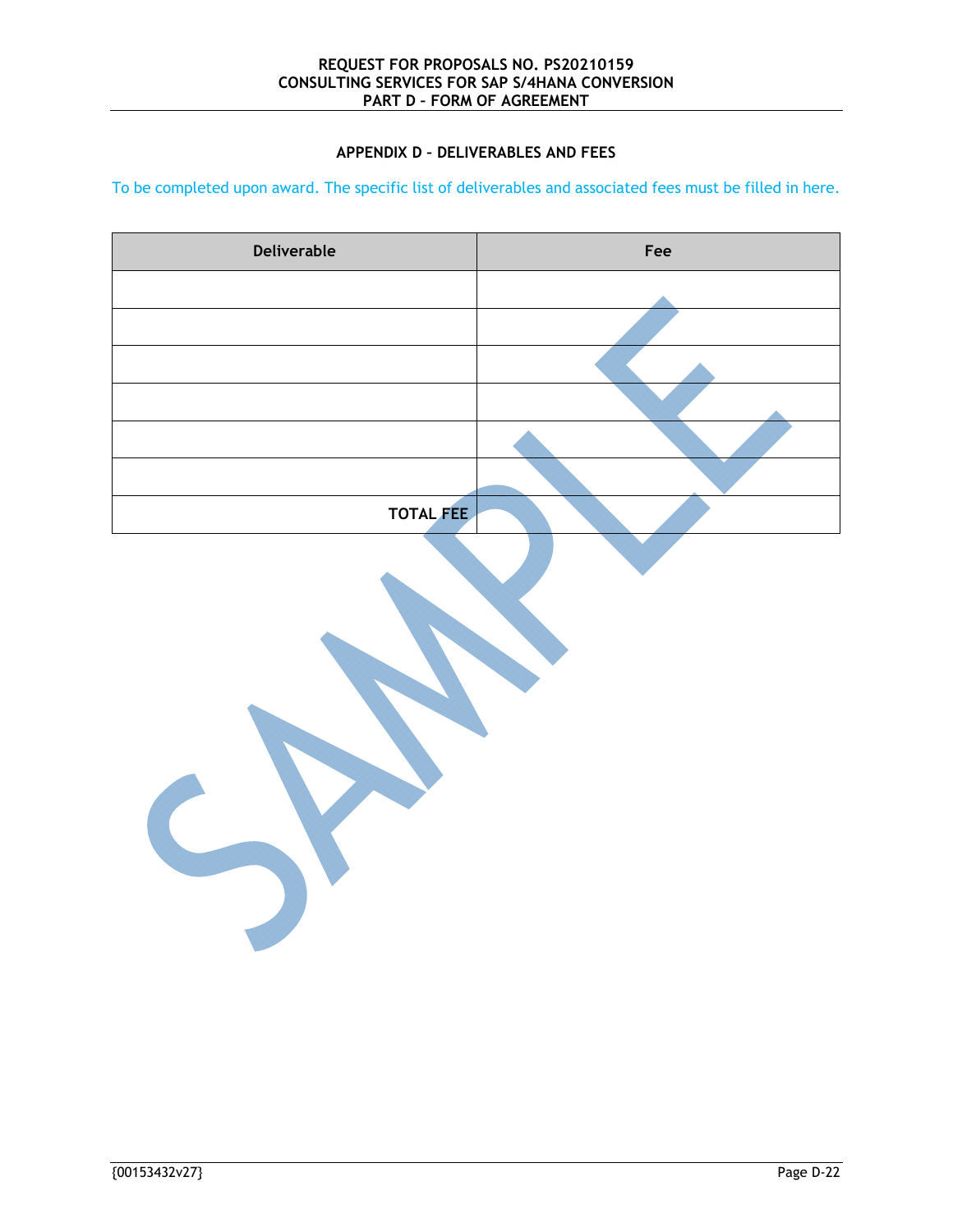### APPENDIX D – DELIVERABLES AND FEES

To be completed upon award. The specific list of deliverables and associated fees must be filled in here.

| Deliverable | Fee |
|---|---|
| | |
| | |
| | |
| | |
| | |
| | |
| **TOTAL FEE** | |